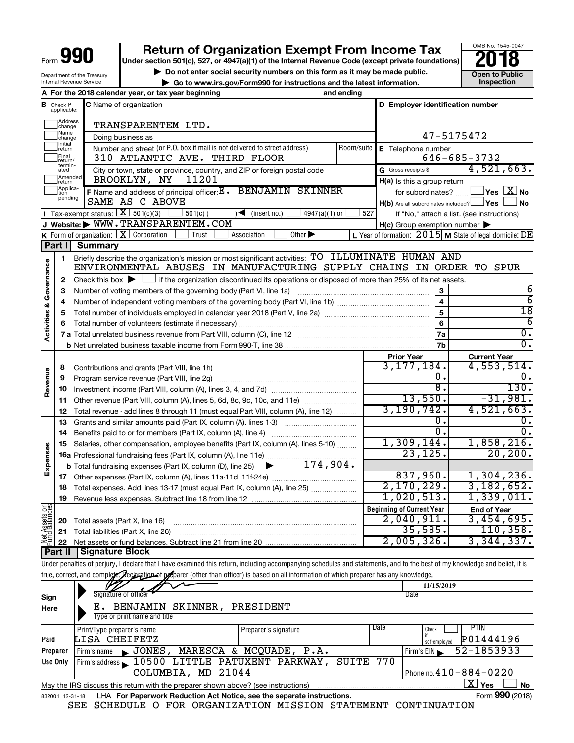Form **990**

# Return of Organization Exempt From Income Tax

**Under section 501(c), 527, or 4947(a)(1) of the Internal Revenue Code (except private foundations)**

▶ Do not enter social security numbers on this form as it may be made public.

▶ Go to www.irs.gov/Form990 for instructions and the latest information.

Department of the Treasury
Internal Revenue Service

OMB No. 1545-0047

**2018**

**Open to Public Inspection**

**A** For the 2018 calendar year, or tax year beginning and ending

**B** Check if applicable: Address change, Name change, Initial return, Final return/terminated, Amended return, Application pending

**C** Name of organization: TRANSPARENTEM LTD.

Doing business as

Number and street (or P.O. box if mail is not delivered to street address) Room/suite: 310 ATLANTIC AVE. THIRD FLOOR

City or town, state or province, country, and ZIP or foreign postal code: BROOKLYN, NY 11201

**D** Employer identification number: 47-5175472

**E** Telephone number: 646-685-3732

**G** Gross receipts $ 4,521,663.

**F** Name and address of principal officer: E. BENJAMIN SKINNER, SAME AS C ABOVE

**H(a)** Is this a group return for subordinates? ☐ Yes ☒ No

**H(b)** Are all subordinates included? ☐ Yes ☐ No — If "No," attach a list. (see instructions)

**I** Tax-exempt status: ☒ 501(c)(3) ☐ 501(c)( ) ◀ (insert no.) ☐ 4947(a)(1) or ☐ 527

**J** Website: ▶ WWW.TRANSPARENTEM.COM

**H(c)** Group exemption number ▶

**K** Form of organization: ☒ Corporation ☐ Trust ☐ Association ☐ Other ▶

**L** Year of formation: 2015 **M** State of legal domicile: DE

## Part I Summary

**Activities & Governance**

1. Briefly describe the organization's mission or most significant activities: TO ILLUMINATE HUMAN AND ENVIRONMENTAL ABUSES IN MANUFACTURING SUPPLY CHAINS IN ORDER TO SPUR
2. Check this box ▶ ☐ if the organization discontinued its operations or disposed of more than 25% of its net assets.

| Line | Description | No. | Value |
|---|---|---|---|
| 3 | Number of voting members of the governing body (Part VI, line 1a) | 3 | 6 |
| 4 | Number of independent voting members of the governing body (Part VI, line 1b) | 4 | 6 |
| 5 | Total number of individuals employed in calendar year 2018 (Part V, line 2a) | 5 | 18 |
| 6 | Total number of volunteers (estimate if necessary) | 6 | 6 |
| 7a | Total unrelated business revenue from Part VIII, column (C), line 12 | 7a | 0. |
| 7b | Net unrelated business taxable income from Form 990-T, line 38 | 7b | 0. |

| Line | Description | Prior Year | Current Year |
|---|---|---|---|
| **Revenue** | | | |
| 8 | Contributions and grants (Part VIII, line 1h) | 3,177,184. | 4,553,514. |
| 9 | Program service revenue (Part VIII, line 2g) | 0. | 0. |
| 10 | Investment income (Part VIII, column (A), lines 3, 4, and 7d) | 8. | 130. |
| 11 | Other revenue (Part VIII, column (A), lines 5, 6d, 8c, 9c, 10c, and 11e) | 13,550. | -31,981. |
| 12 | Total revenue - add lines 8 through 11 (must equal Part VIII, column (A), line 12) | 3,190,742. | 4,521,663. |
| **Expenses** | | | |
| 13 | Grants and similar amounts paid (Part IX, column (A), lines 1-3) | 0. | 0. |
| 14 | Benefits paid to or for members (Part IX, column (A), line 4) | 0. | 0. |
| 15 | Salaries, other compensation, employee benefits (Part IX, column (A), lines 5-10) | 1,309,144. | 1,858,216. |
| 16a | Professional fundraising fees (Part IX, column (A), line 11e) | 23,125. | 20,200. |
| b | Total fundraising expenses (Part IX, column (D), line 25) ▶ 174,904. | | |
| 17 | Other expenses (Part IX, column (A), lines 11a-11d, 11f-24e) | 837,960. | 1,304,236. |
| 18 | Total expenses. Add lines 13-17 (must equal Part IX, column (A), line 25) | 2,170,229. | 3,182,652. |
| 19 | Revenue less expenses. Subtract line 18 from line 12 | 1,020,513. | 1,339,011. |

| Line | Net Assets or Fund Balances | Beginning of Current Year | End of Year |
|---|---|---|---|
| 20 | Total assets (Part X, line 16) | 2,040,911. | 3,454,695. |
| 21 | Total liabilities (Part X, line 26) | 35,585. | 110,358. |
| 22 | Net assets or fund balances. Subtract line 21 from line 20 | 2,005,326. | 3,344,337. |

## Part II Signature Block

Under penalties of perjury, I declare that I have examined this return, including accompanying schedules and statements, and to the best of my knowledge and belief, it is true, correct, and complete. Declaration of preparer (other than officer) is based on all information of which preparer has any knowledge.

**Sign Here**

Signature of officer — Date: 11/15/2019

E. BENJAMIN SKINNER, PRESIDENT
Type or print name and title

**Paid Preparer Use Only**

| Print/Type preparer's name | Preparer's signature | Date | Check ☐ if self-employed | PTIN |
|---|---|---|---|---|
| LISA CHEIFETZ | | | | P01444196 |

Firm's name ▶ JONES, MARESCA & MCQUADE, P.A. — Firm's EIN ▶ 52-1853933

Firm's address ▶ 10500 LITTLE PATUXENT PARKWAY, SUITE 770, COLUMBIA, MD 21044 — Phone no. 410-884-0220

May the IRS discuss this return with the preparer shown above? (see instructions) ☒ Yes ☐ No

832001 12-31-18 LHA For Paperwork Reduction Act Notice, see the separate instructions. Form **990** (2018)

SEE SCHEDULE O FOR ORGANIZATION MISSION STATEMENT CONTINUATION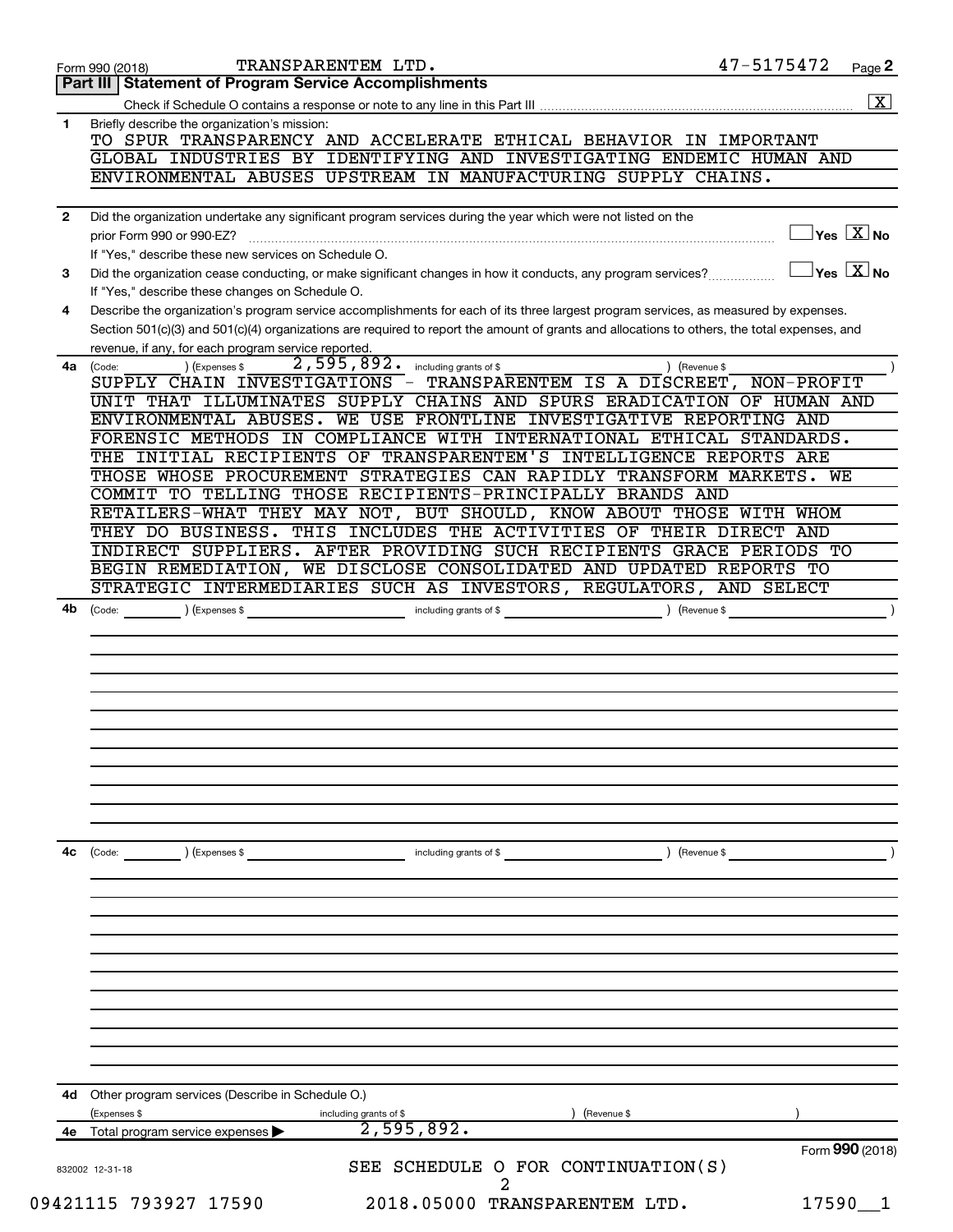Form 990 (2018) TRANSPARENTEM LTD. 47-5175472 Page 2

## Part III | Statement of Program Service Accomplishments

Check if Schedule O contains a response or note to any line in this Part III ..... [X]

**1** Briefly describe the organization's mission:

TO SPUR TRANSPARENCY AND ACCELERATE ETHICAL BEHAVIOR IN IMPORTANT GLOBAL INDUSTRIES BY IDENTIFYING AND INVESTIGATING ENDEMIC HUMAN AND ENVIRONMENTAL ABUSES UPSTREAM IN MANUFACTURING SUPPLY CHAINS.

**2** Did the organization undertake any significant program services during the year which were not listed on the prior Form 990 or 990-EZ? ..... [ ] Yes [X] No

If "Yes," describe these new services on Schedule O.

**3** Did the organization cease conducting, or make significant changes in how it conducts, any program services? ..... [ ] Yes [X] No

If "Yes," describe these changes on Schedule O.

**4** Describe the organization's program service accomplishments for each of its three largest program services, as measured by expenses. Section 501(c)(3) and 501(c)(4) organizations are required to report the amount of grants and allocations to others, the total expenses, and revenue, if any, for each program service reported.

**4a** (Code: ) (Expenses $ 2,595,892. including grants of $ ) (Revenue $ )

SUPPLY CHAIN INVESTIGATIONS - TRANSPARENTEM IS A DISCREET, NON-PROFIT UNIT THAT ILLUMINATES SUPPLY CHAINS AND SPURS ERADICATION OF HUMAN AND ENVIRONMENTAL ABUSES. WE USE FRONTLINE INVESTIGATIVE REPORTING AND FORENSIC METHODS IN COMPLIANCE WITH INTERNATIONAL ETHICAL STANDARDS. THE INITIAL RECIPIENTS OF TRANSPARENTEM'S INTELLIGENCE REPORTS ARE THOSE WHOSE PROCUREMENT STRATEGIES CAN RAPIDLY TRANSFORM MARKETS. WE COMMIT TO TELLING THOSE RECIPIENTS-PRINCIPALLY BRANDS AND RETAILERS-WHAT THEY MAY NOT, BUT SHOULD, KNOW ABOUT THOSE WITH WHOM THEY DO BUSINESS. THIS INCLUDES THE ACTIVITIES OF THEIR DIRECT AND INDIRECT SUPPLIERS. AFTER PROVIDING SUCH RECIPIENTS GRACE PERIODS TO BEGIN REMEDIATION, WE DISCLOSE CONSOLIDATED AND UPDATED REPORTS TO STRATEGIC INTERMEDIARIES SUCH AS INVESTORS, REGULATORS, AND SELECT

**4b** (Code: ) (Expenses $ including grants of $ ) (Revenue $ )

**4c** (Code: ) (Expenses $ including grants of $ ) (Revenue $ )

**4d** Other program services (Describe in Schedule O.)

(Expenses $ including grants of $ ) (Revenue $ )

**4e** Total program service expenses ▶ 2,595,892.

Form **990** (2018)

SEE SCHEDULE O FOR CONTINUATION(S)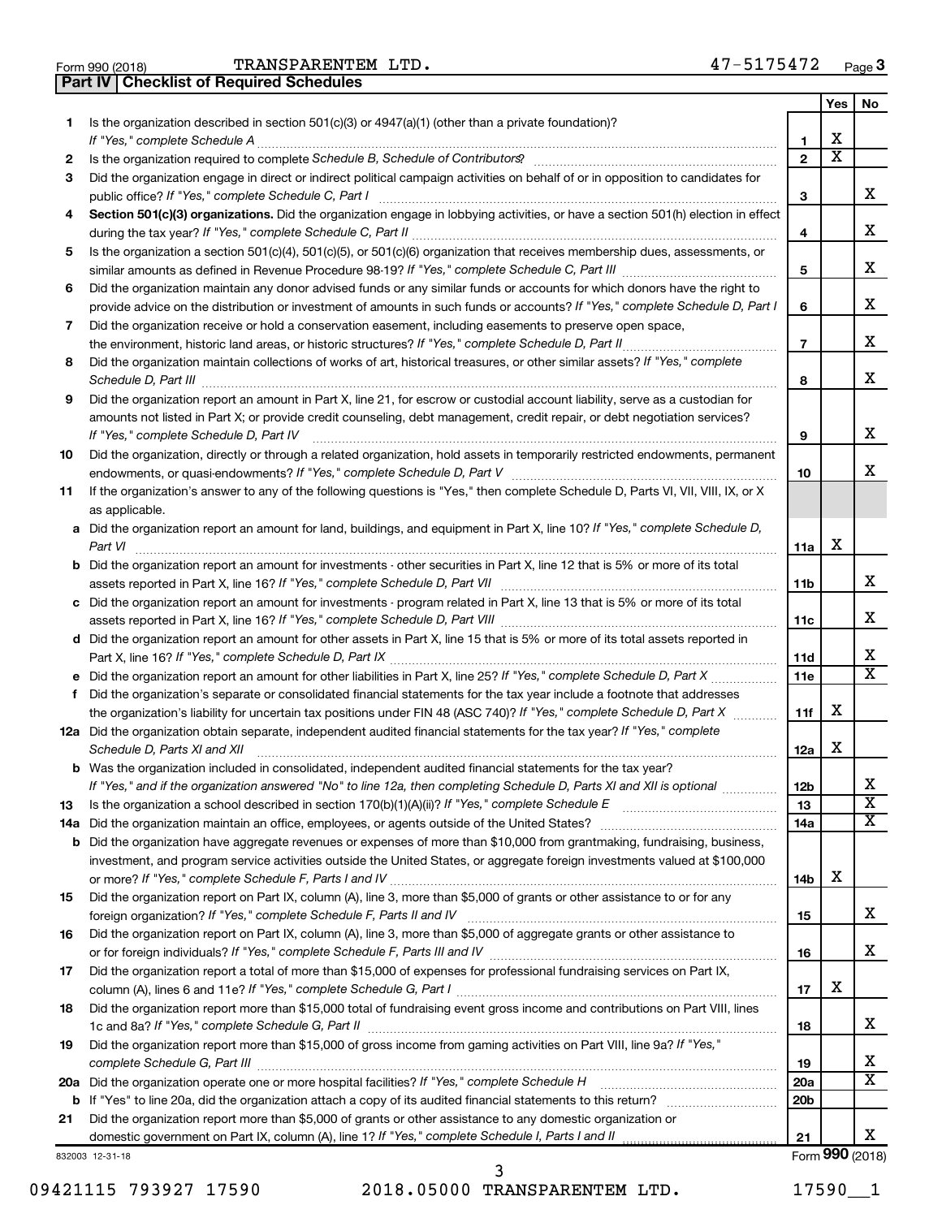Form 990 (2018) TRANSPARENTEM LTD. 47-5175472 Page 3

## Part IV Checklist of Required Schedules

| | | | Yes | No |
|---|---|---|---|---|
| 1 | Is the organization described in section 501(c)(3) or 4947(a)(1) (other than a private foundation)? *If "Yes," complete Schedule A* | 1 | X | |
| 2 | Is the organization required to complete *Schedule B, Schedule of Contributors*? | 2 | X | |
| 3 | Did the organization engage in direct or indirect political campaign activities on behalf of or in opposition to candidates for public office? *If "Yes," complete Schedule C, Part I* | 3 | | X |
| 4 | **Section 501(c)(3) organizations.** Did the organization engage in lobbying activities, or have a section 501(h) election in effect during the tax year? *If "Yes," complete Schedule C, Part II* | 4 | | X |
| 5 | Is the organization a section 501(c)(4), 501(c)(5), or 501(c)(6) organization that receives membership dues, assessments, or similar amounts as defined in Revenue Procedure 98-19? *If "Yes," complete Schedule C, Part III* | 5 | | X |
| 6 | Did the organization maintain any donor advised funds or any similar funds or accounts for which donors have the right to provide advice on the distribution or investment of amounts in such funds or accounts? *If "Yes," complete Schedule D, Part I* | 6 | | X |
| 7 | Did the organization receive or hold a conservation easement, including easements to preserve open space, the environment, historic land areas, or historic structures? *If "Yes," complete Schedule D, Part II* | 7 | | X |
| 8 | Did the organization maintain collections of works of art, historical treasures, or other similar assets? *If "Yes," complete Schedule D, Part III* | 8 | | X |
| 9 | Did the organization report an amount in Part X, line 21, for escrow or custodial account liability, serve as a custodian for amounts not listed in Part X; or provide credit counseling, debt management, credit repair, or debt negotiation services? *If "Yes," complete Schedule D, Part IV* | 9 | | X |
| 10 | Did the organization, directly or through a related organization, hold assets in temporarily restricted endowments, permanent endowments, or quasi-endowments? *If "Yes," complete Schedule D, Part V* | 10 | | X |
| 11 | If the organization's answer to any of the following questions is "Yes," then complete Schedule D, Parts VI, VII, VIII, IX, or X as applicable. | | | |
| a | Did the organization report an amount for land, buildings, and equipment in Part X, line 10? *If "Yes," complete Schedule D, Part VI* | 11a | X | |
| b | Did the organization report an amount for investments - other securities in Part X, line 12 that is 5% or more of its total assets reported in Part X, line 16? *If "Yes," complete Schedule D, Part VII* | 11b | | X |
| c | Did the organization report an amount for investments - program related in Part X, line 13 that is 5% or more of its total assets reported in Part X, line 16? *If "Yes," complete Schedule D, Part VIII* | 11c | | X |
| d | Did the organization report an amount for other assets in Part X, line 15 that is 5% or more of its total assets reported in Part X, line 16? *If "Yes," complete Schedule D, Part IX* | 11d | | X |
| e | Did the organization report an amount for other liabilities in Part X, line 25? *If "Yes," complete Schedule D, Part X* | 11e | | X |
| f | Did the organization's separate or consolidated financial statements for the tax year include a footnote that addresses the organization's liability for uncertain tax positions under FIN 48 (ASC 740)? *If "Yes," complete Schedule D, Part X* | 11f | X | |
| 12a | Did the organization obtain separate, independent audited financial statements for the tax year? *If "Yes," complete Schedule D, Parts XI and XII* | 12a | X | |
| b | Was the organization included in consolidated, independent audited financial statements for the tax year? *If "Yes," and if the organization answered "No" to line 12a, then completing Schedule D, Parts XI and XII is optional* | 12b | | X |
| 13 | Is the organization a school described in section 170(b)(1)(A)(ii)? *If "Yes," complete Schedule E* | 13 | | X |
| 14a | Did the organization maintain an office, employees, or agents outside of the United States? | 14a | | X |
| b | Did the organization have aggregate revenues or expenses of more than $10,000 from grantmaking, fundraising, business, investment, and program service activities outside the United States, or aggregate foreign investments valued at $100,000 or more? *If "Yes," complete Schedule F, Parts I and IV* | 14b | X | |
| 15 | Did the organization report on Part IX, column (A), line 3, more than $5,000 of grants or other assistance to or for any foreign organization? *If "Yes," complete Schedule F, Parts II and IV* | 15 | | X |
| 16 | Did the organization report on Part IX, column (A), line 3, more than $5,000 of aggregate grants or other assistance to or for foreign individuals? *If "Yes," complete Schedule F, Parts III and IV* | 16 | | X |
| 17 | Did the organization report a total of more than $15,000 of expenses for professional fundraising services on Part IX, column (A), lines 6 and 11e? *If "Yes," complete Schedule G, Part I* | 17 | X | |
| 18 | Did the organization report more than $15,000 total of fundraising event gross income and contributions on Part VIII, lines 1c and 8a? *If "Yes," complete Schedule G, Part II* | 18 | | X |
| 19 | Did the organization report more than $15,000 of gross income from gaming activities on Part VIII, line 9a? *If "Yes," complete Schedule G, Part III* | 19 | | X |
| 20a | Did the organization operate one or more hospital facilities? *If "Yes," complete Schedule H* | 20a | | X |
| b | If "Yes" to line 20a, did the organization attach a copy of its audited financial statements to this return? | 20b | | |
| 21 | Did the organization report more than $5,000 of grants or other assistance to any domestic organization or domestic government on Part IX, column (A), line 1? *If "Yes," complete Schedule I, Parts I and II* | 21 | | X |

832003 12-31-18 Form **990** (2018)

09421115 793927 17590 2018.05000 TRANSPARENTEM LTD. 17590__1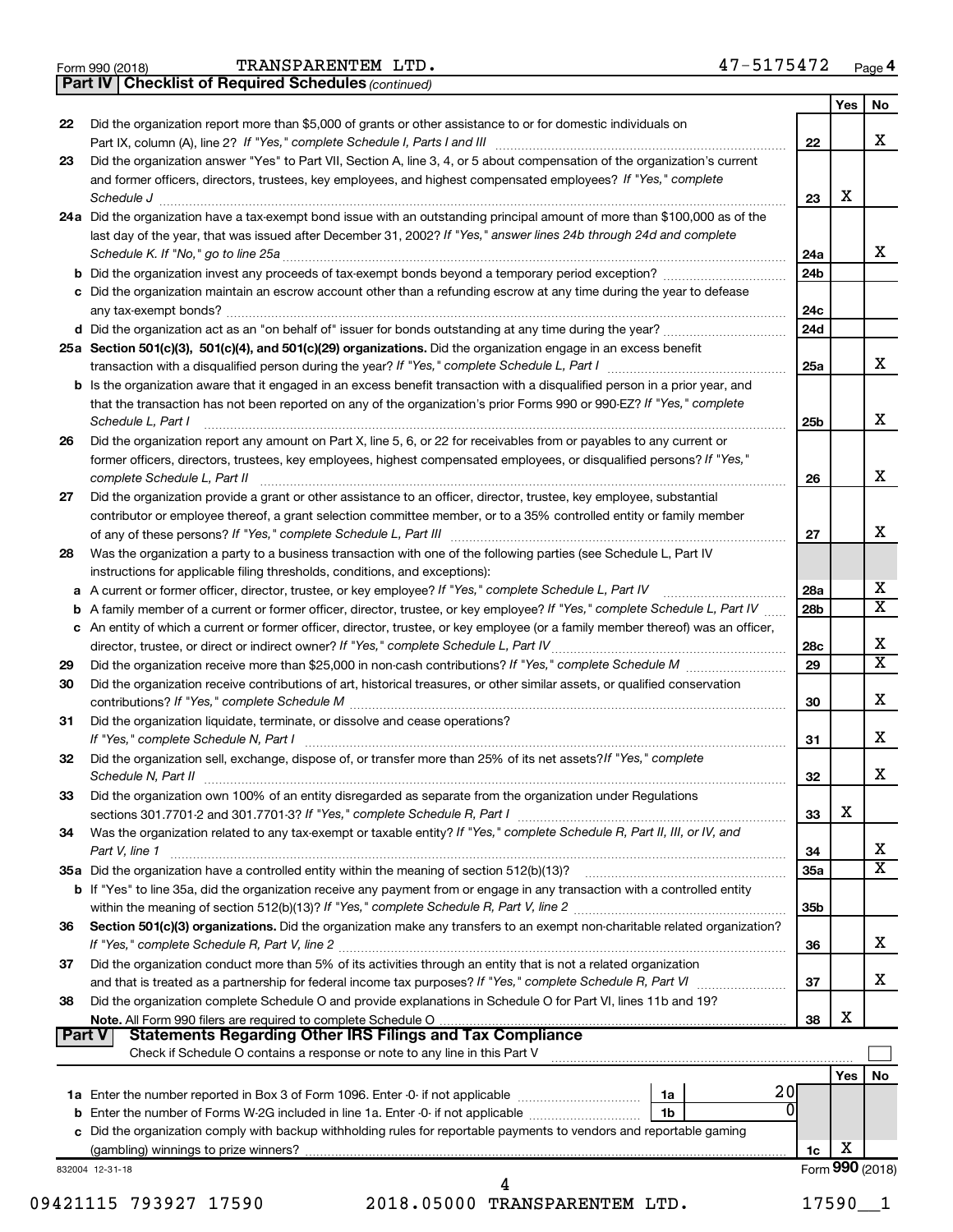Form 990 (2018) TRANSPARENTEM LTD. 47-5175472 Page 4

**Part IV | Checklist of Required Schedules** *(continued)*

| | | | Yes | No |
|---|---|---|---|---|
| 22 | Did the organization report more than $5,000 of grants or other assistance to or for domestic individuals on Part IX, column (A), line 2? *If "Yes," complete Schedule I, Parts I and III* | 22 | | X |
| 23 | Did the organization answer "Yes" to Part VII, Section A, line 3, 4, or 5 about compensation of the organization's current and former officers, directors, trustees, key employees, and highest compensated employees? *If "Yes," complete Schedule J* | 23 | X | |
| 24a | Did the organization have a tax-exempt bond issue with an outstanding principal amount of more than $100,000 as of the last day of the year, that was issued after December 31, 2002? *If "Yes," answer lines 24b through 24d and complete Schedule K. If "No," go to line 25a* | 24a | | X |
| b | Did the organization invest any proceeds of tax-exempt bonds beyond a temporary period exception? | 24b | | |
| c | Did the organization maintain an escrow account other than a refunding escrow at any time during the year to defease any tax-exempt bonds? | 24c | | |
| d | Did the organization act as an "on behalf of" issuer for bonds outstanding at any time during the year? | 24d | | |
| 25a | **Section 501(c)(3), 501(c)(4), and 501(c)(29) organizations.** Did the organization engage in an excess benefit transaction with a disqualified person during the year? *If "Yes," complete Schedule L, Part I* | 25a | | X |
| b | Is the organization aware that it engaged in an excess benefit transaction with a disqualified person in a prior year, and that the transaction has not been reported on any of the organization's prior Forms 990 or 990-EZ? *If "Yes," complete Schedule L, Part I* | 25b | | X |
| 26 | Did the organization report any amount on Part X, line 5, 6, or 22 for receivables from or payables to any current or former officers, directors, trustees, key employees, highest compensated employees, or disqualified persons? *If "Yes," complete Schedule L, Part II* | 26 | | X |
| 27 | Did the organization provide a grant or other assistance to an officer, director, trustee, key employee, substantial contributor or employee thereof, a grant selection committee member, or to a 35% controlled entity or family member of any of these persons? *If "Yes," complete Schedule L, Part III* | 27 | | X |
| 28 | Was the organization a party to a business transaction with one of the following parties (see Schedule L, Part IV instructions for applicable filing thresholds, conditions, and exceptions): | | | |
| a | A current or former officer, director, trustee, or key employee? *If "Yes," complete Schedule L, Part IV* | 28a | | X |
| b | A family member of a current or former officer, director, trustee, or key employee? *If "Yes," complete Schedule L, Part IV* | 28b | | X |
| c | An entity of which a current or former officer, director, trustee, or key employee (or a family member thereof) was an officer, director, trustee, or direct or indirect owner? *If "Yes," complete Schedule L, Part IV* | 28c | | X |
| 29 | Did the organization receive more than $25,000 in non-cash contributions? *If "Yes," complete Schedule M* | 29 | | X |
| 30 | Did the organization receive contributions of art, historical treasures, or other similar assets, or qualified conservation contributions? *If "Yes," complete Schedule M* | 30 | | X |
| 31 | Did the organization liquidate, terminate, or dissolve and cease operations? *If "Yes," complete Schedule N, Part I* | 31 | | X |
| 32 | Did the organization sell, exchange, dispose of, or transfer more than 25% of its net assets? *If "Yes," complete Schedule N, Part II* | 32 | | X |
| 33 | Did the organization own 100% of an entity disregarded as separate from the organization under Regulations sections 301.7701-2 and 301.7701-3? *If "Yes," complete Schedule R, Part I* | 33 | X | |
| 34 | Was the organization related to any tax-exempt or taxable entity? *If "Yes," complete Schedule R, Part II, III, or IV, and Part V, line 1* | 34 | | X |
| 35a | Did the organization have a controlled entity within the meaning of section 512(b)(13)? | 35a | | X |
| b | If "Yes" to line 35a, did the organization receive any payment from or engage in any transaction with a controlled entity within the meaning of section 512(b)(13)? *If "Yes," complete Schedule R, Part V, line 2* | 35b | | |
| 36 | **Section 501(c)(3) organizations.** Did the organization make any transfers to an exempt non-charitable related organization? *If "Yes," complete Schedule R, Part V, line 2* | 36 | | X |
| 37 | Did the organization conduct more than 5% of its activities through an entity that is not a related organization and that is treated as a partnership for federal income tax purposes? *If "Yes," complete Schedule R, Part VI* | 37 | | X |
| 38 | Did the organization complete Schedule O and provide explanations in Schedule O for Part VI, lines 11b and 19? **Note.** All Form 990 filers are required to complete Schedule O | 38 | X | |

**Part V | Statements Regarding Other IRS Filings and Tax Compliance**

Check if Schedule O contains a response or note to any line in this Part V ☐

| | | | | | Yes | No |
|---|---|---|---|---|---|---|
| 1a | Enter the number reported in Box 3 of Form 1096. Enter -0- if not applicable | 1a | 20 | | | |
| b | Enter the number of Forms W-2G included in line 1a. Enter -0- if not applicable | 1b | 0 | | | |
| c | Did the organization comply with backup withholding rules for reportable payments to vendors and reportable gaming (gambling) winnings to prize winners? | | | 1c | X | |

832004 12-31-18 Form **990** (2018)

09421115 793927 17590 2018.05000 TRANSPARENTEM LTD. 17590__1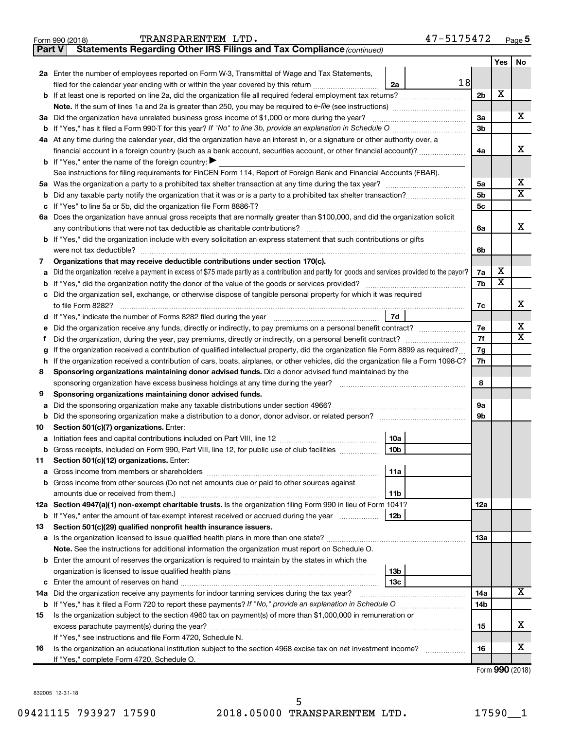Form 990 (2018) TRANSPARENTEM LTD. 47-5175472 Page 5

## Part V Statements Regarding Other IRS Filings and Tax Compliance *(continued)*

| | | | | | Yes | No |
|---|---|---|---|---|---|---|
| **2a** | Enter the number of employees reported on Form W-3, Transmittal of Wage and Tax Statements, filed for the calendar year ending with or within the year covered by this return | 2a | 18 | | | |
| **b** | If at least one is reported on line 2a, did the organization file all required federal employment tax returns? | | | 2b | X | |
| | **Note.** If the sum of lines 1a and 2a is greater than 250, you may be required to *e-file* (see instructions) | | | | | |
| **3a** | Did the organization have unrelated business gross income of $1,000 or more during the year? | | | 3a | | X |
| **b** | If "Yes," has it filed a Form 990-T for this year? *If "No" to line 3b, provide an explanation in Schedule O* | | | 3b | | |
| **4a** | At any time during the calendar year, did the organization have an interest in, or a signature or other authority over, a financial account in a foreign country (such as a bank account, securities account, or other financial account)? | | | 4a | | X |
| **b** | If "Yes," enter the name of the foreign country: ▶ | | | | | |
| | See instructions for filing requirements for FinCEN Form 114, Report of Foreign Bank and Financial Accounts (FBAR). | | | | | |
| **5a** | Was the organization a party to a prohibited tax shelter transaction at any time during the tax year? | | | 5a | | X |
| **b** | Did any taxable party notify the organization that it was or is a party to a prohibited tax shelter transaction? | | | 5b | | X |
| **c** | If "Yes" to line 5a or 5b, did the organization file Form 8886-T? | | | 5c | | |
| **6a** | Does the organization have annual gross receipts that are normally greater than $100,000, and did the organization solicit any contributions that were not tax deductible as charitable contributions? | | | 6a | | X |
| **b** | If "Yes," did the organization include with every solicitation an express statement that such contributions or gifts were not tax deductible? | | | 6b | | |
| **7** | **Organizations that may receive deductible contributions under section 170(c).** | | | | | |
| **a** | Did the organization receive a payment in excess of $75 made partly as a contribution and partly for goods and services provided to the payor? | | | 7a | X | |
| **b** | If "Yes," did the organization notify the donor of the value of the goods or services provided? | | | 7b | X | |
| **c** | Did the organization sell, exchange, or otherwise dispose of tangible personal property for which it was required to file Form 8282? | | | 7c | | X |
| **d** | If "Yes," indicate the number of Forms 8282 filed during the year | 7d | | | | |
| **e** | Did the organization receive any funds, directly or indirectly, to pay premiums on a personal benefit contract? | | | 7e | | X |
| **f** | Did the organization, during the year, pay premiums, directly or indirectly, on a personal benefit contract? | | | 7f | | X |
| **g** | If the organization received a contribution of qualified intellectual property, did the organization file Form 8899 as required? | | | 7g | | |
| **h** | If the organization received a contribution of cars, boats, airplanes, or other vehicles, did the organization file a Form 1098-C? | | | 7h | | |
| **8** | **Sponsoring organizations maintaining donor advised funds.** Did a donor advised fund maintained by the sponsoring organization have excess business holdings at any time during the year? | | | 8 | | |
| **9** | **Sponsoring organizations maintaining donor advised funds.** | | | | | |
| **a** | Did the sponsoring organization make any taxable distributions under section 4966? | | | 9a | | |
| **b** | Did the sponsoring organization make a distribution to a donor, donor advisor, or related person? | | | 9b | | |
| **10** | **Section 501(c)(7) organizations.** Enter: | | | | | |
| **a** | Initiation fees and capital contributions included on Part VIII, line 12 | 10a | | | | |
| **b** | Gross receipts, included on Form 990, Part VIII, line 12, for public use of club facilities | 10b | | | | |
| **11** | **Section 501(c)(12) organizations.** Enter: | | | | | |
| **a** | Gross income from members or shareholders | 11a | | | | |
| **b** | Gross income from other sources (Do not net amounts due or paid to other sources against amounts due or received from them.) | 11b | | | | |
| **12a** | **Section 4947(a)(1) non-exempt charitable trusts.** Is the organization filing Form 990 in lieu of Form 1041? | | | 12a | | |
| **b** | If "Yes," enter the amount of tax-exempt interest received or accrued during the year | 12b | | | | |
| **13** | **Section 501(c)(29) qualified nonprofit health insurance issuers.** | | | | | |
| **a** | Is the organization licensed to issue qualified health plans in more than one state? | | | 13a | | |
| | **Note.** See the instructions for additional information the organization must report on Schedule O. | | | | | |
| **b** | Enter the amount of reserves the organization is required to maintain by the states in which the organization is licensed to issue qualified health plans | 13b | | | | |
| **c** | Enter the amount of reserves on hand | 13c | | | | |
| **14a** | Did the organization receive any payments for indoor tanning services during the tax year? | | | 14a | | X |
| **b** | If "Yes," has it filed a Form 720 to report these payments? *If "No," provide an explanation in Schedule O* | | | 14b | | |
| **15** | Is the organization subject to the section 4960 tax on payment(s) of more than $1,000,000 in remuneration or excess parachute payment(s) during the year? | | | 15 | | X |
| | If "Yes," see instructions and file Form 4720, Schedule N. | | | | | |
| **16** | Is the organization an educational institution subject to the section 4968 excise tax on net investment income? | | | 16 | | X |
| | If "Yes," complete Form 4720, Schedule O. | | | | | |

Form **990** (2018)

832005 12-31-18

09421115 793927 17590 2018.05000 TRANSPARENTEM LTD. 17590__1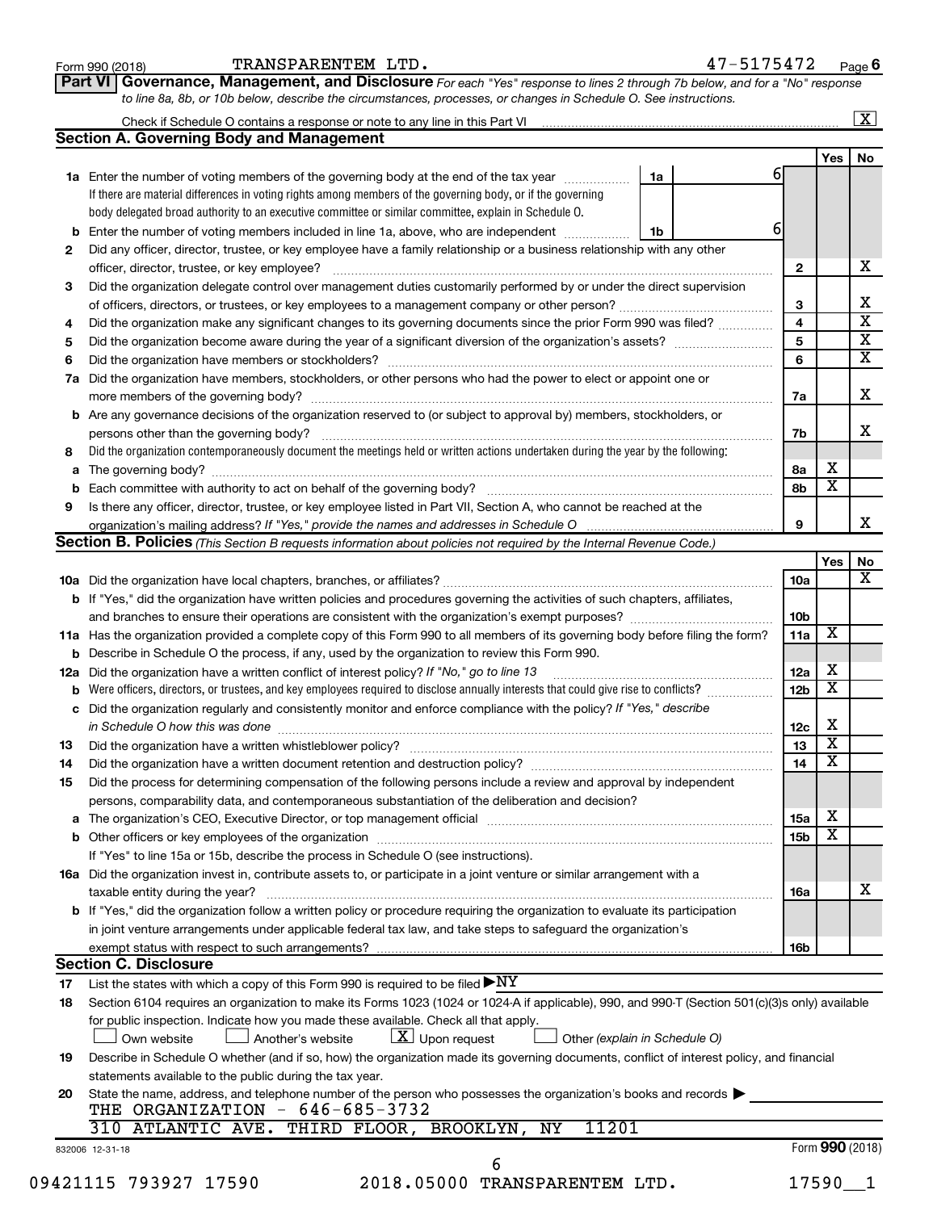Form 990 (2018) TRANSPARENTEM LTD. 47-5175472 Page 6

**Part VI Governance, Management, and Disclosure** *For each "Yes" response to lines 2 through 7b below, and for a "No" response to line 8a, 8b, or 10b below, describe the circumstances, processes, or changes in Schedule O. See instructions.*

Check if Schedule O contains a response or note to any line in this Part VI .......... [X]

## Section A. Governing Body and Management

| | | | | Yes | No |
|---|---|---|---|---|---|
| **1a** | Enter the number of voting members of the governing body at the end of the tax year ..... **1a** 6 If there are material differences in voting rights among members of the governing body, or if the governing body delegated broad authority to an executive committee or similar committee, explain in Schedule O. | | | | |
| **b** | Enter the number of voting members included in line 1a, above, who are independent ..... **1b** 6 | | | | |
| **2** | Did any officer, director, trustee, or key employee have a family relationship or a business relationship with any other officer, director, trustee, or key employee? | **2** | | | X |
| **3** | Did the organization delegate control over management duties customarily performed by or under the direct supervision of officers, directors, or trustees, or key employees to a management company or other person? | **3** | | | X |
| **4** | Did the organization make any significant changes to its governing documents since the prior Form 990 was filed? | **4** | | | X |
| **5** | Did the organization become aware during the year of a significant diversion of the organization's assets? | **5** | | | X |
| **6** | Did the organization have members or stockholders? | **6** | | | X |
| **7a** | Did the organization have members, stockholders, or other persons who had the power to elect or appoint one or more members of the governing body? | **7a** | | | X |
| **b** | Are any governance decisions of the organization reserved to (or subject to approval by) members, stockholders, or persons other than the governing body? | **7b** | | | X |
| **8** | Did the organization contemporaneously document the meetings held or written actions undertaken during the year by the following: | | | | |
| **a** | The governing body? | **8a** | | X | |
| **b** | Each committee with authority to act on behalf of the governing body? | **8b** | | X | |
| **9** | Is there any officer, director, trustee, or key employee listed in Part VII, Section A, who cannot be reached at the organization's mailing address? *If "Yes," provide the names and addresses in Schedule O* | **9** | | | X |

## Section B. Policies *(This Section B requests information about policies not required by the Internal Revenue Code.)*

| | | | Yes | No |
|---|---|---|---|---|
| **10a** | Did the organization have local chapters, branches, or affiliates? | **10a** | | X |
| **b** | If "Yes," did the organization have written policies and procedures governing the activities of such chapters, affiliates, and branches to ensure their operations are consistent with the organization's exempt purposes? | **10b** | | |
| **11a** | Has the organization provided a complete copy of this Form 990 to all members of its governing body before filing the form? | **11a** | X | |
| **b** | Describe in Schedule O the process, if any, used by the organization to review this Form 990. | | | |
| **12a** | Did the organization have a written conflict of interest policy? *If "No," go to line 13* | **12a** | X | |
| **b** | Were officers, directors, or trustees, and key employees required to disclose annually interests that could give rise to conflicts? | **12b** | X | |
| **c** | Did the organization regularly and consistently monitor and enforce compliance with the policy? *If "Yes," describe in Schedule O how this was done* | **12c** | X | |
| **13** | Did the organization have a written whistleblower policy? | **13** | X | |
| **14** | Did the organization have a written document retention and destruction policy? | **14** | X | |
| **15** | Did the process for determining compensation of the following persons include a review and approval by independent persons, comparability data, and contemporaneous substantiation of the deliberation and decision? | | | |
| **a** | The organization's CEO, Executive Director, or top management official | **15a** | X | |
| **b** | Other officers or key employees of the organization | **15b** | X | |
| | If "Yes" to line 15a or 15b, describe the process in Schedule O (see instructions). | | | |
| **16a** | Did the organization invest in, contribute assets to, or participate in a joint venture or similar arrangement with a taxable entity during the year? | **16a** | | X |
| **b** | If "Yes," did the organization follow a written policy or procedure requiring the organization to evaluate its participation in joint venture arrangements under applicable federal tax law, and take steps to safeguard the organization's exempt status with respect to such arrangements? | **16b** | | |

## Section C. Disclosure

**17** List the states with which a copy of this Form 990 is required to be filed ▶ NY

**18** Section 6104 requires an organization to make its Forms 1023 (1024 or 1024-A if applicable), 990, and 990-T (Section 501(c)(3)s only) available for public inspection. Indicate how you made these available. Check all that apply.

[ ] Own website [ ] Another's website [X] Upon request [ ] Other *(explain in Schedule O)*

**19** Describe in Schedule O whether (and if so, how) the organization made its governing documents, conflict of interest policy, and financial statements available to the public during the tax year.

**20** State the name, address, and telephone number of the person who possesses the organization's books and records ▶

THE ORGANIZATION - 646-685-3732
310 ATLANTIC AVE. THIRD FLOOR, BROOKLYN, NY 11201

832006 12-31-18 Form **990** (2018)

09421115 793927 17590 2018.05000 TRANSPARENTEM LTD. 17590__1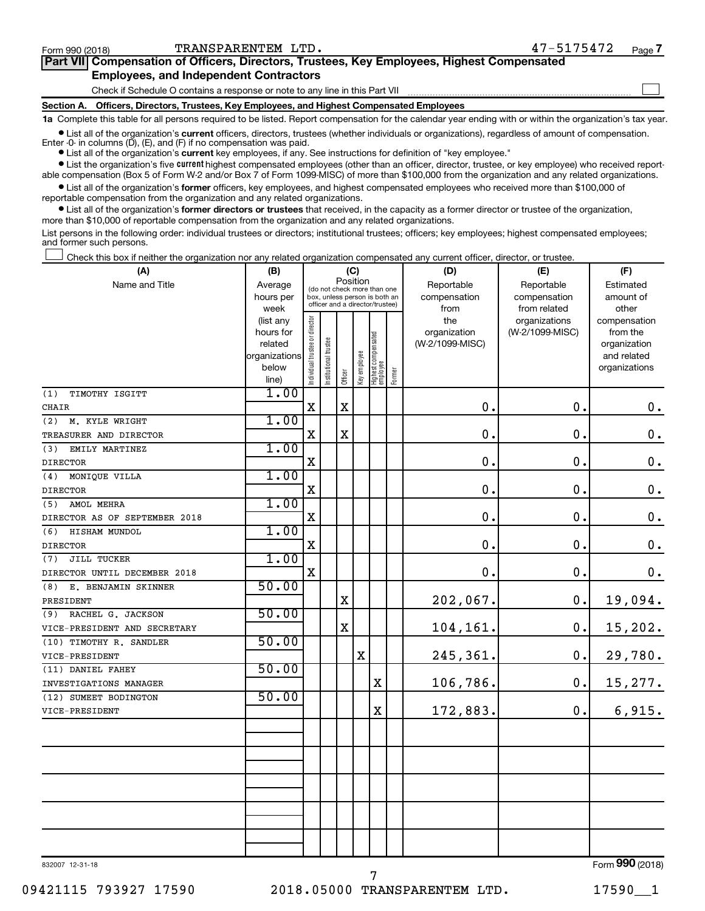Form 990 (2018) TRANSPARENTEM LTD. 47-5175472

## Part VII Compensation of Officers, Directors, Trustees, Key Employees, Highest Compensated Employees, and Independent Contractors

Check if Schedule O contains a response or note to any line in this Part VII ☐

### Section A. Officers, Directors, Trustees, Key Employees, and Highest Compensated Employees

**1a** Complete this table for all persons required to be listed. Report compensation for the calendar year ending with or within the organization's tax year.

- List all of the organization's **current** officers, directors, trustees (whether individuals or organizations), regardless of amount of compensation. Enter -0- in columns (D), (E), and (F) if no compensation was paid.
- List all of the organization's **current** key employees, if any. See instructions for definition of "key employee."
- List the organization's five **current** highest compensated employees (other than an officer, director, trustee, or key employee) who received reportable compensation (Box 5 of Form W-2 and/or Box 7 of Form 1099-MISC) of more than $100,000 from the organization and any related organizations.
- List all of the organization's **former** officers, key employees, and highest compensated employees who received more than $100,000 of reportable compensation from the organization and any related organizations.
- List all of the organization's **former directors or trustees** that received, in the capacity as a former director or trustee of the organization, more than $10,000 of reportable compensation from the organization and any related organizations.

List persons in the following order: individual trustees or directors; institutional trustees; officers; key employees; highest compensated employees; and former such persons.

☐ Check this box if neither the organization nor any related organization compensated any current officer, director, or trustee.

| (A) Name and Title | (B) Average hours per week (list any hours for related organizations below line) | (C) Position (do not check more than one box, unless person is both an officer and a director/trustee): Individual trustee or director | Institutional trustee | Officer | Key employee | Highest compensated employee | Former | (D) Reportable compensation from the organization (W-2/1099-MISC) | (E) Reportable compensation from related organizations (W-2/1099-MISC) | (F) Estimated amount of other compensation from the organization and related organizations |
|---|---|---|---|---|---|---|---|---|---|---|
| (1) TIMOTHY ISGITT<br>CHAIR | 1.00 | X | | X | | | | 0. | 0. | 0. |
| (2) M. KYLE WRIGHT<br>TREASURER AND DIRECTOR | 1.00 | X | | X | | | | 0. | 0. | 0. |
| (3) EMILY MARTINEZ<br>DIRECTOR | 1.00 | X | | | | | | 0. | 0. | 0. |
| (4) MONIQUE VILLA<br>DIRECTOR | 1.00 | X | | | | | | 0. | 0. | 0. |
| (5) AMOL MEHRA<br>DIRECTOR AS OF SEPTEMBER 2018 | 1.00 | X | | | | | | 0. | 0. | 0. |
| (6) HISHAM MUNDOL<br>DIRECTOR | 1.00 | X | | | | | | 0. | 0. | 0. |
| (7) JILL TUCKER<br>DIRECTOR UNTIL DECEMBER 2018 | 1.00 | X | | | | | | 0. | 0. | 0. |
| (8) E. BENJAMIN SKINNER<br>PRESIDENT | 50.00 | | | X | | | | 202,067. | 0. | 19,094. |
| (9) RACHEL G. JACKSON<br>VICE-PRESIDENT AND SECRETARY | 50.00 | | | X | | | | 104,161. | 0. | 15,202. |
| (10) TIMOTHY R. SANDLER<br>VICE-PRESIDENT | 50.00 | | | | X | | | 245,361. | 0. | 29,780. |
| (11) DANIEL FAHEY<br>INVESTIGATIONS MANAGER | 50.00 | | | | | X | | 106,786. | 0. | 15,277. |
| (12) SUMEET BODINGTON<br>VICE-PRESIDENT | 50.00 | | | | | X | | 172,883. | 0. | 6,915. |

832007 12-31-18

Form **990** (2018)

09421115 793927 17590 2018.05000 TRANSPARENTEM LTD. 17590__1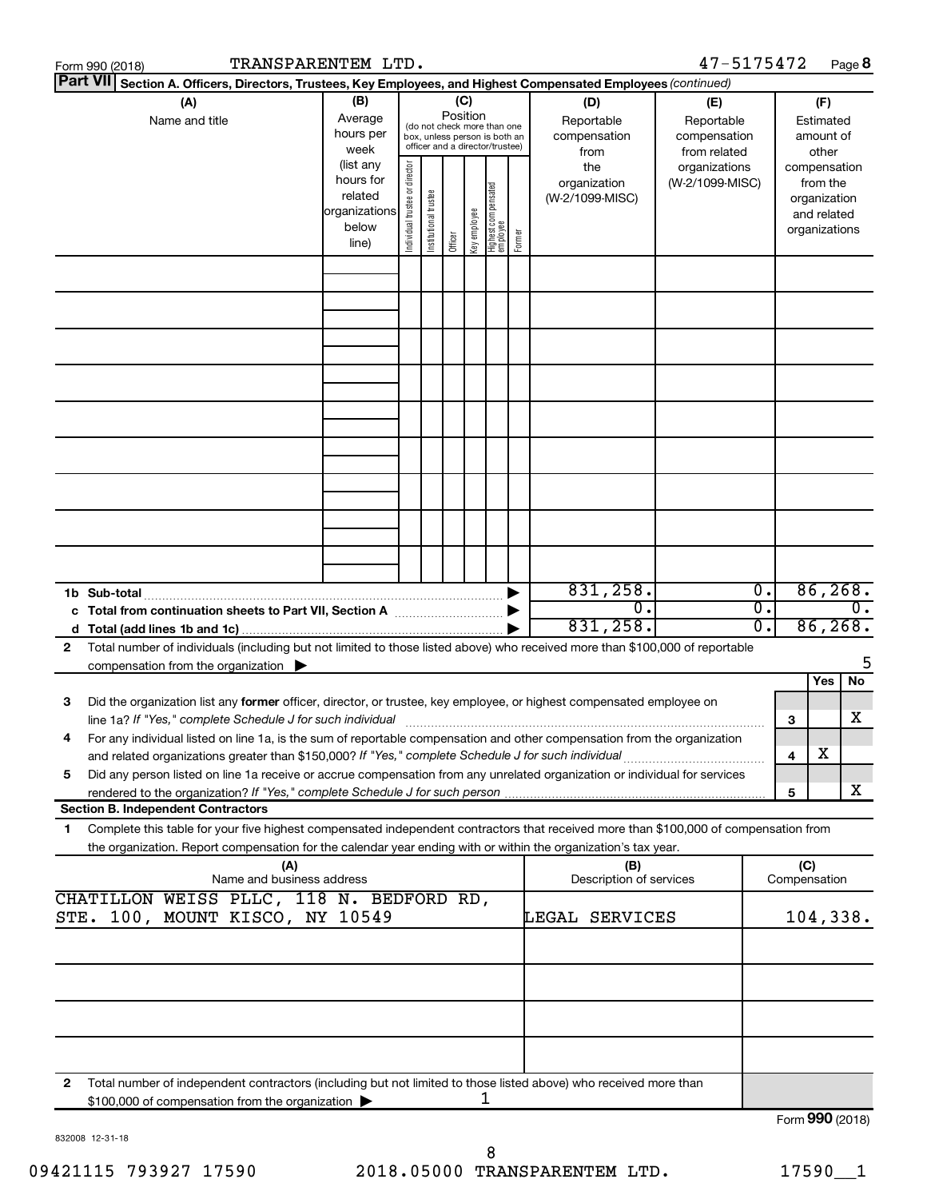Form 990 (2018) TRANSPARENTEM LTD. 47-5175472 Page **8**

**Part VII** **Section A. Officers, Directors, Trustees, Key Employees, and Highest Compensated Employees** *(continued)*

| (A) Name and title | (B) Average hours per week (list any hours for related organizations below line) | (C) Position (do not check more than one box, unless person is both an officer and a director/trustee): Individual trustee or director | Institutional trustee | Officer | Key employee | Highest compensated employee | Former | (D) Reportable compensation from the organization (W-2/1099-MISC) | (E) Reportable compensation from related organizations (W-2/1099-MISC) | (F) Estimated amount of other compensation from the organization and related organizations |
|---|---|---|---|---|---|---|---|---|---|---|
| | | | | | | | | | | |
| | | | | | | | | | | |
| | | | | | | | | | | |
| | | | | | | | | | | |
| | | | | | | | | | | |
| | | | | | | | | | | |
| | | | | | | | | | | |
| | | | | | | | | | | |
| | | | | | | | | | | |
| **1b Sub-total** | | | | | | | | 831,258. | 0. | 86,268. |
| **c Total from continuation sheets to Part VII, Section A** | | | | | | | | 0. | 0. | 0. |
| **d Total (add lines 1b and 1c)** | | | | | | | | 831,258. | 0. | 86,268. |

**2** Total number of individuals (including but not limited to those listed above) who received more than $100,000 of reportable compensation from the organization ▶ 5

| | | | Yes | No |
|---|---|---|---|---|
| **3** | Did the organization list any **former** officer, director, or trustee, key employee, or highest compensated employee on line 1a? *If "Yes," complete Schedule J for such individual* | 3 | | X |
| **4** | For any individual listed on line 1a, is the sum of reportable compensation and other compensation from the organization and related organizations greater than $150,000? *If "Yes," complete Schedule J for such individual* | 4 | X | |
| **5** | Did any person listed on line 1a receive or accrue compensation from any unrelated organization or individual for services rendered to the organization? *If "Yes," complete Schedule J for such person* | 5 | | X |

**Section B. Independent Contractors**

**1** Complete this table for your five highest compensated independent contractors that received more than $100,000 of compensation from the organization. Report compensation for the calendar year ending with or within the organization's tax year.

| (A) Name and business address | (B) Description of services | (C) Compensation |
|---|---|---|
| CHATILLON WEISS PLLC, 118 N. BEDFORD RD, STE. 100, MOUNT KISCO, NY 10549 | LEGAL SERVICES | 104,338. |
| | | |
| | | |
| | | |
| | | |

**2** Total number of independent contractors (including but not limited to those listed above) who received more than $100,000 of compensation from the organization ▶ 1

Form **990** (2018)

832008 12-31-18

09421115 793927 17590 2018.05000 TRANSPARENTEM LTD. 17590__1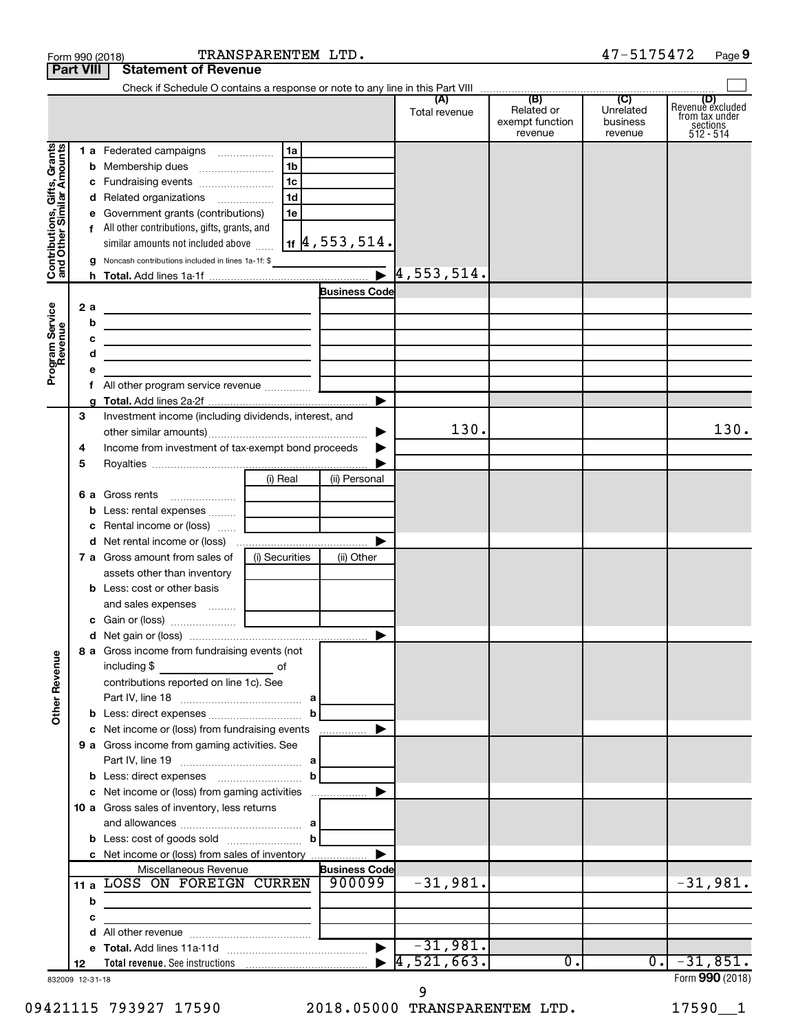Form 990 (2018) TRANSPARENTEM LTD. 47-5175472 Page 9

**Part VIII Statement of Revenue**

Check if Schedule O contains a response or note to any line in this Part VIII

| | | | (A) Total revenue | (B) Related or exempt function revenue | (C) Unrelated business revenue | (D) Revenue excluded from tax under sections 512 - 514 |
|---|---|---|---|---|---|---|
| **Contributions, Gifts, Grants and Other Similar Amounts** | 1a Federated campaigns | 1a | | | | |
| | b Membership dues | 1b | | | | |
| | c Fundraising events | 1c | | | | |
| | d Related organizations | 1d | | | | |
| | e Government grants (contributions) | 1e | | | | |
| | f All other contributions, gifts, grants, and similar amounts not included above | 1f 4,553,514. | | | | |
| | g Noncash contributions included in lines 1a-1f: $ | | | | | |
| | h **Total.** Add lines 1a-1f | | 4,553,514. | | | |
| **Program Service Revenue** | | Business Code | | | | |
| | 2a | | | | | |
| | b | | | | | |
| | c | | | | | |
| | d | | | | | |
| | e | | | | | |
| | f All other program service revenue | | | | | |
| | g **Total.** Add lines 2a-2f | | | | | |
| | 3 Investment income (including dividends, interest, and other similar amounts) | | 130. | | | 130. |
| | 4 Income from investment of tax-exempt bond proceeds | | | | | |
| | 5 Royalties | | | | | |
| | 6a Gross rents | (i) Real / (ii) Personal | | | | |
| | b Less: rental expenses | | | | | |
| | c Rental income or (loss) | | | | | |
| | d Net rental income or (loss) | | | | | |
| | 7a Gross amount from sales of assets other than inventory | (i) Securities / (ii) Other | | | | |
| | b Less: cost or other basis and sales expenses | | | | | |
| | c Gain or (loss) | | | | | |
| | d Net gain or (loss) | | | | | |
| **Other Revenue** | 8a Gross income from fundraising events (not including $ of contributions reported on line 1c). See Part IV, line 18 | a | | | | |
| | b Less: direct expenses | b | | | | |
| | c Net income or (loss) from fundraising events | | | | | |
| | 9a Gross income from gaming activities. See Part IV, line 19 | a | | | | |
| | b Less: direct expenses | b | | | | |
| | c Net income or (loss) from gaming activities | | | | | |
| | 10a Gross sales of inventory, less returns and allowances | a | | | | |
| | b Less: cost of goods sold | b | | | | |
| | c Net income or (loss) from sales of inventory | | | | | |
| | Miscellaneous Revenue | Business Code | | | | |
| | 11a LOSS ON FOREIGN CURREN | 900099 | -31,981. | | | -31,981. |
| | b | | | | | |
| | c | | | | | |
| | d All other revenue | | | | | |
| | e **Total.** Add lines 11a-11d | | -31,981. | | | |
| | 12 **Total revenue.** See instructions | | 4,521,663. | 0. | 0. | -31,851. |

832009 12-31-18

Form **990** (2018)

09421115 793927 17590 2018.05000 TRANSPARENTEM LTD. 17590__1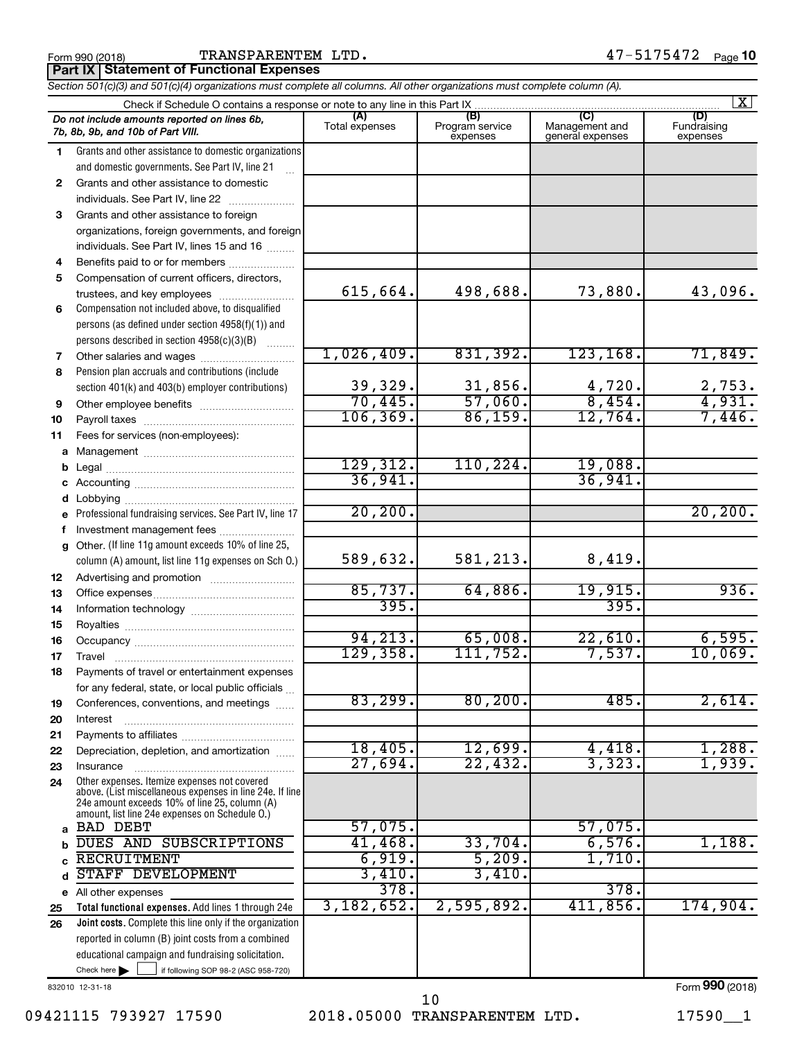Form 990 (2018) TRANSPARENTEM LTD. 47-5175472 Page 10

**Part IX Statement of Functional Expenses**

*Section 501(c)(3) and 501(c)(4) organizations must complete all columns. All other organizations must complete column (A).*

Check if Schedule O contains a response or note to any line in this Part IX [X]

| | *Do not include amounts reported on lines 6b, 7b, 8b, 9b, and 10b of Part VIII.* | (A) Total expenses | (B) Program service expenses | (C) Management and general expenses | (D) Fundraising expenses |
|---|---|---|---|---|---|
| 1 | Grants and other assistance to domestic organizations and domestic governments. See Part IV, line 21 | | | | |
| 2 | Grants and other assistance to domestic individuals. See Part IV, line 22 | | | | |
| 3 | Grants and other assistance to foreign organizations, foreign governments, and foreign individuals. See Part IV, lines 15 and 16 | | | | |
| 4 | Benefits paid to or for members | | | | |
| 5 | Compensation of current officers, directors, trustees, and key employees | 615,664. | 498,688. | 73,880. | 43,096. |
| 6 | Compensation not included above, to disqualified persons (as defined under section 4958(f)(1)) and persons described in section 4958(c)(3)(B) | | | | |
| 7 | Other salaries and wages | 1,026,409. | 831,392. | 123,168. | 71,849. |
| 8 | Pension plan accruals and contributions (include section 401(k) and 403(b) employer contributions) | 39,329. | 31,856. | 4,720. | 2,753. |
| 9 | Other employee benefits | 70,445. | 57,060. | 8,454. | 4,931. |
| 10 | Payroll taxes | 106,369. | 86,159. | 12,764. | 7,446. |
| 11 | Fees for services (non-employees): | | | | |
| a | Management | | | | |
| b | Legal | 129,312. | 110,224. | 19,088. | |
| c | Accounting | 36,941. | | 36,941. | |
| d | Lobbying | | | | |
| e | Professional fundraising services. See Part IV, line 17 | 20,200. | | | 20,200. |
| f | Investment management fees | | | | |
| g | Other. (If line 11g amount exceeds 10% of line 25, column (A) amount, list line 11g expenses on Sch O.) | 589,632. | 581,213. | 8,419. | |
| 12 | Advertising and promotion | | | | |
| 13 | Office expenses | 85,737. | 64,886. | 19,915. | 936. |
| 14 | Information technology | 395. | | 395. | |
| 15 | Royalties | | | | |
| 16 | Occupancy | 94,213. | 65,008. | 22,610. | 6,595. |
| 17 | Travel | 129,358. | 111,752. | 7,537. | 10,069. |
| 18 | Payments of travel or entertainment expenses for any federal, state, or local public officials | | | | |
| 19 | Conferences, conventions, and meetings | 83,299. | 80,200. | 485. | 2,614. |
| 20 | Interest | | | | |
| 21 | Payments to affiliates | | | | |
| 22 | Depreciation, depletion, and amortization | 18,405. | 12,699. | 4,418. | 1,288. |
| 23 | Insurance | 27,694. | 22,432. | 3,323. | 1,939. |
| 24 | Other expenses. Itemize expenses not covered above. (List miscellaneous expenses in line 24e. If line 24e amount exceeds 10% of line 25, column (A) amount, list line 24e expenses on Schedule O.) | | | | |
| a | BAD DEBT | 57,075. | | 57,075. | |
| b | DUES AND SUBSCRIPTIONS | 41,468. | 33,704. | 6,576. | 1,188. |
| c | RECRUITMENT | 6,919. | 5,209. | 1,710. | |
| d | STAFF DEVELOPMENT | 3,410. | 3,410. | | |
| e | All other expenses | 378. | | 378. | |
| 25 | **Total functional expenses.** Add lines 1 through 24e | 3,182,652. | 2,595,892. | 411,856. | 174,904. |
| 26 | **Joint costs.** Complete this line only if the organization reported in column (B) joint costs from a combined educational campaign and fundraising solicitation. Check here [ ] if following SOP 98-2 (ASC 958-720) | | | | |

832010 12-31-18 Form **990** (2018)

09421115 793927 17590 2018.05000 TRANSPARENTEM LTD. 17590__1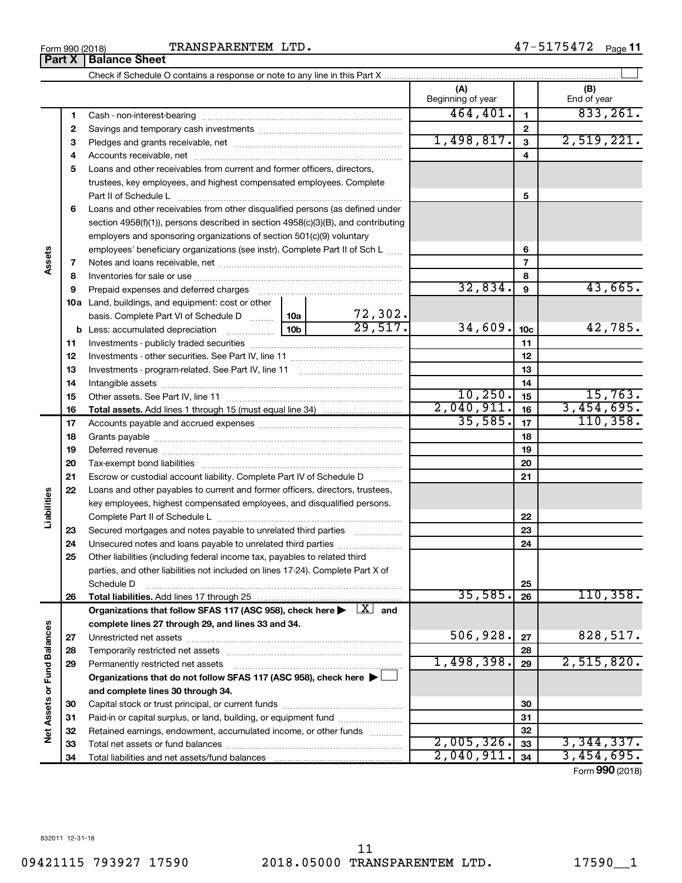Form 990 (2018) TRANSPARENTEM LTD. 47-5175472

## Part X | Balance Sheet

Check if Schedule O contains a response or note to any line in this Part X .......... ☐

| Section | Line | Description | | | (A) Beginning of year | | (B) End of year |
|---|---|---|---|---|---|---|---|
| Assets | 1 | Cash - non-interest-bearing | | | 464,401. | 1 | 833,261. |
| | 2 | Savings and temporary cash investments | | | | 2 | |
| | 3 | Pledges and grants receivable, net | | | 1,498,817. | 3 | 2,519,221. |
| | 4 | Accounts receivable, net | | | | 4 | |
| | 5 | Loans and other receivables from current and former officers, directors, trustees, key employees, and highest compensated employees. Complete Part II of Schedule L | | | | 5 | |
| | 6 | Loans and other receivables from other disqualified persons (as defined under section 4958(f)(1)), persons described in section 4958(c)(3)(B), and contributing employers and sponsoring organizations of section 501(c)(9) voluntary employees' beneficiary organizations (see instr). Complete Part II of Sch L | | | | 6 | |
| | 7 | Notes and loans receivable, net | | | | 7 | |
| | 8 | Inventories for sale or use | | | | 8 | |
| | 9 | Prepaid expenses and deferred charges | | | 32,834. | 9 | 43,665. |
| | 10a | Land, buildings, and equipment: cost or other basis. Complete Part VI of Schedule D | 10a | 72,302. | | | |
| | b | Less: accumulated depreciation | 10b | 29,517. | 34,609. | 10c | 42,785. |
| | 11 | Investments - publicly traded securities | | | | 11 | |
| | 12 | Investments - other securities. See Part IV, line 11 | | | | 12 | |
| | 13 | Investments - program-related. See Part IV, line 11 | | | | 13 | |
| | 14 | Intangible assets | | | | 14 | |
| | 15 | Other assets. See Part IV, line 11 | | | 10,250. | 15 | 15,763. |
| | 16 | **Total assets.** Add lines 1 through 15 (must equal line 34) | | | 2,040,911. | 16 | 3,454,695. |
| Liabilities | 17 | Accounts payable and accrued expenses | | | 35,585. | 17 | 110,358. |
| | 18 | Grants payable | | | | 18 | |
| | 19 | Deferred revenue | | | | 19 | |
| | 20 | Tax-exempt bond liabilities | | | | 20 | |
| | 21 | Escrow or custodial account liability. Complete Part IV of Schedule D | | | | 21 | |
| | 22 | Loans and other payables to current and former officers, directors, trustees, key employees, highest compensated employees, and disqualified persons. Complete Part II of Schedule L | | | | 22 | |
| | 23 | Secured mortgages and notes payable to unrelated third parties | | | | 23 | |
| | 24 | Unsecured notes and loans payable to unrelated third parties | | | | 24 | |
| | 25 | Other liabilities (including federal income tax, payables to related third parties, and other liabilities not included on lines 17-24). Complete Part X of Schedule D | | | | 25 | |
| | 26 | **Total liabilities.** Add lines 17 through 25 | | | 35,585. | 26 | 110,358. |
| Net Assets or Fund Balances | | **Organizations that follow SFAS 117 (ASC 958), check here ▶ [X] and complete lines 27 through 29, and lines 33 and 34.** | | | | | |
| | 27 | Unrestricted net assets | | | 506,928. | 27 | 828,517. |
| | 28 | Temporarily restricted net assets | | | | 28 | |
| | 29 | Permanently restricted net assets | | | 1,498,398. | 29 | 2,515,820. |
| | | **Organizations that do not follow SFAS 117 (ASC 958), check here ▶ ☐ and complete lines 30 through 34.** | | | | | |
| | 30 | Capital stock or trust principal, or current funds | | | | 30 | |
| | 31 | Paid-in or capital surplus, or land, building, or equipment fund | | | | 31 | |
| | 32 | Retained earnings, endowment, accumulated income, or other funds | | | | 32 | |
| | 33 | Total net assets or fund balances | | | 2,005,326. | 33 | 3,344,337. |
| | 34 | Total liabilities and net assets/fund balances | | | 2,040,911. | 34 | 3,454,695. |

Form **990** (2018)

832011 12-31-18

09421115 793927 17590 2018.05000 TRANSPARENTEM LTD. 17590__1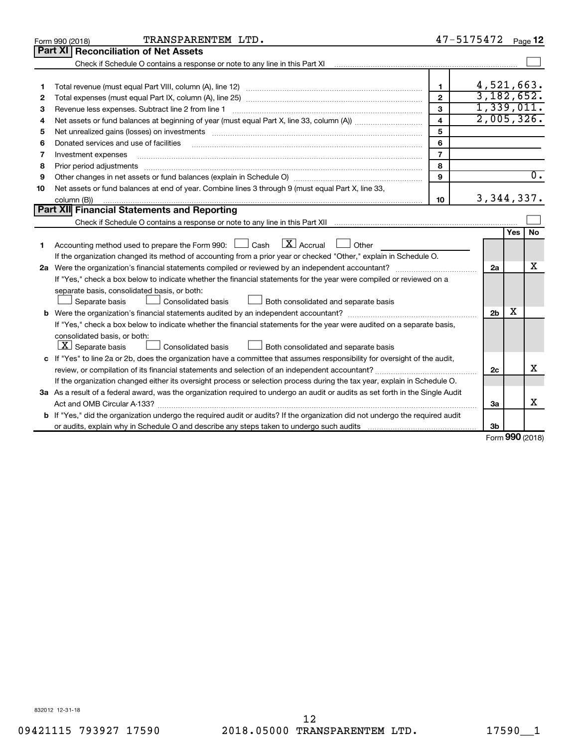Form 990 (2018) TRANSPARENTEM LTD. 47-5175472 Page 12

## Part XI Reconciliation of Net Assets

Check if Schedule O contains a response or note to any line in this Part XI ☐

| | | | |
|---|---|---|---|
| 1 | Total revenue (must equal Part VIII, column (A), line 12) | 1 | 4,521,663. |
| 2 | Total expenses (must equal Part IX, column (A), line 25) | 2 | 3,182,652. |
| 3 | Revenue less expenses. Subtract line 2 from line 1 | 3 | 1,339,011. |
| 4 | Net assets or fund balances at beginning of year (must equal Part X, line 33, column (A)) | 4 | 2,005,326. |
| 5 | Net unrealized gains (losses) on investments | 5 | |
| 6 | Donated services and use of facilities | 6 | |
| 7 | Investment expenses | 7 | |
| 8 | Prior period adjustments | 8 | |
| 9 | Other changes in net assets or fund balances (explain in Schedule O) | 9 | 0. |
| 10 | Net assets or fund balances at end of year. Combine lines 3 through 9 (must equal Part X, line 33, column (B)) | 10 | 3,344,337. |

## Part XII Financial Statements and Reporting

Check if Schedule O contains a response or note to any line in this Part XII ☐

| | | | Yes | No |
|---|---|---|---|---|
| 1 | Accounting method used to prepare the Form 990: ☐ Cash ☒ Accrual ☐ Other<br>If the organization changed its method of accounting from a prior year or checked "Other," explain in Schedule O. | | | |
| 2a | Were the organization's financial statements compiled or reviewed by an independent accountant? | 2a | | X |
| | If "Yes," check a box below to indicate whether the financial statements for the year were compiled or reviewed on a separate basis, consolidated basis, or both:<br>☐ Separate basis ☐ Consolidated basis ☐ Both consolidated and separate basis | | | |
| b | Were the organization's financial statements audited by an independent accountant? | 2b | X | |
| | If "Yes," check a box below to indicate whether the financial statements for the year were audited on a separate basis, consolidated basis, or both:<br>☒ Separate basis ☐ Consolidated basis ☐ Both consolidated and separate basis | | | |
| c | If "Yes" to line 2a or 2b, does the organization have a committee that assumes responsibility for oversight of the audit, review, or compilation of its financial statements and selection of an independent accountant? | 2c | | X |
| | If the organization changed either its oversight process or selection process during the tax year, explain in Schedule O. | | | |
| 3a | As a result of a federal award, was the organization required to undergo an audit or audits as set forth in the Single Audit Act and OMB Circular A-133? | 3a | | X |
| b | If "Yes," did the organization undergo the required audit or audits? If the organization did not undergo the required audit or audits, explain why in Schedule O and describe any steps taken to undergo such audits | 3b | | |

Form **990** (2018)

832012 12-31-18

09421115 793927 17590 2018.05000 TRANSPARENTEM LTD. 17590__1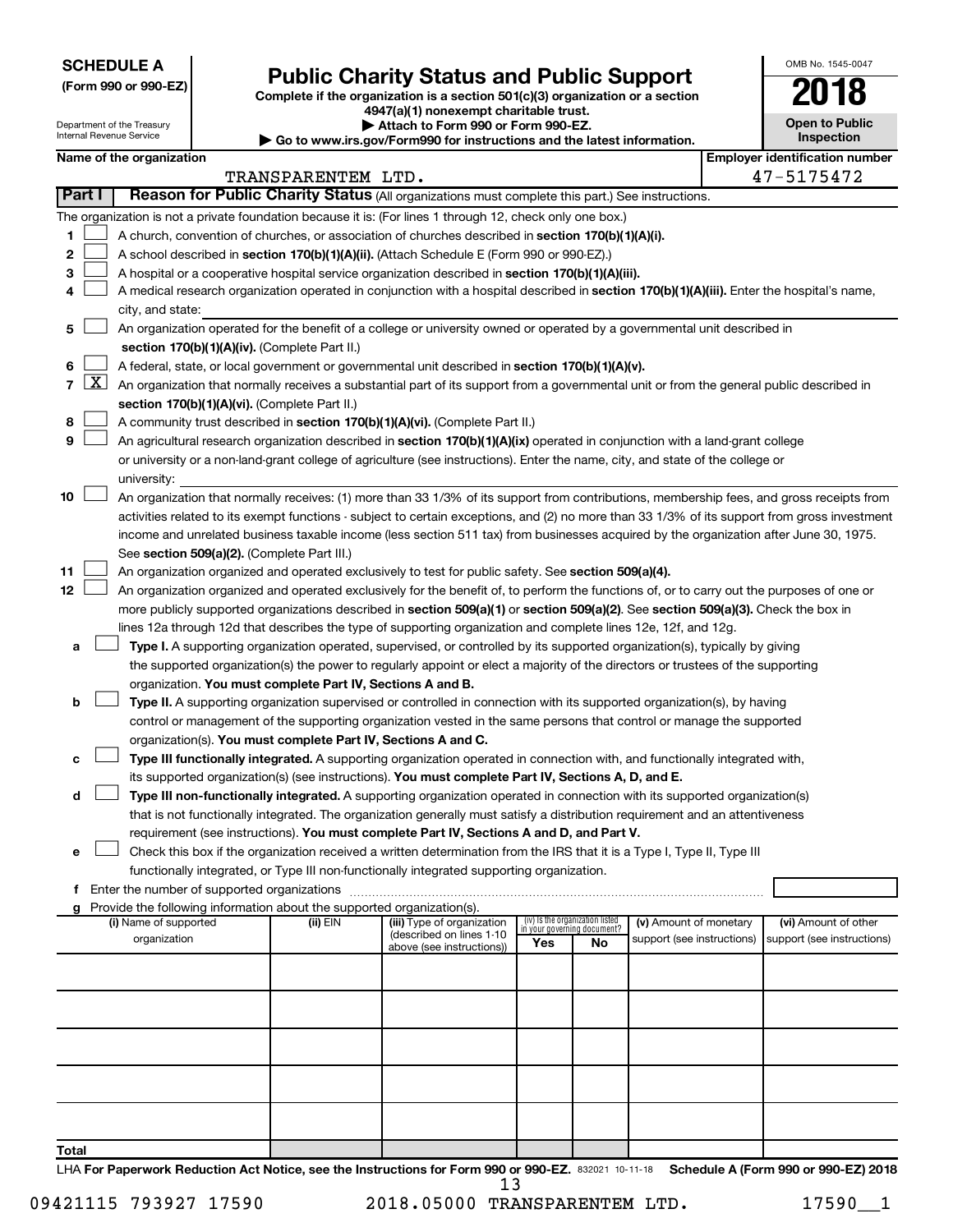**SCHEDULE A**
**(Form 990 or 990-EZ)**

Department of the Treasury
Internal Revenue Service

# Public Charity Status and Public Support

**Complete if the organization is a section 501(c)(3) organization or a section 4947(a)(1) nonexempt charitable trust.**
**▶ Attach to Form 990 or Form 990-EZ.**
**▶ Go to www.irs.gov/Form990 for instructions and the latest information.**

OMB No. 1545-0047
**2018**
**Open to Public Inspection**

**Name of the organization:** TRANSPARENTEM LTD.
**Employer identification number:** 47-5175472

## Part I — Reason for Public Charity Status (All organizations must complete this part.) See instructions.

The organization is not a private foundation because it is: (For lines 1 through 12, check only one box.)

1. ☐ A church, convention of churches, or association of churches described in **section 170(b)(1)(A)(i).**
2. ☐ A school described in **section 170(b)(1)(A)(ii).** (Attach Schedule E (Form 990 or 990-EZ).)
3. ☐ A hospital or a cooperative hospital service organization described in **section 170(b)(1)(A)(iii).**
4. ☐ A medical research organization operated in conjunction with a hospital described in **section 170(b)(1)(A)(iii).** Enter the hospital's name, city, and state: \_\_\_\_\_\_\_\_\_\_
5. ☐ An organization operated for the benefit of a college or university owned or operated by a governmental unit described in **section 170(b)(1)(A)(iv).** (Complete Part II.)
6. ☐ A federal, state, or local government or governmental unit described in **section 170(b)(1)(A)(v).**
7. ☒ An organization that normally receives a substantial part of its support from a governmental unit or from the general public described in **section 170(b)(1)(A)(vi).** (Complete Part II.)
8. ☐ A community trust described in **section 170(b)(1)(A)(vi).** (Complete Part II.)
9. ☐ An agricultural research organization described in **section 170(b)(1)(A)(ix)** operated in conjunction with a land-grant college or university or a non-land-grant college of agriculture (see instructions). Enter the name, city, and state of the college or university: \_\_\_\_\_\_\_\_\_\_
10. ☐ An organization that normally receives: (1) more than 33 1/3% of its support from contributions, membership fees, and gross receipts from activities related to its exempt functions - subject to certain exceptions, and (2) no more than 33 1/3% of its support from gross investment income and unrelated business taxable income (less section 511 tax) from businesses acquired by the organization after June 30, 1975. See **section 509(a)(2).** (Complete Part III.)
11. ☐ An organization organized and operated exclusively to test for public safety. See **section 509(a)(4).**
12. ☐ An organization organized and operated exclusively for the benefit of, to perform the functions of, or to carry out the purposes of one or more publicly supported organizations described in **section 509(a)(1)** or **section 509(a)(2)**. See **section 509(a)(3).** Check the box in lines 12a through 12d that describes the type of supporting organization and complete lines 12e, 12f, and 12g.
   - **a** ☐ **Type I.** A supporting organization operated, supervised, or controlled by its supported organization(s), typically by giving the supported organization(s) the power to regularly appoint or elect a majority of the directors or trustees of the supporting organization. **You must complete Part IV, Sections A and B.**
   - **b** ☐ **Type II.** A supporting organization supervised or controlled in connection with its supported organization(s), by having control or management of the supporting organization vested in the same persons that control or manage the supported organization(s). **You must complete Part IV, Sections A and C.**
   - **c** ☐ **Type III functionally integrated.** A supporting organization operated in connection with, and functionally integrated with, its supported organization(s) (see instructions). **You must complete Part IV, Sections A, D, and E.**
   - **d** ☐ **Type III non-functionally integrated.** A supporting organization operated in connection with its supported organization(s) that is not functionally integrated. The organization generally must satisfy a distribution requirement and an attentiveness requirement (see instructions). **You must complete Part IV, Sections A and D, and Part V.**
   - **e** ☐ Check this box if the organization received a written determination from the IRS that it is a Type I, Type II, Type III functionally integrated, or Type III non-functionally integrated supporting organization.
   - **f** Enter the number of supported organizations
   - **g** Provide the following information about the supported organization(s).

| (i) Name of supported organization | (ii) EIN | (iii) Type of organization (described on lines 1-10 above (see instructions)) | (iv) Is the organization listed in your governing document? Yes | No | (v) Amount of monetary support (see instructions) | (vi) Amount of other support (see instructions) |
|---|---|---|---|---|---|---|
| | | | | | | |
| | | | | | | |
| | | | | | | |
| | | | | | | |
| | | | | | | |
| **Total** | | | | | | |

LHA **For Paperwork Reduction Act Notice, see the Instructions for Form 990 or 990-EZ.** 832021 10-11-18 **Schedule A (Form 990 or 990-EZ) 2018**

09421115 793927 17590 2018.05000 TRANSPARENTEM LTD. 17590\_\_1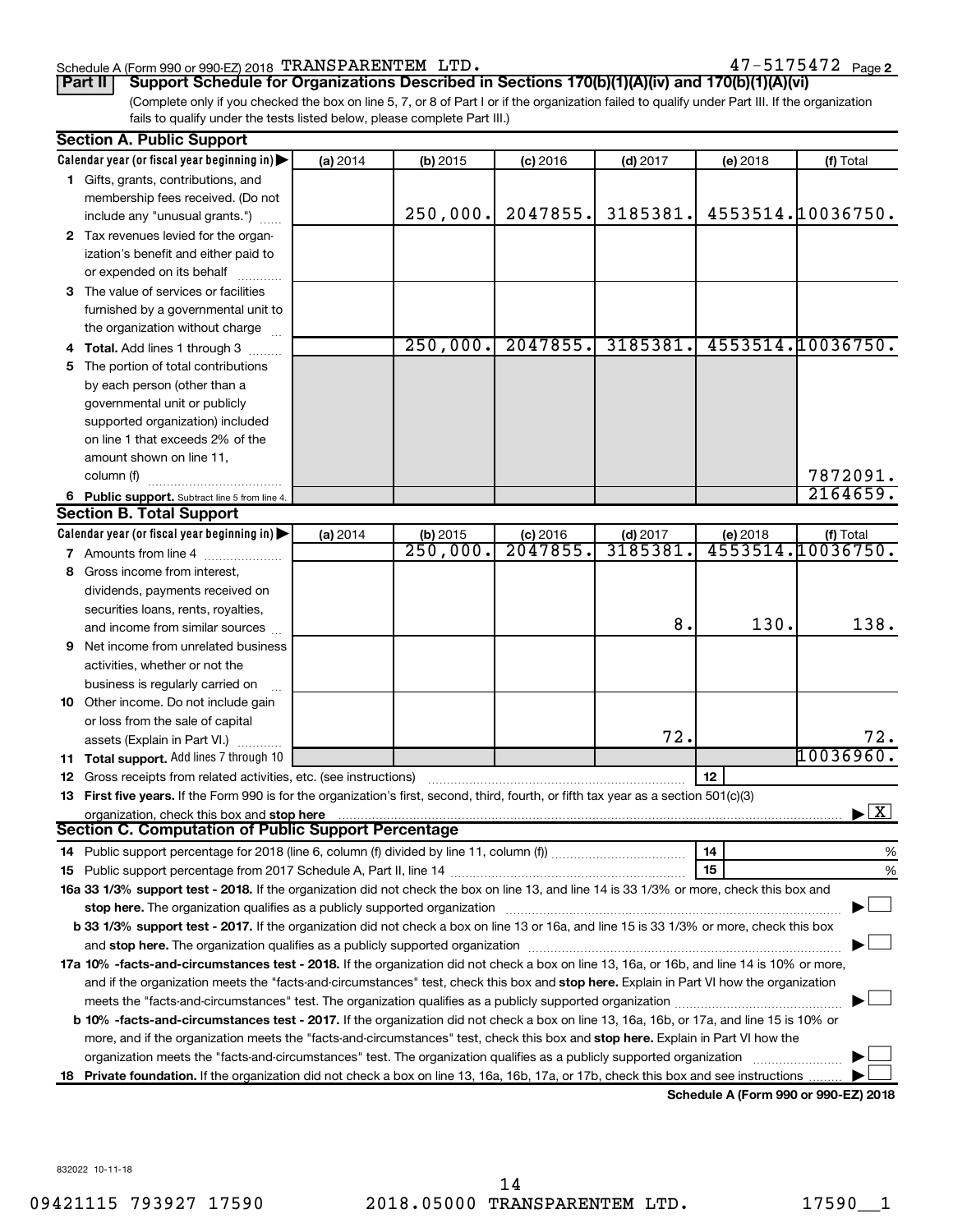Schedule A (Form 990 or 990-EZ) 2018 TRANSPARENTEM LTD. 47-5175472 Page 2

**Part II | Support Schedule for Organizations Described in Sections 170(b)(1)(A)(iv) and 170(b)(1)(A)(vi)**

(Complete only if you checked the box on line 5, 7, or 8 of Part I or if the organization failed to qualify under Part III. If the organization fails to qualify under the tests listed below, please complete Part III.)

### Section A. Public Support

| Calendar year (or fiscal year beginning in) ▶ | (a) 2014 | (b) 2015 | (c) 2016 | (d) 2017 | (e) 2018 | (f) Total |
|---|---|---|---|---|---|---|
| **1** Gifts, grants, contributions, and membership fees received. (Do not include any "unusual grants.") | | 250,000. | 2047855. | 3185381. | 4553514. | 10036750. |
| **2** Tax revenues levied for the organization's benefit and either paid to or expended on its behalf | | | | | | |
| **3** The value of services or facilities furnished by a governmental unit to the organization without charge | | | | | | |
| **4 Total.** Add lines 1 through 3 | | 250,000. | 2047855. | 3185381. | 4553514. | 10036750. |
| **5** The portion of total contributions by each person (other than a governmental unit or publicly supported organization) included on line 1 that exceeds 2% of the amount shown on line 11, column (f) | | | | | | 7872091. |
| **6 Public support.** Subtract line 5 from line 4. | | | | | | 2164659. |

### Section B. Total Support

| Calendar year (or fiscal year beginning in) ▶ | (a) 2014 | (b) 2015 | (c) 2016 | (d) 2017 | (e) 2018 | (f) Total |
|---|---|---|---|---|---|---|
| **7** Amounts from line 4 | | 250,000. | 2047855. | 3185381. | 4553514. | 10036750. |
| **8** Gross income from interest, dividends, payments received on securities loans, rents, royalties, and income from similar sources | | | | 8. | 130. | 138. |
| **9** Net income from unrelated business activities, whether or not the business is regularly carried on | | | | | | |
| **10** Other income. Do not include gain or loss from the sale of capital assets (Explain in Part VI.) | | | | 72. | | 72. |
| **11 Total support.** Add lines 7 through 10 | | | | | | 10036960. |

**12** Gross receipts from related activities, etc. (see instructions) | **12** |

**13 First five years.** If the Form 990 is for the organization's first, second, third, fourth, or fifth tax year as a section 501(c)(3) organization, check this box and **stop here** ▶ [X]

### Section C. Computation of Public Support Percentage

**14** Public support percentage for 2018 (line 6, column (f) divided by line 11, column (f)) | **14** | %

**15** Public support percentage from 2017 Schedule A, Part II, line 14 | **15** | %

**16a 33 1/3% support test - 2018.** If the organization did not check the box on line 13, and line 14 is 33 1/3% or more, check this box and **stop here.** The organization qualifies as a publicly supported organization ▶ [ ]

**b 33 1/3% support test - 2017.** If the organization did not check a box on line 13 or 16a, and line 15 is 33 1/3% or more, check this box and **stop here.** The organization qualifies as a publicly supported organization ▶ [ ]

**17a 10% -facts-and-circumstances test - 2018.** If the organization did not check a box on line 13, 16a, or 16b, and line 14 is 10% or more, and if the organization meets the "facts-and-circumstances" test, check this box and **stop here.** Explain in Part VI how the organization meets the "facts-and-circumstances" test. The organization qualifies as a publicly supported organization ▶ [ ]

**b 10% -facts-and-circumstances test - 2017.** If the organization did not check a box on line 13, 16a, 16b, or 17a, and line 15 is 10% or more, and if the organization meets the "facts-and-circumstances" test, check this box and **stop here.** Explain in Part VI how the organization meets the "facts-and-circumstances" test. The organization qualifies as a publicly supported organization ▶ [ ]

**18 Private foundation.** If the organization did not check a box on line 13, 16a, 16b, 17a, or 17b, check this box and see instructions ▶ [ ]

**Schedule A (Form 990 or 990-EZ) 2018**

832022 10-11-18

09421115 793927 17590 2018.05000 TRANSPARENTEM LTD. 17590__1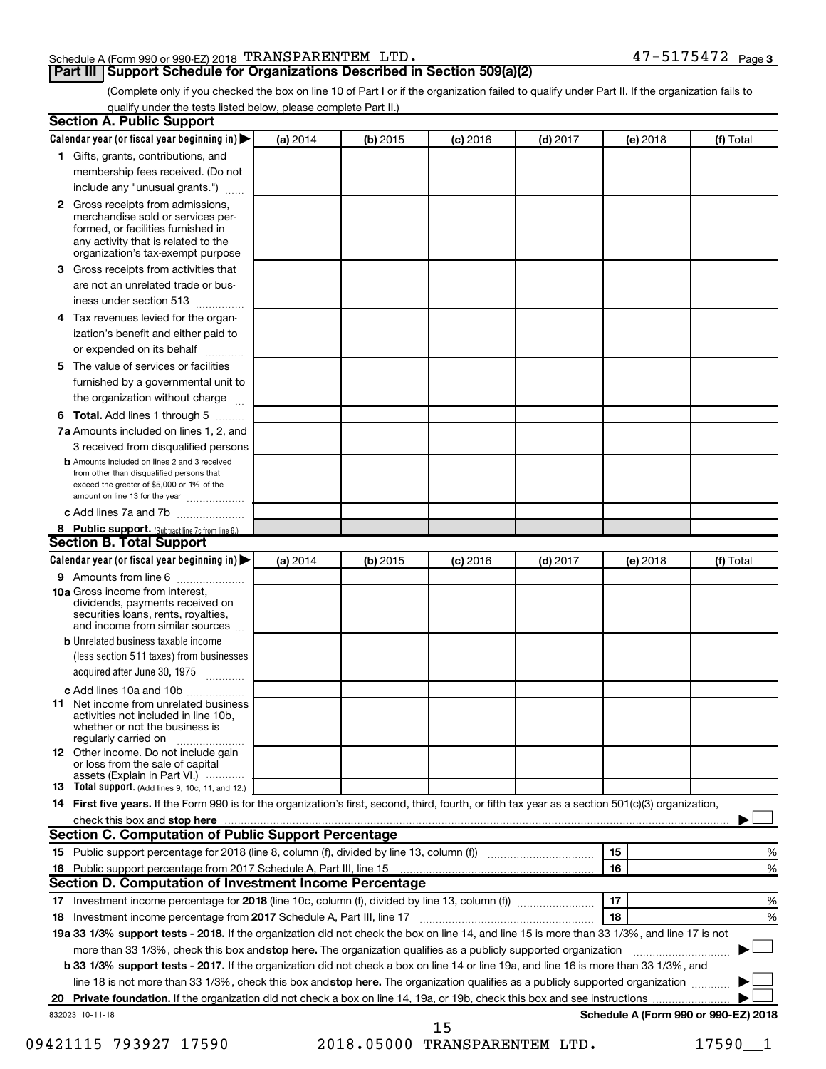Schedule A (Form 990 or 990-EZ) 2018 TRANSPARENTEM LTD. 47-5175472 Page 3

## Part III Support Schedule for Organizations Described in Section 509(a)(2)

(Complete only if you checked the box on line 10 of Part I or if the organization failed to qualify under Part II. If the organization fails to qualify under the tests listed below, please complete Part II.)

### Section A. Public Support

| Calendar year (or fiscal year beginning in) ▶ | (a) 2014 | (b) 2015 | (c) 2016 | (d) 2017 | (e) 2018 | (f) Total |
|---|---|---|---|---|---|---|
| 1 Gifts, grants, contributions, and membership fees received. (Do not include any "unusual grants.") | | | | | | |
| 2 Gross receipts from admissions, merchandise sold or services performed, or facilities furnished in any activity that is related to the organization's tax-exempt purpose | | | | | | |
| 3 Gross receipts from activities that are not an unrelated trade or business under section 513 | | | | | | |
| 4 Tax revenues levied for the organization's benefit and either paid to or expended on its behalf | | | | | | |
| 5 The value of services or facilities furnished by a governmental unit to the organization without charge | | | | | | |
| 6 **Total.** Add lines 1 through 5 | | | | | | |
| 7a Amounts included on lines 1, 2, and 3 received from disqualified persons | | | | | | |
| b Amounts included on lines 2 and 3 received from other than disqualified persons that exceed the greater of $5,000 or 1% of the amount on line 13 for the year | | | | | | |
| c Add lines 7a and 7b | | | | | | |
| 8 **Public support.** (Subtract line 7c from line 6.) | | | | | | |

### Section B. Total Support

| Calendar year (or fiscal year beginning in) ▶ | (a) 2014 | (b) 2015 | (c) 2016 | (d) 2017 | (e) 2018 | (f) Total |
|---|---|---|---|---|---|---|
| 9 Amounts from line 6 | | | | | | |
| 10a Gross income from interest, dividends, payments received on securities loans, rents, royalties, and income from similar sources | | | | | | |
| b Unrelated business taxable income (less section 511 taxes) from businesses acquired after June 30, 1975 | | | | | | |
| c Add lines 10a and 10b | | | | | | |
| 11 Net income from unrelated business activities not included in line 10b, whether or not the business is regularly carried on | | | | | | |
| 12 Other income. Do not include gain or loss from the sale of capital assets (Explain in Part VI.) | | | | | | |
| 13 **Total support.** (Add lines 9, 10c, 11, and 12.) | | | | | | |

14 **First five years.** If the Form 990 is for the organization's first, second, third, fourth, or fifth tax year as a section 501(c)(3) organization, check this box and **stop here** ▶ ☐

### Section C. Computation of Public Support Percentage

15 Public support percentage for 2018 (line 8, column (f), divided by line 13, column (f)) | 15 | %

16 Public support percentage from 2017 Schedule A, Part III, line 15 | 16 | %

### Section D. Computation of Investment Income Percentage

17 Investment income percentage for **2018** (line 10c, column (f), divided by line 13, column (f)) | 17 | %

18 Investment income percentage from **2017** Schedule A, Part III, line 17 | 18 | %

**19a 33 1/3% support tests - 2018.** If the organization did not check the box on line 14, and line 15 is more than 33 1/3%, and line 17 is not more than 33 1/3%, check this box and **stop here.** The organization qualifies as a publicly supported organization ▶ ☐

**b 33 1/3% support tests - 2017.** If the organization did not check a box on line 14 or line 19a, and line 16 is more than 33 1/3%, and line 18 is not more than 33 1/3%, check this box and **stop here.** The organization qualifies as a publicly supported organization ▶ ☐

**20 Private foundation.** If the organization did not check a box on line 14, 19a, or 19b, check this box and see instructions ▶ ☐

832023 10-11-18

**Schedule A (Form 990 or 990-EZ) 2018**

09421115 793927 17590 2018.05000 TRANSPARENTEM LTD. 17590__1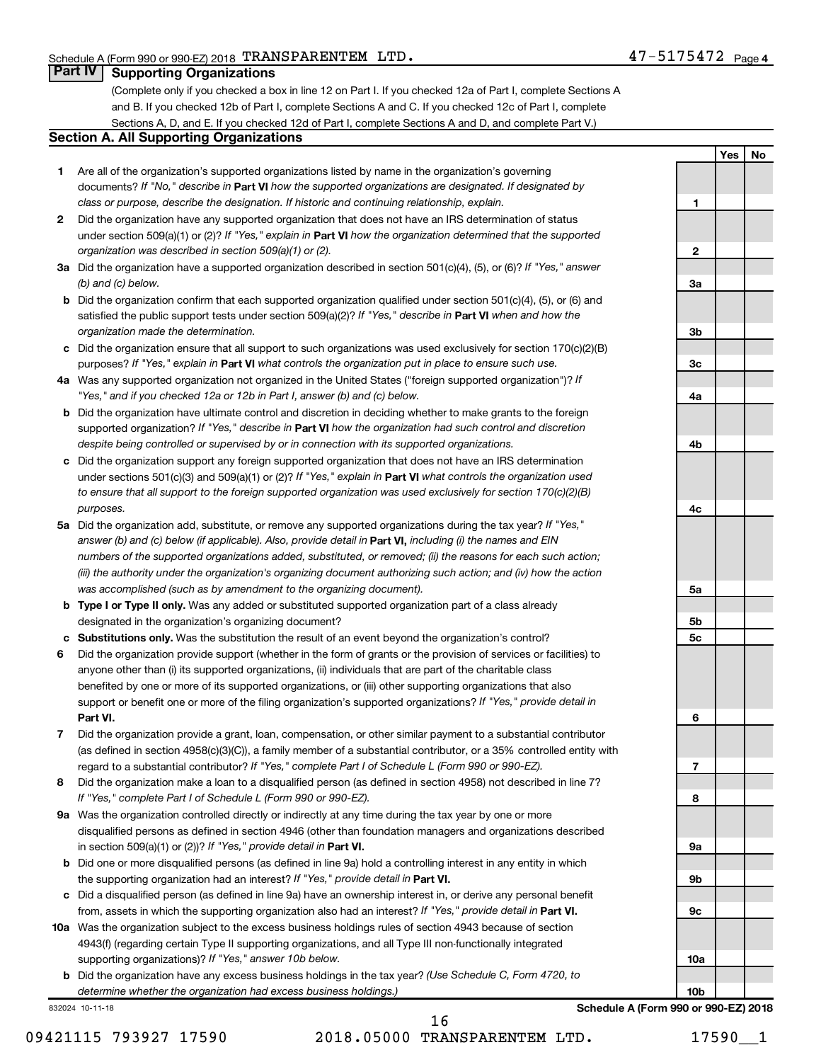Schedule A (Form 990 or 990-EZ) 2018 TRANSPARENTEM LTD. 47-5175472 Page 4

## Part IV Supporting Organizations

(Complete only if you checked a box in line 12 on Part I. If you checked 12a of Part I, complete Sections A and B. If you checked 12b of Part I, complete Sections A and C. If you checked 12c of Part I, complete Sections A, D, and E. If you checked 12d of Part I, complete Sections A and D, and complete Part V.)

### Section A. All Supporting Organizations

| | | | Yes | No |
|---|---|---|---|---|
| **1** | Are all of the organization's supported organizations listed by name in the organization's governing documents? *If "No," describe in* **Part VI** *how the supported organizations are designated. If designated by class or purpose, describe the designation. If historic and continuing relationship, explain.* | **1** | | |
| **2** | Did the organization have any supported organization that does not have an IRS determination of status under section 509(a)(1) or (2)? *If "Yes," explain in* **Part VI** *how the organization determined that the supported organization was described in section 509(a)(1) or (2).* | **2** | | |
| **3a** | Did the organization have a supported organization described in section 501(c)(4), (5), or (6)? *If "Yes," answer (b) and (c) below.* | **3a** | | |
| **b** | Did the organization confirm that each supported organization qualified under section 501(c)(4), (5), or (6) and satisfied the public support tests under section 509(a)(2)? *If "Yes," describe in* **Part VI** *when and how the organization made the determination.* | **3b** | | |
| **c** | Did the organization ensure that all support to such organizations was used exclusively for section 170(c)(2)(B) purposes? *If "Yes," explain in* **Part VI** *what controls the organization put in place to ensure such use.* | **3c** | | |
| **4a** | Was any supported organization not organized in the United States ("foreign supported organization")? *If "Yes," and if you checked 12a or 12b in Part I, answer (b) and (c) below.* | **4a** | | |
| **b** | Did the organization have ultimate control and discretion in deciding whether to make grants to the foreign supported organization? *If "Yes," describe in* **Part VI** *how the organization had such control and discretion despite being controlled or supervised by or in connection with its supported organizations.* | **4b** | | |
| **c** | Did the organization support any foreign supported organization that does not have an IRS determination under sections 501(c)(3) and 509(a)(1) or (2)? *If "Yes," explain in* **Part VI** *what controls the organization used to ensure that all support to the foreign supported organization was used exclusively for section 170(c)(2)(B) purposes.* | **4c** | | |
| **5a** | Did the organization add, substitute, or remove any supported organizations during the tax year? *If "Yes," answer (b) and (c) below (if applicable). Also, provide detail in* **Part VI,** *including (i) the names and EIN numbers of the supported organizations added, substituted, or removed; (ii) the reasons for each such action; (iii) the authority under the organization's organizing document authorizing such action; and (iv) how the action was accomplished (such as by amendment to the organizing document).* | **5a** | | |
| **b** | **Type I or Type II only.** Was any added or substituted supported organization part of a class already designated in the organization's organizing document? | **5b** | | |
| **c** | **Substitutions only.** Was the substitution the result of an event beyond the organization's control? | **5c** | | |
| **6** | Did the organization provide support (whether in the form of grants or the provision of services or facilities) to anyone other than (i) its supported organizations, (ii) individuals that are part of the charitable class benefited by one or more of its supported organizations, or (iii) other supporting organizations that also support or benefit one or more of the filing organization's supported organizations? *If "Yes," provide detail in* **Part VI.** | **6** | | |
| **7** | Did the organization provide a grant, loan, compensation, or other similar payment to a substantial contributor (as defined in section 4958(c)(3)(C)), a family member of a substantial contributor, or a 35% controlled entity with regard to a substantial contributor? *If "Yes," complete Part I of Schedule L (Form 990 or 990-EZ).* | **7** | | |
| **8** | Did the organization make a loan to a disqualified person (as defined in section 4958) not described in line 7? *If "Yes," complete Part I of Schedule L (Form 990 or 990-EZ).* | **8** | | |
| **9a** | Was the organization controlled directly or indirectly at any time during the tax year by one or more disqualified persons as defined in section 4946 (other than foundation managers and organizations described in section 509(a)(1) or (2))? *If "Yes," provide detail in* **Part VI.** | **9a** | | |
| **b** | Did one or more disqualified persons (as defined in line 9a) hold a controlling interest in any entity in which the supporting organization had an interest? *If "Yes," provide detail in* **Part VI.** | **9b** | | |
| **c** | Did a disqualified person (as defined in line 9a) have an ownership interest in, or derive any personal benefit from, assets in which the supporting organization also had an interest? *If "Yes," provide detail in* **Part VI.** | **9c** | | |
| **10a** | Was the organization subject to the excess business holdings rules of section 4943 because of section 4943(f) (regarding certain Type II supporting organizations, and all Type III non-functionally integrated supporting organizations)? *If "Yes," answer 10b below.* | **10a** | | |
| **b** | Did the organization have any excess business holdings in the tax year? *(Use Schedule C, Form 4720, to determine whether the organization had excess business holdings.)* | **10b** | | |

832024 10-11-18 **Schedule A (Form 990 or 990-EZ) 2018**

09421115 793927 17590 2018.05000 TRANSPARENTEM LTD. 17590__1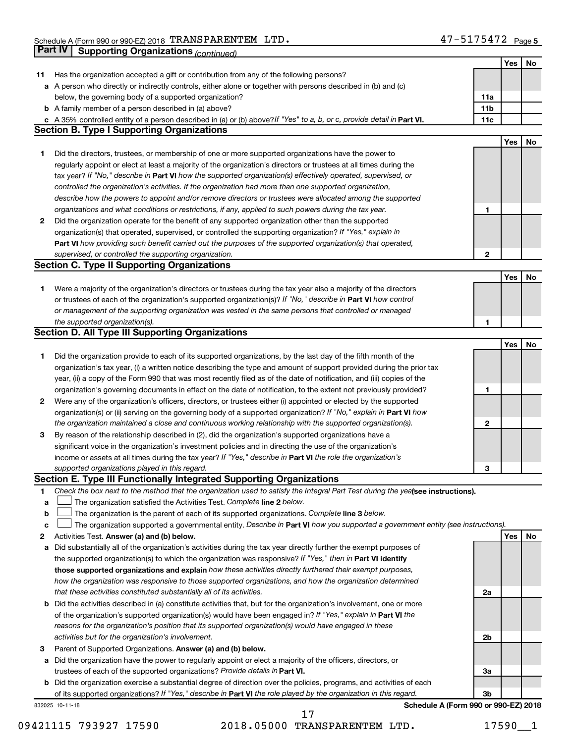Schedule A (Form 990 or 990-EZ) 2018 TRANSPARENTEM LTD. 47-5175472 Page 5

**Part IV Supporting Organizations** *(continued)*

| | | | Yes | No |
|---|---|---|---|---|
| **11** | Has the organization accepted a gift or contribution from any of the following persons? | | | |
| **a** | A person who directly or indirectly controls, either alone or together with persons described in (b) and (c) below, the governing body of a supported organization? | 11a | | |
| **b** | A family member of a person described in (a) above? | 11b | | |
| **c** | A 35% controlled entity of a person described in (a) or (b) above? *If "Yes" to a, b, or c, provide detail in* **Part VI.** | 11c | | |

**Section B. Type I Supporting Organizations**

| | | | Yes | No |
|---|---|---|---|---|
| **1** | Did the directors, trustees, or membership of one or more supported organizations have the power to regularly appoint or elect at least a majority of the organization's directors or trustees at all times during the tax year? *If "No," describe in* **Part VI** *how the supported organization(s) effectively operated, supervised, or controlled the organization's activities. If the organization had more than one supported organization, describe how the powers to appoint and/or remove directors or trustees were allocated among the supported organizations and what conditions or restrictions, if any, applied to such powers during the tax year.* | 1 | | |
| **2** | Did the organization operate for the benefit of any supported organization other than the supported organization(s) that operated, supervised, or controlled the supporting organization? *If "Yes," explain in* **Part VI** *how providing such benefit carried out the purposes of the supported organization(s) that operated, supervised, or controlled the supporting organization.* | 2 | | |

**Section C. Type II Supporting Organizations**

| | | | Yes | No |
|---|---|---|---|---|
| **1** | Were a majority of the organization's directors or trustees during the tax year also a majority of the directors or trustees of each of the organization's supported organization(s)? *If "No," describe in* **Part VI** *how control or management of the supporting organization was vested in the same persons that controlled or managed the supported organization(s).* | 1 | | |

**Section D. All Type III Supporting Organizations**

| | | | Yes | No |
|---|---|---|---|---|
| **1** | Did the organization provide to each of its supported organizations, by the last day of the fifth month of the organization's tax year, (i) a written notice describing the type and amount of support provided during the prior tax year, (ii) a copy of the Form 990 that was most recently filed as of the date of notification, and (iii) copies of the organization's governing documents in effect on the date of notification, to the extent not previously provided? | 1 | | |
| **2** | Were any of the organization's officers, directors, or trustees either (i) appointed or elected by the supported organization(s) or (ii) serving on the governing body of a supported organization? *If "No," explain in* **Part VI** *how the organization maintained a close and continuous working relationship with the supported organization(s).* | 2 | | |
| **3** | By reason of the relationship described in (2), did the organization's supported organizations have a significant voice in the organization's investment policies and in directing the use of the organization's income or assets at all times during the tax year? *If "Yes," describe in* **Part VI** *the role the organization's supported organizations played in this regard.* | 3 | | |

**Section E. Type III Functionally Integrated Supporting Organizations**

**1** *Check the box next to the method that the organization used to satisfy the Integral Part Test during the year* **(see instructions).**

- **a** ☐ The organization satisfied the Activities Test. *Complete* **line 2** *below.*
- **b** ☐ The organization is the parent of each of its supported organizations. *Complete* **line 3** *below.*
- **c** ☐ The organization supported a governmental entity. *Describe in* **Part VI** *how you supported a government entity (see instructions).*

| | | | Yes | No |
|---|---|---|---|---|
| **2** | Activities Test. **Answer (a) and (b) below.** | | | |
| **a** | Did substantially all of the organization's activities during the tax year directly further the exempt purposes of the supported organization(s) to which the organization was responsive? *If "Yes," then in* **Part VI identify those supported organizations and explain** *how these activities directly furthered their exempt purposes, how the organization was responsive to those supported organizations, and how the organization determined that these activities constituted substantially all of its activities.* | 2a | | |
| **b** | Did the activities described in (a) constitute activities that, but for the organization's involvement, one or more of the organization's supported organization(s) would have been engaged in? *If "Yes," explain in* **Part VI** *the reasons for the organization's position that its supported organization(s) would have engaged in these activities but for the organization's involvement.* | 2b | | |
| **3** | Parent of Supported Organizations. **Answer (a) and (b) below.** | | | |
| **a** | Did the organization have the power to regularly appoint or elect a majority of the officers, directors, or trustees of each of the supported organizations? *Provide details in* **Part VI.** | 3a | | |
| **b** | Did the organization exercise a substantial degree of direction over the policies, programs, and activities of each of its supported organizations? *If "Yes," describe in* **Part VI** *the role played by the organization in this regard.* | 3b | | |

832025 10-11-18 **Schedule A (Form 990 or 990-EZ) 2018**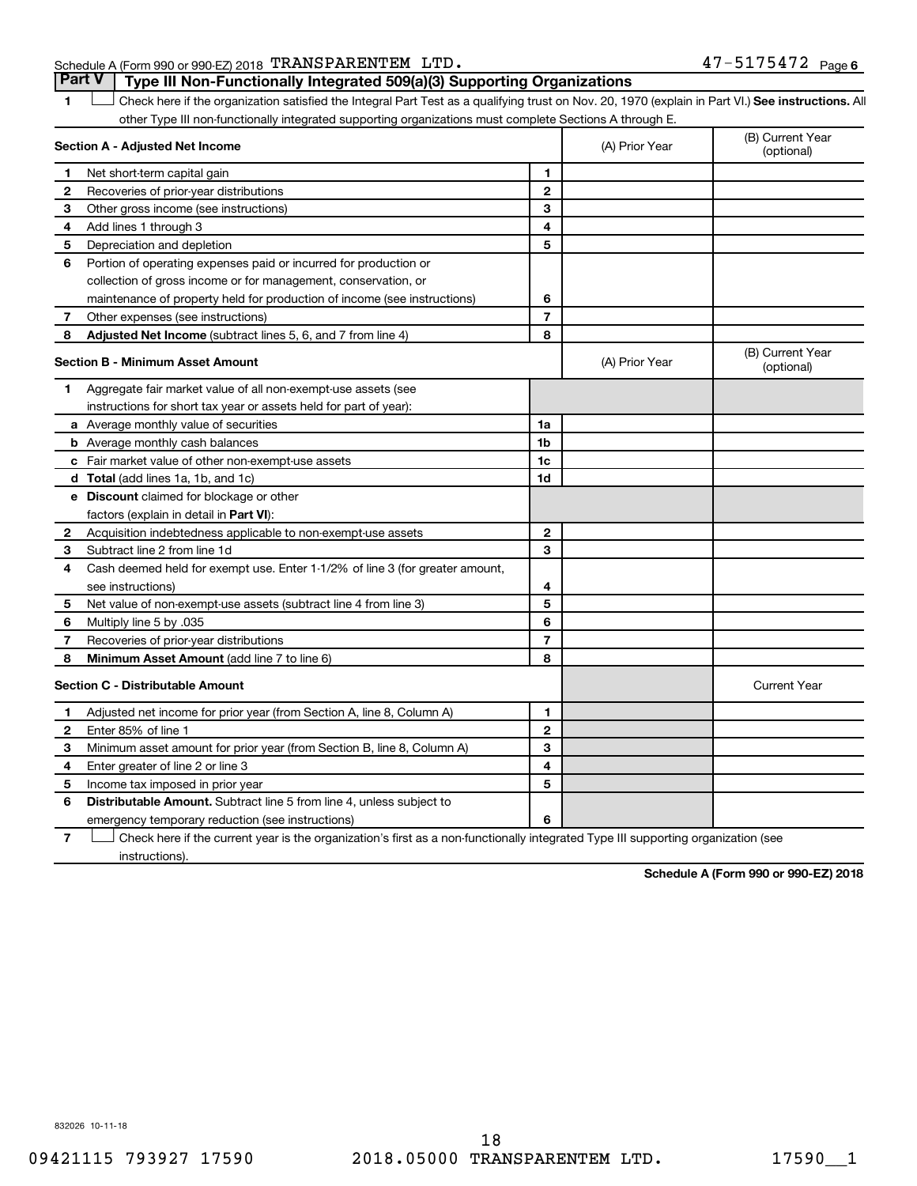Schedule A (Form 990 or 990-EZ) 2018 TRANSPARENTEM LTD. 47-5175472 Page 6

## Part V Type III Non-Functionally Integrated 509(a)(3) Supporting Organizations

1 ☐ Check here if the organization satisfied the Integral Part Test as a qualifying trust on Nov. 20, 1970 (explain in Part VI.) **See instructions.** All other Type III non-functionally integrated supporting organizations must complete Sections A through E.

| **Section A - Adjusted Net Income** | | | (A) Prior Year | (B) Current Year (optional) |
|---|---|---|---|---|
| 1 | Net short-term capital gain | 1 | | |
| 2 | Recoveries of prior-year distributions | 2 | | |
| 3 | Other gross income (see instructions) | 3 | | |
| 4 | Add lines 1 through 3 | 4 | | |
| 5 | Depreciation and depletion | 5 | | |
| 6 | Portion of operating expenses paid or incurred for production or collection of gross income or for management, conservation, or maintenance of property held for production of income (see instructions) | 6 | | |
| 7 | Other expenses (see instructions) | 7 | | |
| 8 | **Adjusted Net Income** (subtract lines 5, 6, and 7 from line 4) | 8 | | |

| **Section B - Minimum Asset Amount** | | | (A) Prior Year | (B) Current Year (optional) |
|---|---|---|---|---|
| 1 | Aggregate fair market value of all non-exempt-use assets (see instructions for short tax year or assets held for part of year): | | | |
| a | Average monthly value of securities | 1a | | |
| b | Average monthly cash balances | 1b | | |
| c | Fair market value of other non-exempt-use assets | 1c | | |
| d | **Total** (add lines 1a, 1b, and 1c) | 1d | | |
| e | **Discount** claimed for blockage or other factors (explain in detail in **Part VI**): | | | |
| 2 | Acquisition indebtedness applicable to non-exempt-use assets | 2 | | |
| 3 | Subtract line 2 from line 1d | 3 | | |
| 4 | Cash deemed held for exempt use. Enter 1-1/2% of line 3 (for greater amount, see instructions) | 4 | | |
| 5 | Net value of non-exempt-use assets (subtract line 4 from line 3) | 5 | | |
| 6 | Multiply line 5 by .035 | 6 | | |
| 7 | Recoveries of prior-year distributions | 7 | | |
| 8 | **Minimum Asset Amount** (add line 7 to line 6) | 8 | | |

| **Section C - Distributable Amount** | | | | Current Year |
|---|---|---|---|---|
| 1 | Adjusted net income for prior year (from Section A, line 8, Column A) | 1 | | |
| 2 | Enter 85% of line 1 | 2 | | |
| 3 | Minimum asset amount for prior year (from Section B, line 8, Column A) | 3 | | |
| 4 | Enter greater of line 2 or line 3 | 4 | | |
| 5 | Income tax imposed in prior year | 5 | | |
| 6 | **Distributable Amount.** Subtract line 5 from line 4, unless subject to emergency temporary reduction (see instructions) | 6 | | |

7 ☐ Check here if the current year is the organization's first as a non-functionally integrated Type III supporting organization (see instructions).

**Schedule A (Form 990 or 990-EZ) 2018**

832026 10-11-18

09421115 793927 17590 2018.05000 TRANSPARENTEM LTD. 17590__1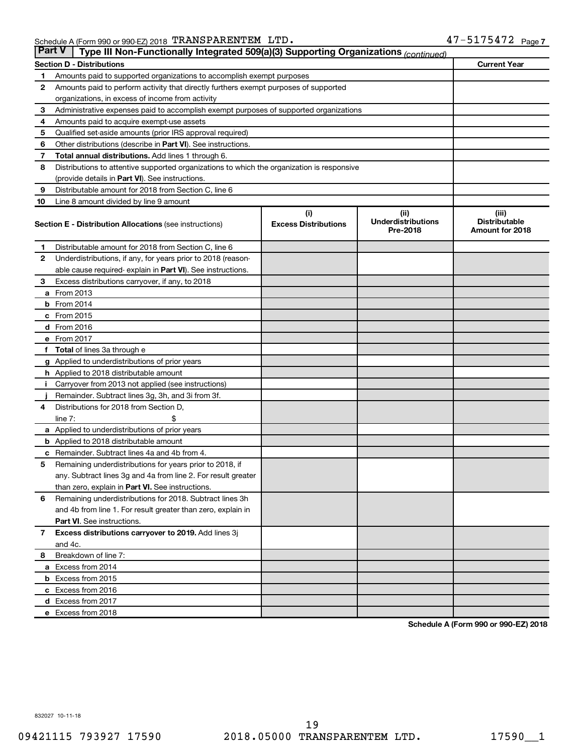Schedule A (Form 990 or 990-EZ) 2018 TRANSPARENTEM LTD. 47-5175472 Page 7

## Part V Type III Non-Functionally Integrated 509(a)(3) Supporting Organizations *(continued)*

| | Section D - Distributions | Current Year |
|---|---|---|
| 1 | Amounts paid to supported organizations to accomplish exempt purposes | |
| 2 | Amounts paid to perform activity that directly furthers exempt purposes of supported organizations, in excess of income from activity | |
| 3 | Administrative expenses paid to accomplish exempt purposes of supported organizations | |
| 4 | Amounts paid to acquire exempt-use assets | |
| 5 | Qualified set-aside amounts (prior IRS approval required) | |
| 6 | Other distributions (describe in **Part VI**). See instructions. | |
| 7 | **Total annual distributions.** Add lines 1 through 6. | |
| 8 | Distributions to attentive supported organizations to which the organization is responsive (provide details in **Part VI**). See instructions. | |
| 9 | Distributable amount for 2018 from Section C, line 6 | |
| 10 | Line 8 amount divided by line 9 amount | |

| | Section E - Distribution Allocations (see instructions) | (i) Excess Distributions | (ii) Underdistributions Pre-2018 | (iii) Distributable Amount for 2018 |
|---|---|---|---|---|
| 1 | Distributable amount for 2018 from Section C, line 6 | | | |
| 2 | Underdistributions, if any, for years prior to 2018 (reasonable cause required- explain in **Part VI**). See instructions. | | | |
| 3 | Excess distributions carryover, if any, to 2018 | | | |
| a | From 2013 | | | |
| b | From 2014 | | | |
| c | From 2015 | | | |
| d | From 2016 | | | |
| e | From 2017 | | | |
| f | **Total** of lines 3a through e | | | |
| g | Applied to underdistributions of prior years | | | |
| h | Applied to 2018 distributable amount | | | |
| i | Carryover from 2013 not applied (see instructions) | | | |
| j | Remainder. Subtract lines 3g, 3h, and 3i from 3f. | | | |
| 4 | Distributions for 2018 from Section D, line 7: $ | | | |
| a | Applied to underdistributions of prior years | | | |
| b | Applied to 2018 distributable amount | | | |
| c | Remainder. Subtract lines 4a and 4b from 4. | | | |
| 5 | Remaining underdistributions for years prior to 2018, if any. Subtract lines 3g and 4a from line 2. For result greater than zero, explain in **Part VI.** See instructions. | | | |
| 6 | Remaining underdistributions for 2018. Subtract lines 3h and 4b from line 1. For result greater than zero, explain in **Part VI**. See instructions. | | | |
| 7 | **Excess distributions carryover to 2019.** Add lines 3j and 4c. | | | |
| 8 | Breakdown of line 7: | | | |
| a | Excess from 2014 | | | |
| b | Excess from 2015 | | | |
| c | Excess from 2016 | | | |
| d | Excess from 2017 | | | |
| e | Excess from 2018 | | | |

**Schedule A (Form 990 or 990-EZ) 2018**

832027 10-11-18

09421115 793927 17590 2018.05000 TRANSPARENTEM LTD. 17590__1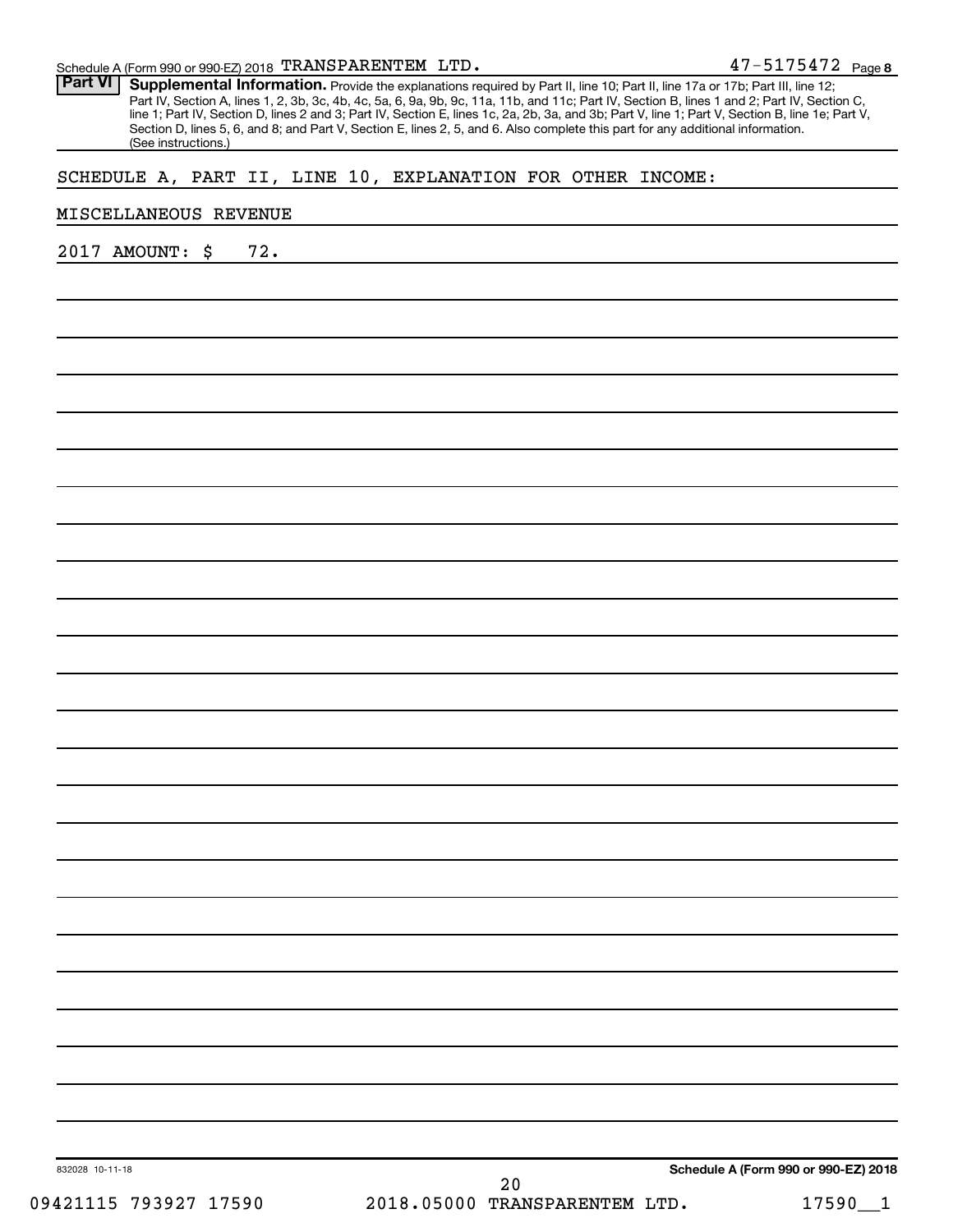Schedule A (Form 990 or 990-EZ) 2018 TRANSPARENTEM LTD. 47-5175472 Page 8

**Part VI** **Supplemental Information.** Provide the explanations required by Part II, line 10; Part II, line 17a or 17b; Part III, line 12; Part IV, Section A, lines 1, 2, 3b, 3c, 4b, 4c, 5a, 6, 9a, 9b, 9c, 11a, 11b, and 11c; Part IV, Section B, lines 1 and 2; Part IV, Section C, line 1; Part IV, Section D, lines 2 and 3; Part IV, Section E, lines 1c, 2a, 2b, 3a, and 3b; Part V, line 1; Part V, Section B, line 1e; Part V, Section D, lines 5, 6, and 8; and Part V, Section E, lines 2, 5, and 6. Also complete this part for any additional information. (See instructions.)

SCHEDULE A, PART II, LINE 10, EXPLANATION FOR OTHER INCOME:

MISCELLANEOUS REVENUE

2017 AMOUNT: $ 72.

832028 10-11-18

**Schedule A (Form 990 or 990-EZ) 2018**

09421115 793927 17590 2018.05000 TRANSPARENTEM LTD. 17590__1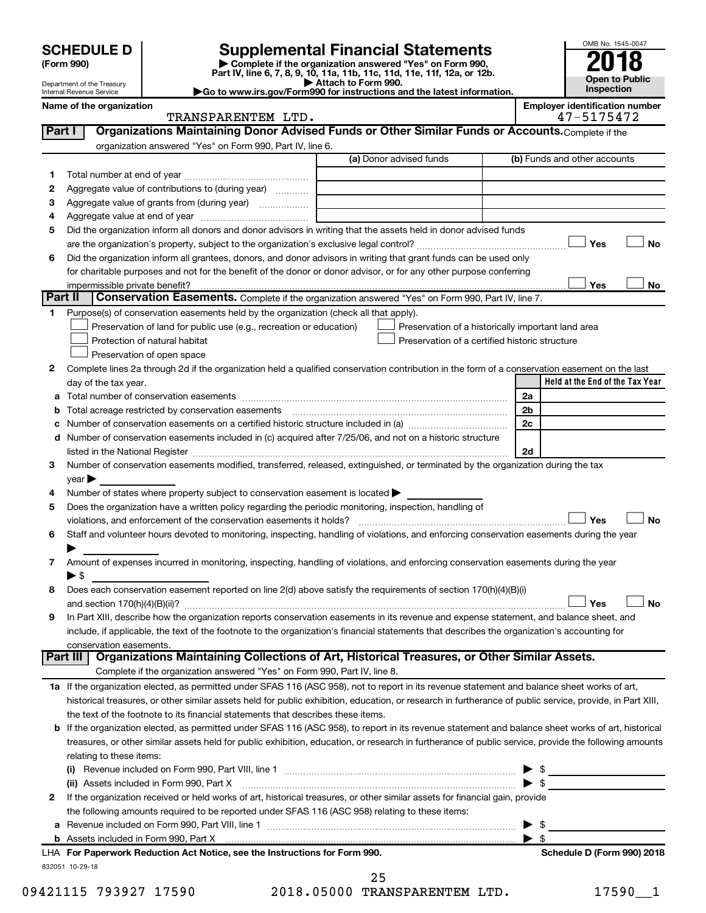**SCHEDULE D (Form 990)**

Department of the Treasury
Internal Revenue Service

# Supplemental Financial Statements

▶ Complete if the organization answered "Yes" on Form 990, Part IV, line 6, 7, 8, 9, 10, 11a, 11b, 11c, 11d, 11e, 11f, 12a, or 12b.
▶ Attach to Form 990.
▶Go to www.irs.gov/Form990 for instructions and the latest information.

OMB No. 1545-0047
**2018**
**Open to Public Inspection**

**Name of the organization**
TRANSPARENTEM LTD.

**Employer identification number**
47-5175472

**Part I** **Organizations Maintaining Donor Advised Funds or Other Similar Funds or Accounts.** Complete if the organization answered "Yes" on Form 990, Part IV, line 6.

| | | (a) Donor advised funds | (b) Funds and other accounts |
|---|---|---|---|
| 1 | Total number at end of year | | |
| 2 | Aggregate value of contributions to (during year) | | |
| 3 | Aggregate value of grants from (during year) | | |
| 4 | Aggregate value at end of year | | |

5 Did the organization inform all donors and donor advisors in writing that the assets held in donor advised funds are the organization's property, subject to the organization's exclusive legal control? ☐ Yes ☐ No

6 Did the organization inform all grantees, donors, and donor advisors in writing that grant funds can be used only for charitable purposes and not for the benefit of the donor or donor advisor, or for any other purpose conferring impermissible private benefit? ☐ Yes ☐ No

**Part II** **Conservation Easements.** Complete if the organization answered "Yes" on Form 990, Part IV, line 7.

1 Purpose(s) of conservation easements held by the organization (check all that apply).
- ☐ Preservation of land for public use (e.g., recreation or education)
- ☐ Protection of natural habitat
- ☐ Preservation of open space
- ☐ Preservation of a historically important land area
- ☐ Preservation of a certified historic structure

2 Complete lines 2a through 2d if the organization held a qualified conservation contribution in the form of a conservation easement on the last day of the tax year.

| | | | Held at the End of the Tax Year |
|---|---|---|---|
| a | Total number of conservation easements | 2a | |
| b | Total acreage restricted by conservation easements | 2b | |
| c | Number of conservation easements on a certified historic structure included in (a) | 2c | |
| d | Number of conservation easements included in (c) acquired after 7/25/06, and not on a historic structure listed in the National Register | 2d | |

3 Number of conservation easements modified, transferred, released, extinguished, or terminated by the organization during the tax year ▶

4 Number of states where property subject to conservation easement is located ▶

5 Does the organization have a written policy regarding the periodic monitoring, inspection, handling of violations, and enforcement of the conservation easements it holds? ☐ Yes ☐ No

6 Staff and volunteer hours devoted to monitoring, inspecting, handling of violations, and enforcing conservation easements during the year ▶

7 Amount of expenses incurred in monitoring, inspecting, handling of violations, and enforcing conservation easements during the year ▶ $

8 Does each conservation easement reported on line 2(d) above satisfy the requirements of section 170(h)(4)(B)(i) and section 170(h)(4)(B)(ii)? ☐ Yes ☐ No

9 In Part XIII, describe how the organization reports conservation easements in its revenue and expense statement, and balance sheet, and include, if applicable, the text of the footnote to the organization's financial statements that describes the organization's accounting for conservation easements.

**Part III** **Organizations Maintaining Collections of Art, Historical Treasures, or Other Similar Assets.** Complete if the organization answered "Yes" on Form 990, Part IV, line 8.

1a If the organization elected, as permitted under SFAS 116 (ASC 958), not to report in its revenue statement and balance sheet works of art, historical treasures, or other similar assets held for public exhibition, education, or research in furtherance of public service, provide, in Part XIII, the text of the footnote to its financial statements that describes these items.

b If the organization elected, as permitted under SFAS 116 (ASC 958), to report in its revenue statement and balance sheet works of art, historical treasures, or other similar assets held for public exhibition, education, or research in furtherance of public service, provide the following amounts relating to these items:

(i) Revenue included on Form 990, Part VIII, line 1 ▶ $

(ii) Assets included in Form 990, Part X ▶ $

2 If the organization received or held works of art, historical treasures, or other similar assets for financial gain, provide the following amounts required to be reported under SFAS 116 (ASC 958) relating to these items:

a Revenue included on Form 990, Part VIII, line 1 ▶ $

b Assets included in Form 990, Part X ▶ $

LHA **For Paperwork Reduction Act Notice, see the Instructions for Form 990.** **Schedule D (Form 990) 2018**

832051 10-29-18

09421115 793927 17590 2018.05000 TRANSPARENTEM LTD. 17590__1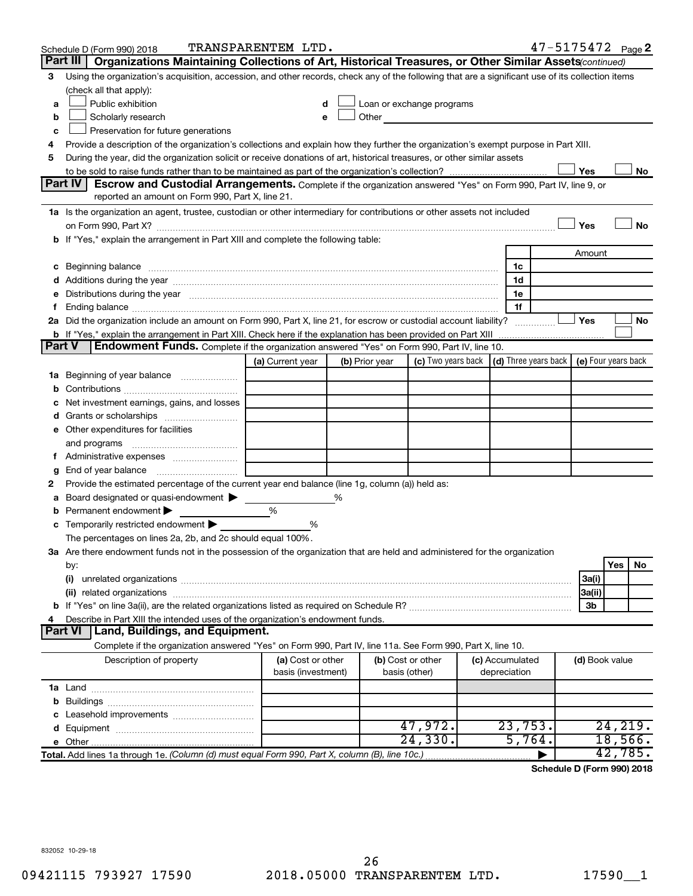Schedule D (Form 990) 2018 TRANSPARENTEM LTD. 47-5175472 Page 2

## Part III Organizations Maintaining Collections of Art, Historical Treasures, or Other Similar Assets *(continued)*

**3** Using the organization's acquisition, accession, and other records, check any of the following that are a significant use of its collection items (check all that apply):

- **a** ☐ Public exhibition
- **b** ☐ Scholarly research
- **c** ☐ Preservation for future generations
- **d** ☐ Loan or exchange programs
- **e** ☐ Other

**4** Provide a description of the organization's collections and explain how they further the organization's exempt purpose in Part XIII.

**5** During the year, did the organization solicit or receive donations of art, historical treasures, or other similar assets to be sold to raise funds rather than to be maintained as part of the organization's collection? ☐ Yes ☐ No

## Part IV Escrow and Custodial Arrangements.

Complete if the organization answered "Yes" on Form 990, Part IV, line 9, or reported an amount on Form 990, Part X, line 21.

**1a** Is the organization an agent, trustee, custodian or other intermediary for contributions or other assets not included on Form 990, Part X? ☐ Yes ☐ No

**b** If "Yes," explain the arrangement in Part XIII and complete the following table:

| | | Amount |
|---|---|---|
| **c** Beginning balance | 1c | |
| **d** Additions during the year | 1d | |
| **e** Distributions during the year | 1e | |
| **f** Ending balance | 1f | |

**2a** Did the organization include an amount on Form 990, Part X, line 21, for escrow or custodial account liability? ☐ Yes ☐ No

**b** If "Yes," explain the arrangement in Part XIII. Check here if the explanation has been provided on Part XIII ☐

## Part V Endowment Funds.

Complete if the organization answered "Yes" on Form 990, Part IV, line 10.

| | (a) Current year | (b) Prior year | (c) Two years back | (d) Three years back | (e) Four years back |
|---|---|---|---|---|---|
| **1a** Beginning of year balance | | | | | |
| **b** Contributions | | | | | |
| **c** Net investment earnings, gains, and losses | | | | | |
| **d** Grants or scholarships | | | | | |
| **e** Other expenditures for facilities and programs | | | | | |
| **f** Administrative expenses | | | | | |
| **g** End of year balance | | | | | |

**2** Provide the estimated percentage of the current year end balance (line 1g, column (a)) held as:

- **a** Board designated or quasi-endowment ▶ %
- **b** Permanent endowment ▶ %
- **c** Temporarily restricted endowment ▶ %

The percentages on lines 2a, 2b, and 2c should equal 100%.

**3a** Are there endowment funds not in the possession of the organization that are held and administered for the organization by:

| | | Yes | No |
|---|---|---|---|
| (i) unrelated organizations | 3a(i) | | |
| (ii) related organizations | 3a(ii) | | |
| **b** If "Yes" on line 3a(ii), are the related organizations listed as required on Schedule R? | 3b | | |

**4** Describe in Part XIII the intended uses of the organization's endowment funds.

## Part VI Land, Buildings, and Equipment.

Complete if the organization answered "Yes" on Form 990, Part IV, line 11a. See Form 990, Part X, line 10.

| Description of property | (a) Cost or other basis (investment) | (b) Cost or other basis (other) | (c) Accumulated depreciation | (d) Book value |
|---|---|---|---|---|
| **1a** Land | | | | |
| **b** Buildings | | | | |
| **c** Leasehold improvements | | | | |
| **d** Equipment | | 47,972. | 23,753. | 24,219. |
| **e** Other | | 24,330. | 5,764. | 18,566. |
| **Total.** Add lines 1a through 1e. *(Column (d) must equal Form 990, Part X, column (B), line 10c.)* ▶ | | | | 42,785. |

Schedule D (Form 990) 2018

832052 10-29-18

09421115 793927 17590 2018.05000 TRANSPARENTEM LTD. 17590__1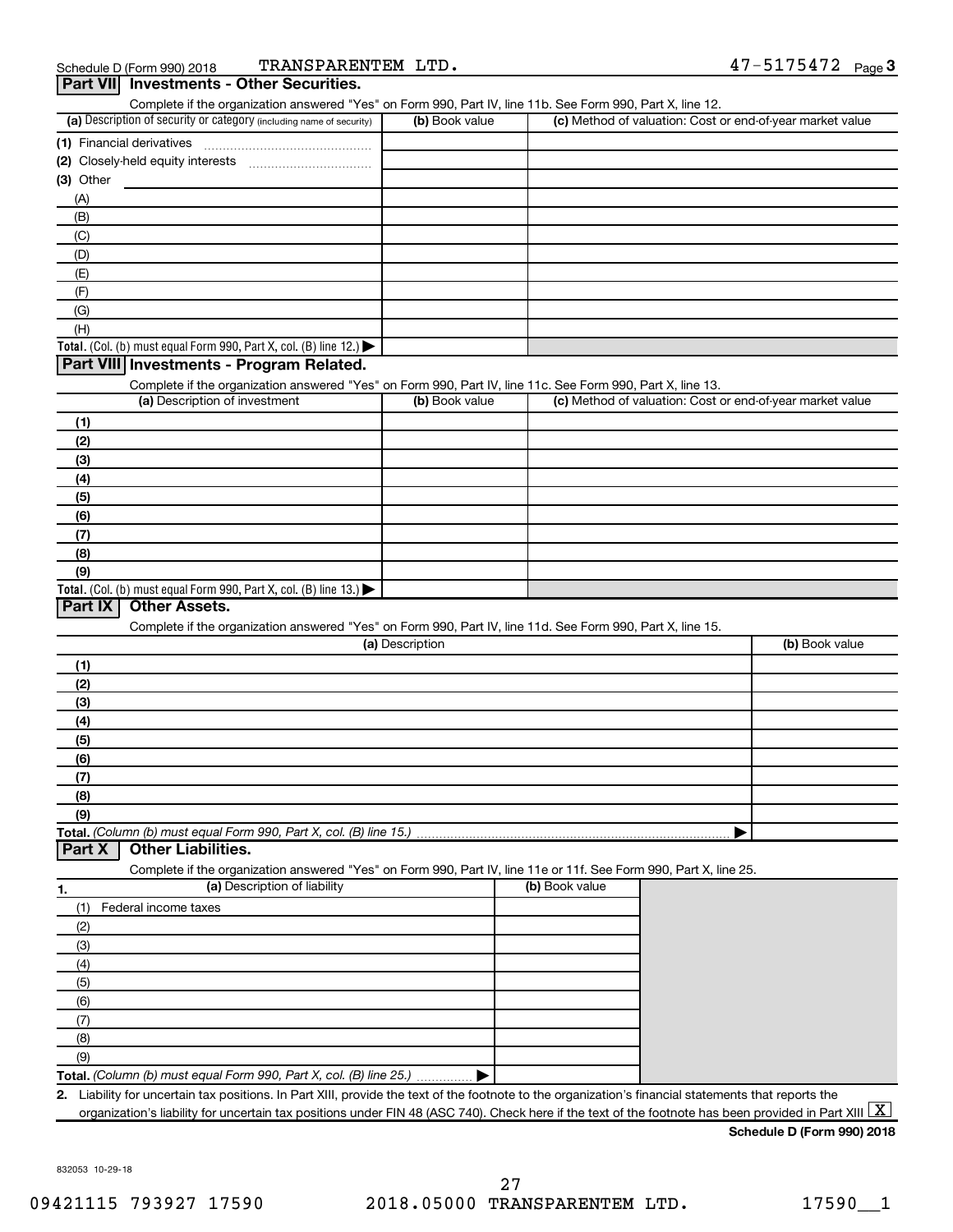Schedule D (Form 990) 2018 TRANSPARENTEM LTD. 47-5175472 Page 3

## Part VII Investments - Other Securities.

Complete if the organization answered "Yes" on Form 990, Part IV, line 11b. See Form 990, Part X, line 12.

| (a) Description of security or category (including name of security) | (b) Book value | (c) Method of valuation: Cost or end-of-year market value |
|---|---|---|
| (1) Financial derivatives | | |
| (2) Closely-held equity interests | | |
| (3) Other | | |
| (A) | | |
| (B) | | |
| (C) | | |
| (D) | | |
| (E) | | |
| (F) | | |
| (G) | | |
| (H) | | |
| **Total.** (Col. (b) must equal Form 990, Part X, col. (B) line 12.) ▶ | | |

## Part VIII Investments - Program Related.

Complete if the organization answered "Yes" on Form 990, Part IV, line 11c. See Form 990, Part X, line 13.

| (a) Description of investment | (b) Book value | (c) Method of valuation: Cost or end-of-year market value |
|---|---|---|
| (1) | | |
| (2) | | |
| (3) | | |
| (4) | | |
| (5) | | |
| (6) | | |
| (7) | | |
| (8) | | |
| (9) | | |
| **Total.** (Col. (b) must equal Form 990, Part X, col. (B) line 13.) ▶ | | |

## Part IX Other Assets.

Complete if the organization answered "Yes" on Form 990, Part IV, line 11d. See Form 990, Part X, line 15.

| (a) Description | (b) Book value |
|---|---|
| (1) | |
| (2) | |
| (3) | |
| (4) | |
| (5) | |
| (6) | |
| (7) | |
| (8) | |
| (9) | |
| **Total.** *(Column (b) must equal Form 990, Part X, col. (B) line 15.)* ▶ | |

## Part X Other Liabilities.

Complete if the organization answered "Yes" on Form 990, Part IV, line 11e or 11f. See Form 990, Part X, line 25.

| 1. (a) Description of liability | (b) Book value |
|---|---|
| (1) Federal income taxes | |
| (2) | |
| (3) | |
| (4) | |
| (5) | |
| (6) | |
| (7) | |
| (8) | |
| (9) | |
| **Total.** *(Column (b) must equal Form 990, Part X, col. (B) line 25.)* ▶ | |

**2.** Liability for uncertain tax positions. In Part XIII, provide the text of the footnote to the organization's financial statements that reports the organization's liability for uncertain tax positions under FIN 48 (ASC 740). Check here if the text of the footnote has been provided in Part XIII [X]

**Schedule D (Form 990) 2018**

832053 10-29-18

09421115 793927 17590 2018.05000 TRANSPARENTEM LTD. 17590__1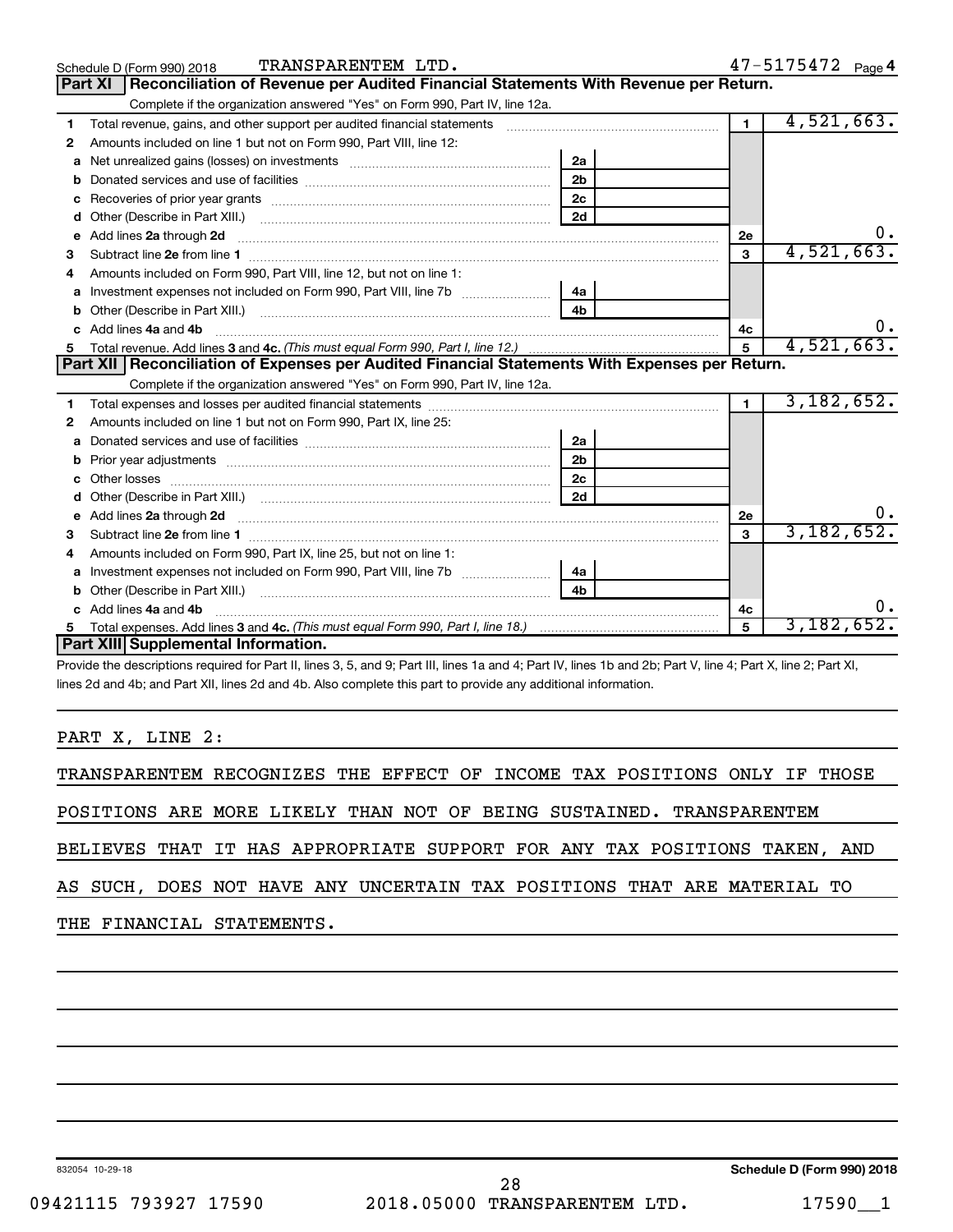Schedule D (Form 990) 2018 TRANSPARENTEM LTD. 47-5175472 Page 4

## Part XI Reconciliation of Revenue per Audited Financial Statements With Revenue per Return.

Complete if the organization answered "Yes" on Form 990, Part IV, line 12a.

| | | | | | |
|---|---|---|---|---|---|
| 1 | Total revenue, gains, and other support per audited financial statements | | | 1 | 4,521,663. |
| 2 | Amounts included on line 1 but not on Form 990, Part VIII, line 12: | | | | |
| a | Net unrealized gains (losses) on investments | 2a | | | |
| b | Donated services and use of facilities | 2b | | | |
| c | Recoveries of prior year grants | 2c | | | |
| d | Other (Describe in Part XIII.) | 2d | | | |
| e | Add lines 2a through 2d | | | 2e | 0. |
| 3 | Subtract line 2e from line 1 | | | 3 | 4,521,663. |
| 4 | Amounts included on Form 990, Part VIII, line 12, but not on line 1: | | | | |
| a | Investment expenses not included on Form 990, Part VIII, line 7b | 4a | | | |
| b | Other (Describe in Part XIII.) | 4b | | | |
| c | Add lines 4a and 4b | | | 4c | 0. |
| 5 | Total revenue. Add lines 3 and 4c. *(This must equal Form 990, Part I, line 12.)* | | | 5 | 4,521,663. |

## Part XII Reconciliation of Expenses per Audited Financial Statements With Expenses per Return.

Complete if the organization answered "Yes" on Form 990, Part IV, line 12a.

| | | | | | |
|---|---|---|---|---|---|
| 1 | Total expenses and losses per audited financial statements | | | 1 | 3,182,652. |
| 2 | Amounts included on line 1 but not on Form 990, Part IX, line 25: | | | | |
| a | Donated services and use of facilities | 2a | | | |
| b | Prior year adjustments | 2b | | | |
| c | Other losses | 2c | | | |
| d | Other (Describe in Part XIII.) | 2d | | | |
| e | Add lines 2a through 2d | | | 2e | 0. |
| 3 | Subtract line 2e from line 1 | | | 3 | 3,182,652. |
| 4 | Amounts included on Form 990, Part IX, line 25, but not on line 1: | | | | |
| a | Investment expenses not included on Form 990, Part VIII, line 7b | 4a | | | |
| b | Other (Describe in Part XIII.) | 4b | | | |
| c | Add lines 4a and 4b | | | 4c | 0. |
| 5 | Total expenses. Add lines 3 and 4c. *(This must equal Form 990, Part I, line 18.)* | | | 5 | 3,182,652. |

## Part XIII Supplemental Information.

Provide the descriptions required for Part II, lines 3, 5, and 9; Part III, lines 1a and 4; Part IV, lines 1b and 2b; Part V, line 4; Part X, line 2; Part XI, lines 2d and 4b; and Part XII, lines 2d and 4b. Also complete this part to provide any additional information.

PART X, LINE 2:

TRANSPARENTEM RECOGNIZES THE EFFECT OF INCOME TAX POSITIONS ONLY IF THOSE POSITIONS ARE MORE LIKELY THAN NOT OF BEING SUSTAINED. TRANSPARENTEM BELIEVES THAT IT HAS APPROPRIATE SUPPORT FOR ANY TAX POSITIONS TAKEN, AND AS SUCH, DOES NOT HAVE ANY UNCERTAIN TAX POSITIONS THAT ARE MATERIAL TO THE FINANCIAL STATEMENTS.

832054 10-29-18 Schedule D (Form 990) 2018

09421115 793927 17590 2018.05000 TRANSPARENTEM LTD. 17590__1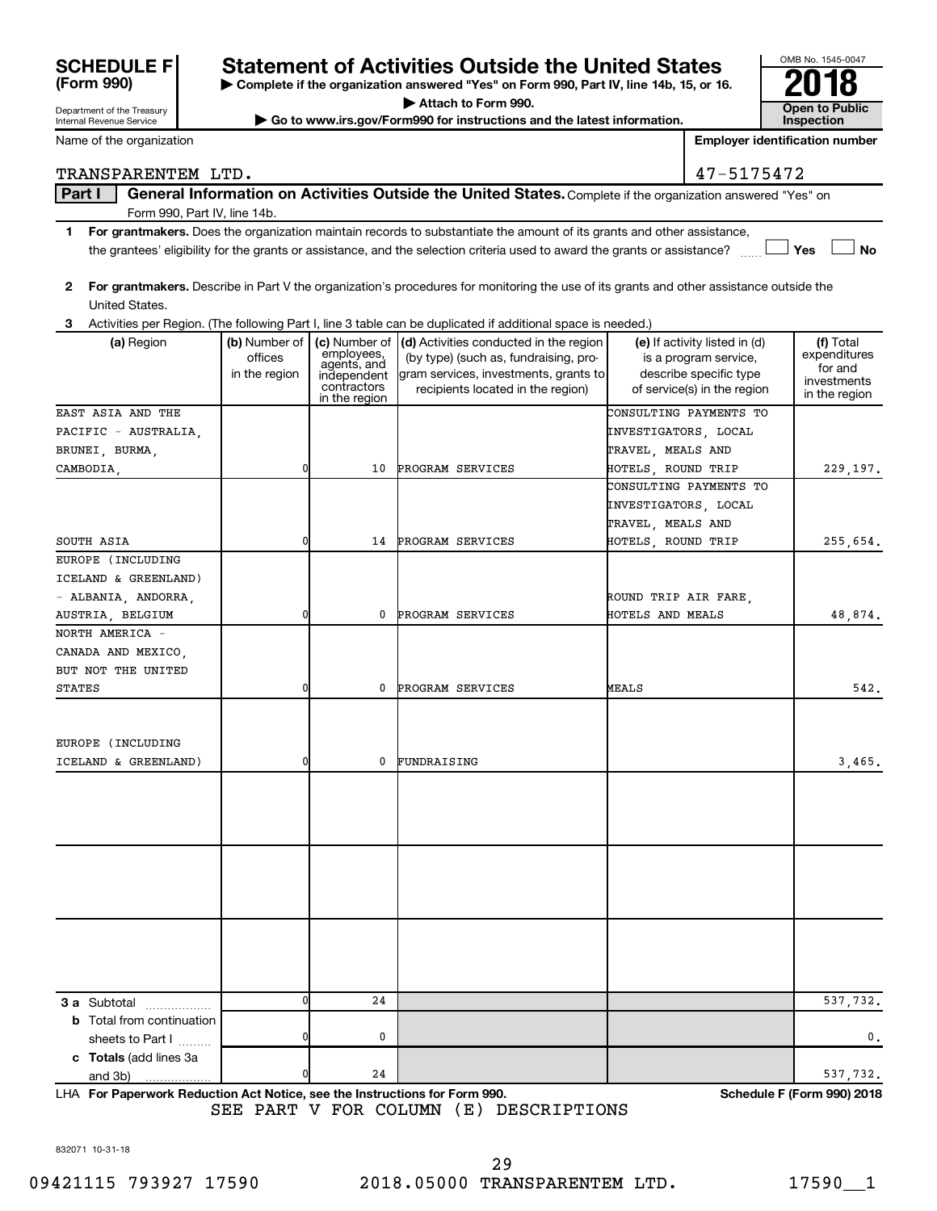**SCHEDULE F (Form 990)**

Department of the Treasury
Internal Revenue Service

# Statement of Activities Outside the United States

▶ Complete if the organization answered "Yes" on Form 990, Part IV, line 14b, 15, or 16.
▶ Attach to Form 990.
▶ Go to www.irs.gov/Form990 for instructions and the latest information.

OMB No. 1545-0047
**2018**
**Open to Public Inspection**

Name of the organization: TRANSPARENTEM LTD.
Employer identification number: 47-5175472

**Part I** **General Information on Activities Outside the United States.** Complete if the organization answered "Yes" on Form 990, Part IV, line 14b.

1 **For grantmakers.** Does the organization maintain records to substantiate the amount of its grants and other assistance, the grantees' eligibility for the grants or assistance, and the selection criteria used to award the grants or assistance? ☐ Yes ☐ No

2 **For grantmakers.** Describe in Part V the organization's procedures for monitoring the use of its grants and other assistance outside the United States.

3 Activities per Region. (The following Part I, line 3 table can be duplicated if additional space is needed.)

| (a) Region | (b) Number of offices in the region | (c) Number of employees, agents, and independent contractors in the region | (d) Activities conducted in the region (by type) (such as, fundraising, program services, investments, grants to recipients located in the region) | (e) If activity listed in (d) is a program service, describe specific type of service(s) in the region | (f) Total expenditures for and investments in the region |
|---|---|---|---|---|---|
| EAST ASIA AND THE PACIFIC - AUSTRALIA, BRUNEI, BURMA, CAMBODIA, | 0 | 10 | PROGRAM SERVICES | CONSULTING PAYMENTS TO INVESTIGATORS, LOCAL TRAVEL, MEALS AND HOTELS, ROUND TRIP | 229,197. |
| SOUTH ASIA | 0 | 14 | PROGRAM SERVICES | CONSULTING PAYMENTS TO INVESTIGATORS, LOCAL TRAVEL, MEALS AND HOTELS, ROUND TRIP | 255,654. |
| EUROPE (INCLUDING ICELAND & GREENLAND) - ALBANIA, ANDORRA, AUSTRIA, BELGIUM | 0 | 0 | PROGRAM SERVICES | ROUND TRIP AIR FARE, HOTELS AND MEALS | 48,874. |
| NORTH AMERICA - CANADA AND MEXICO, BUT NOT THE UNITED STATES | 0 | 0 | PROGRAM SERVICES | MEALS | 542. |
| EUROPE (INCLUDING ICELAND & GREENLAND) | 0 | 0 | FUNDRAISING | | 3,465. |
| | | | | | |
| | | | | | |
| | | | | | |
| **3 a** Subtotal | 0 | 24 | | | 537,732. |
| **b** Total from continuation sheets to Part I | 0 | 0 | | | 0. |
| **c Totals** (add lines 3a and 3b) | 0 | 24 | | | 537,732. |

LHA **For Paperwork Reduction Act Notice, see the Instructions for Form 990.** **Schedule F (Form 990) 2018**

SEE PART V FOR COLUMN (E) DESCRIPTIONS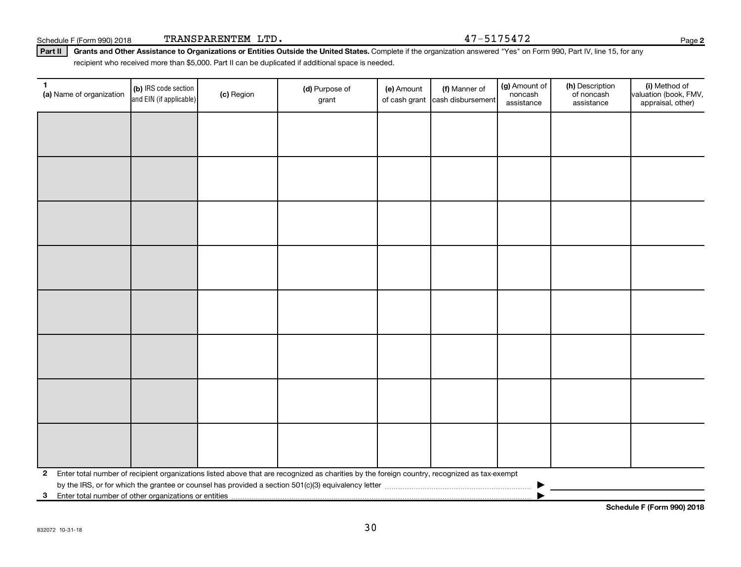Schedule F (Form 990) 2018 TRANSPARENTEM LTD. 47-5175472

**Part II** **Grants and Other Assistance to Organizations or Entities Outside the United States.** Complete if the organization answered "Yes" on Form 990, Part IV, line 15, for any recipient who received more than $5,000. Part II can be duplicated if additional space is needed.

| 1 (a) Name of organization | (b) IRS code section and EIN (if applicable) | (c) Region | (d) Purpose of grant | (e) Amount of cash grant | (f) Manner of cash disbursement | (g) Amount of noncash assistance | (h) Description of noncash assistance | (i) Method of valuation (book, FMV, appraisal, other) |
|---|---|---|---|---|---|---|---|---|
| | | | | | | | | |
| | | | | | | | | |
| | | | | | | | | |
| | | | | | | | | |
| | | | | | | | | |
| | | | | | | | | |
| | | | | | | | | |
| | | | | | | | | |

**2** Enter total number of recipient organizations listed above that are recognized as charities by the foreign country, recognized as tax-exempt by the IRS, or for which the grantee or counsel has provided a section 501(c)(3) equivalency letter ▶

**3** Enter total number of other organizations or entities ▶

**Schedule F (Form 990) 2018**

832072 10-31-18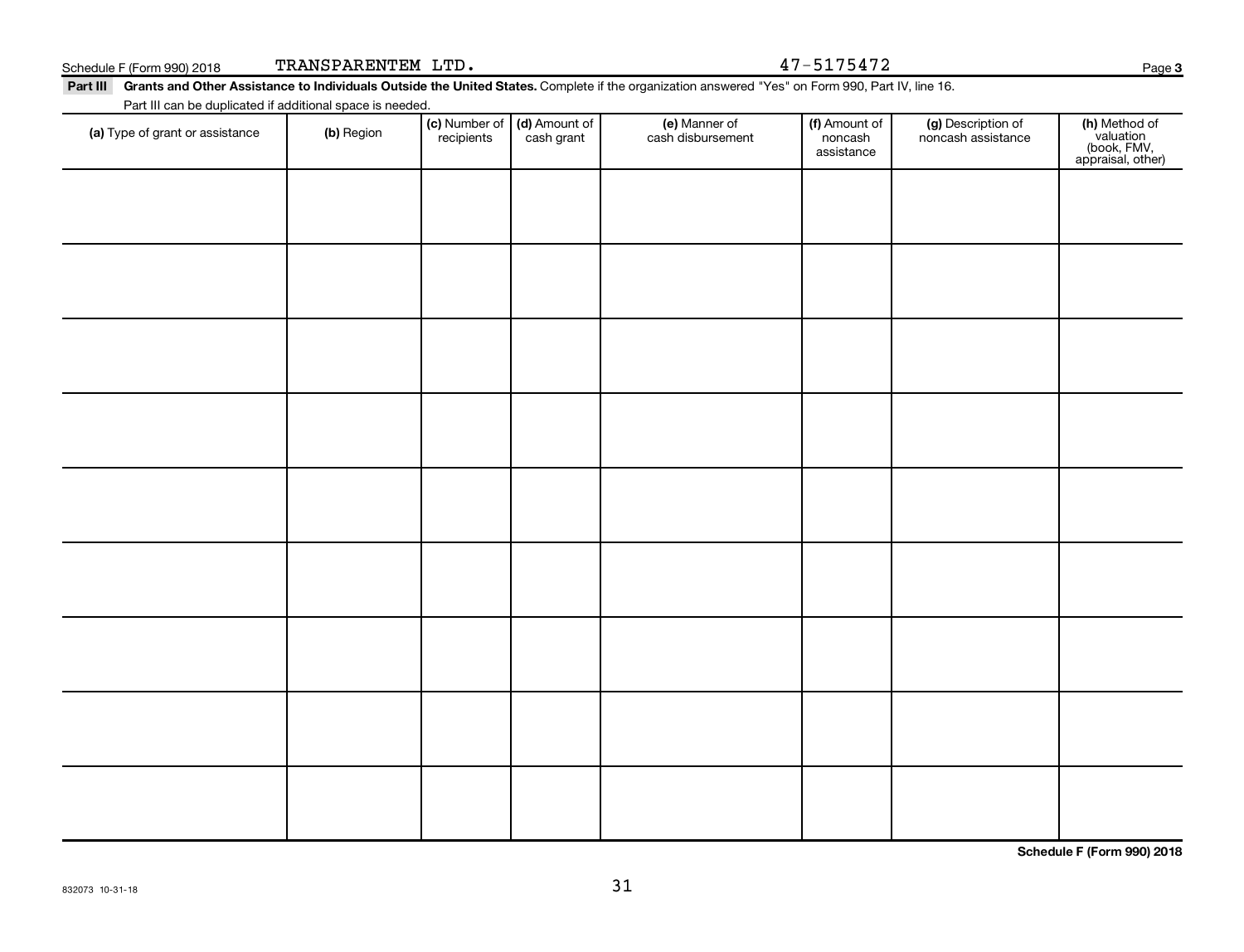Schedule F (Form 990) 2018 TRANSPARENTEM LTD. 47-5175472

**Part III** **Grants and Other Assistance to Individuals Outside the United States.** Complete if the organization answered "Yes" on Form 990, Part IV, line 16.

Part III can be duplicated if additional space is needed.

| (a) Type of grant or assistance | (b) Region | (c) Number of recipients | (d) Amount of cash grant | (e) Manner of cash disbursement | (f) Amount of noncash assistance | (g) Description of noncash assistance | (h) Method of valuation (book, FMV, appraisal, other) |
|---|---|---|---|---|---|---|---|
| | | | | | | | |
| | | | | | | | |
| | | | | | | | |
| | | | | | | | |
| | | | | | | | |
| | | | | | | | |
| | | | | | | | |
| | | | | | | | |
| | | | | | | | |

**Schedule F (Form 990) 2018**

832073 10-31-18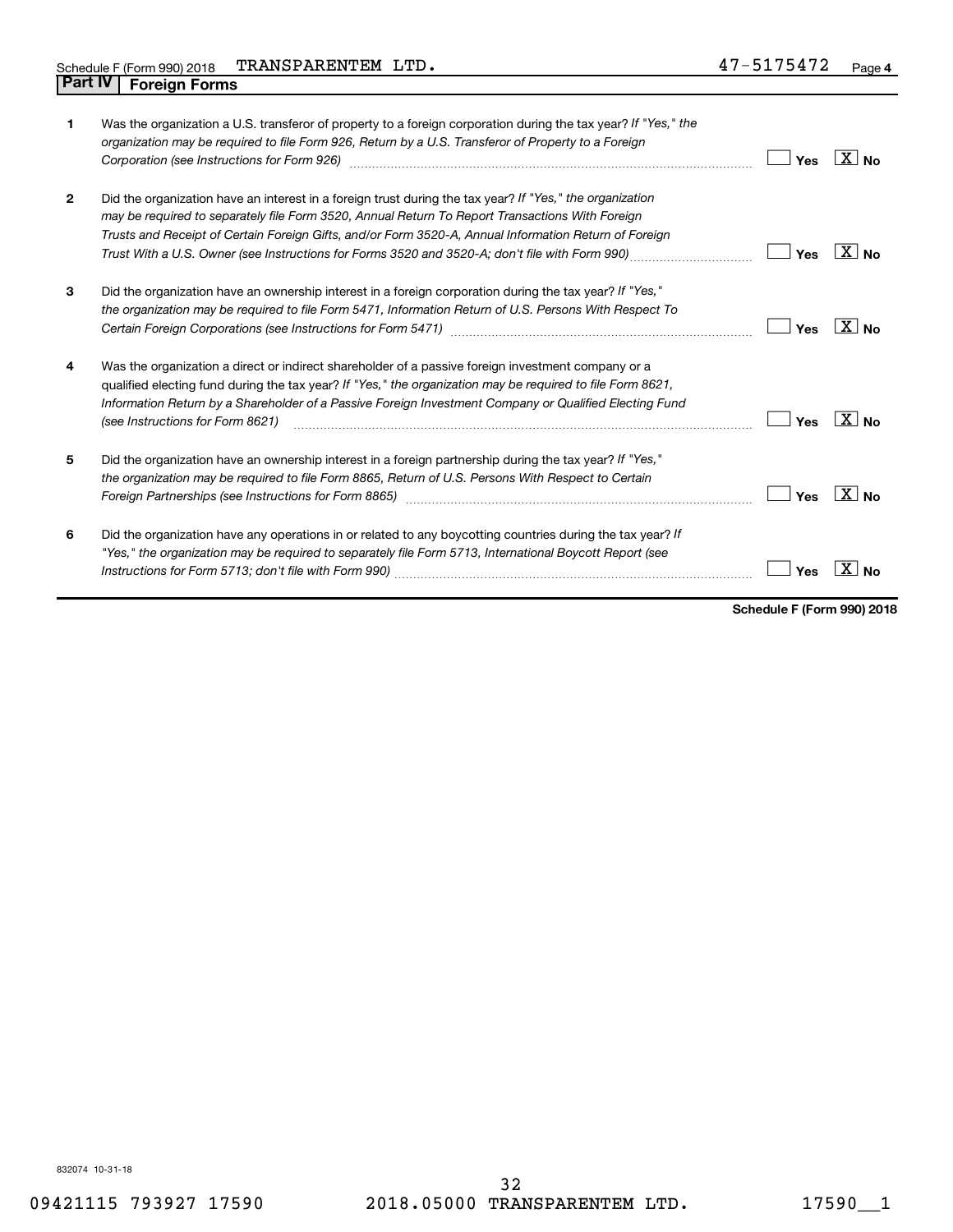Schedule F (Form 990) 2018 TRANSPARENTEM LTD. 47-5175472 Page 4

## Part IV Foreign Forms

| | | | |
|---|---|---|---|
| 1 | Was the organization a U.S. transferor of property to a foreign corporation during the tax year? *If "Yes," the organization may be required to file Form 926, Return by a U.S. Transferor of Property to a Foreign Corporation (see Instructions for Form 926)* | Yes | [X] No |
| 2 | Did the organization have an interest in a foreign trust during the tax year? *If "Yes," the organization may be required to separately file Form 3520, Annual Return To Report Transactions With Foreign Trusts and Receipt of Certain Foreign Gifts, and/or Form 3520-A, Annual Information Return of Foreign Trust With a U.S. Owner (see Instructions for Forms 3520 and 3520-A; don't file with Form 990)* | Yes | [X] No |
| 3 | Did the organization have an ownership interest in a foreign corporation during the tax year? *If "Yes," the organization may be required to file Form 5471, Information Return of U.S. Persons With Respect To Certain Foreign Corporations (see Instructions for Form 5471)* | Yes | [X] No |
| 4 | Was the organization a direct or indirect shareholder of a passive foreign investment company or a qualified electing fund during the tax year? *If "Yes," the organization may be required to file Form 8621, Information Return by a Shareholder of a Passive Foreign Investment Company or Qualified Electing Fund (see Instructions for Form 8621)* | Yes | [X] No |
| 5 | Did the organization have an ownership interest in a foreign partnership during the tax year? *If "Yes," the organization may be required to file Form 8865, Return of U.S. Persons With Respect to Certain Foreign Partnerships (see Instructions for Form 8865)* | Yes | [X] No |
| 6 | Did the organization have any operations in or related to any boycotting countries during the tax year? *If "Yes," the organization may be required to separately file Form 5713, International Boycott Report (see Instructions for Form 5713; don't file with Form 990)* | Yes | [X] No |

**Schedule F (Form 990) 2018**

832074 10-31-18

09421115 793927 17590 2018.05000 TRANSPARENTEM LTD. 17590__1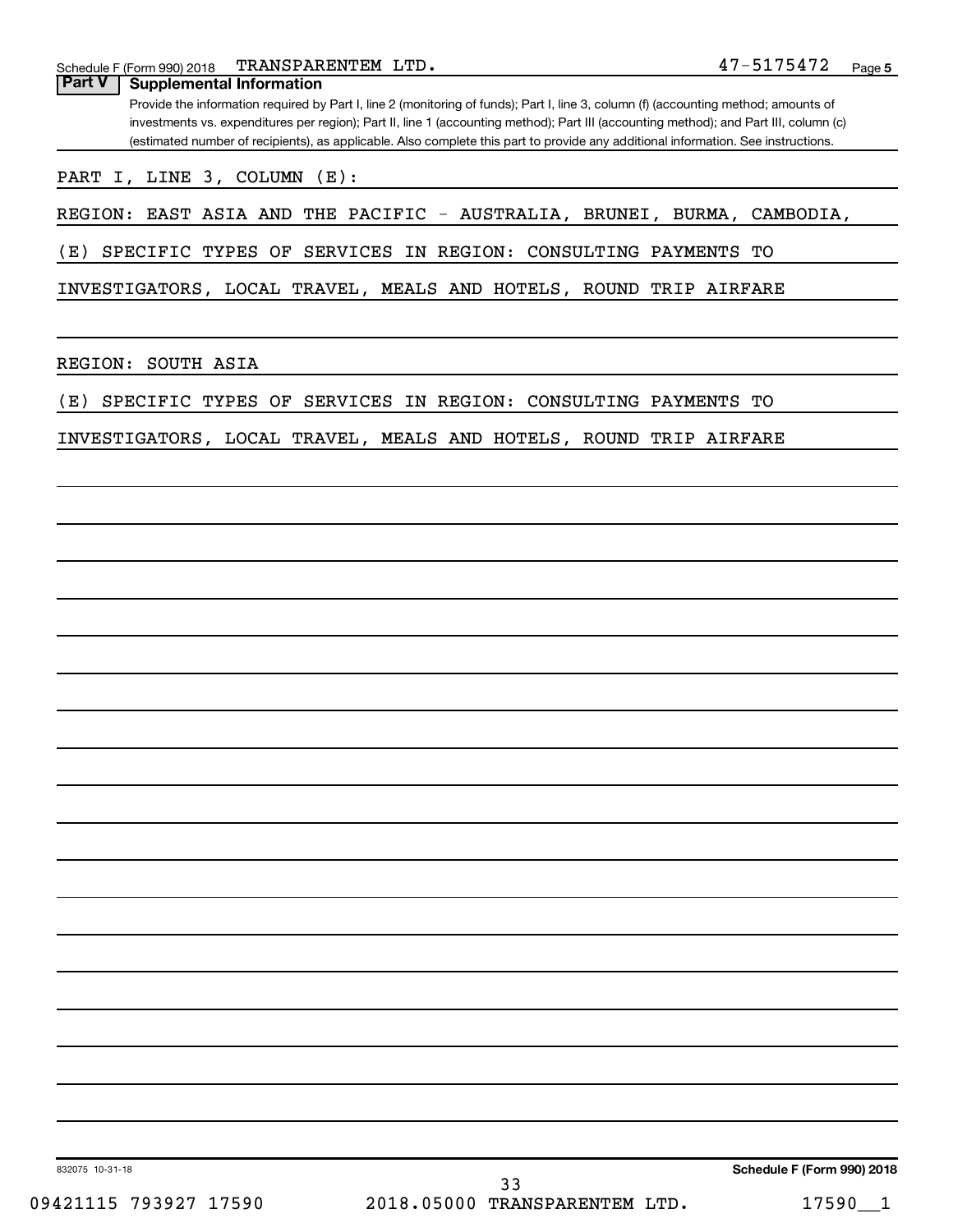Schedule F (Form 990) 2018 TRANSPARENTEM LTD. 47-5175472 Page 5

## Part V Supplemental Information

Provide the information required by Part I, line 2 (monitoring of funds); Part I, line 3, column (f) (accounting method; amounts of investments vs. expenditures per region); Part II, line 1 (accounting method); Part III (accounting method); and Part III, column (c) (estimated number of recipients), as applicable. Also complete this part to provide any additional information. See instructions.

PART I, LINE 3, COLUMN (E):

REGION: EAST ASIA AND THE PACIFIC - AUSTRALIA, BRUNEI, BURMA, CAMBODIA,

(E) SPECIFIC TYPES OF SERVICES IN REGION: CONSULTING PAYMENTS TO INVESTIGATORS, LOCAL TRAVEL, MEALS AND HOTELS, ROUND TRIP AIRFARE

REGION: SOUTH ASIA

(E) SPECIFIC TYPES OF SERVICES IN REGION: CONSULTING PAYMENTS TO INVESTIGATORS, LOCAL TRAVEL, MEALS AND HOTELS, ROUND TRIP AIRFARE

832075 10-31-18 Schedule F (Form 990) 2018

09421115 793927 17590 2018.05000 TRANSPARENTEM LTD. 17590__1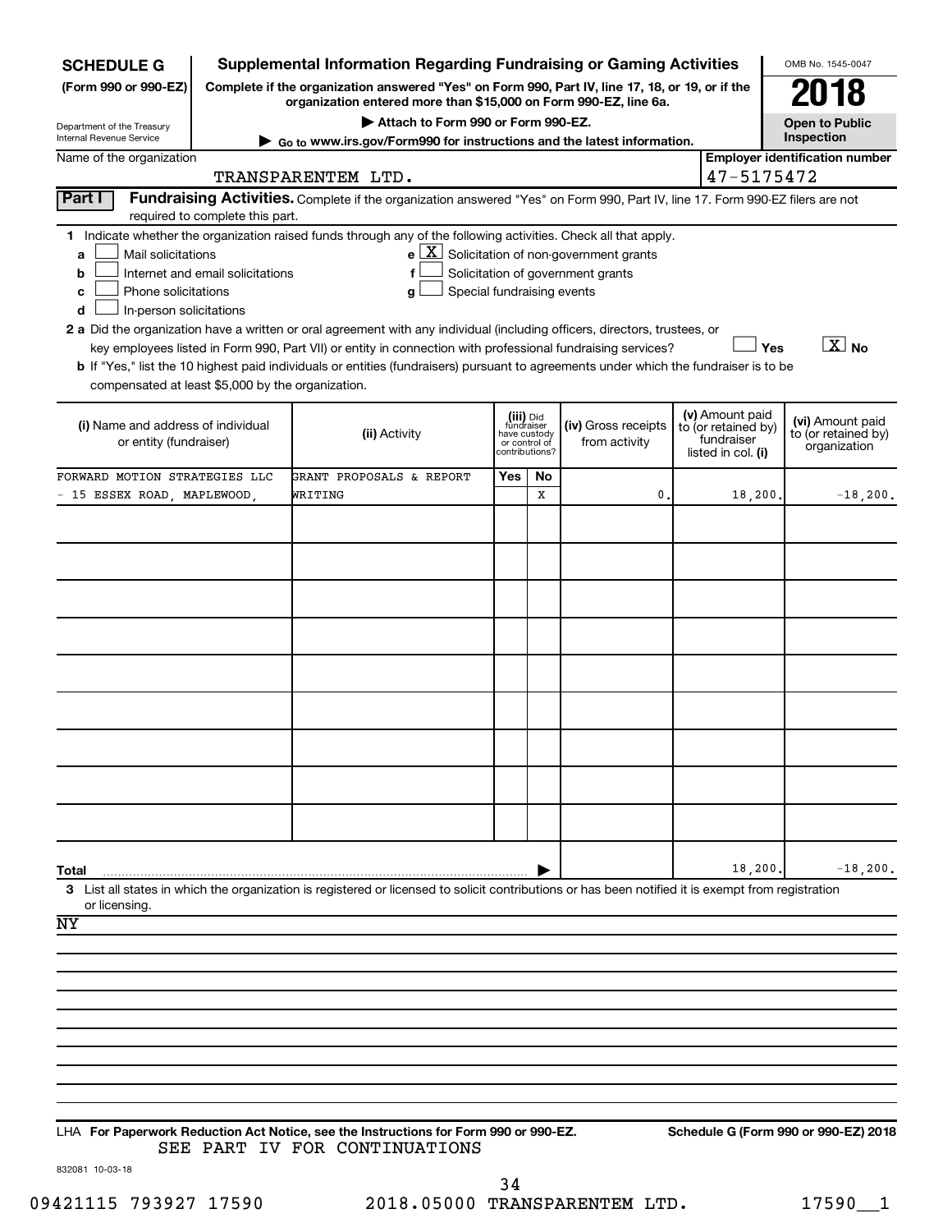**SCHEDULE G (Form 990 or 990-EZ)**

Department of the Treasury
Internal Revenue Service

# Supplemental Information Regarding Fundraising or Gaming Activities

**Complete if the organization answered "Yes" on Form 990, Part IV, line 17, 18, or 19, or if the organization entered more than $15,000 on Form 990-EZ, line 6a.**

**▶ Attach to Form 990 or Form 990-EZ.**

**▶ Go to www.irs.gov/Form990 for instructions and the latest information.**

OMB No. 1545-0047

**2018**

**Open to Public Inspection**

Name of the organization: TRANSPARENTEM LTD.

**Employer identification number:** 47-5175472

**Part I — Fundraising Activities.** Complete if the organization answered "Yes" on Form 990, Part IV, line 17. Form 990-EZ filers are not required to complete this part.

**1** Indicate whether the organization raised funds through any of the following activities. Check all that apply.

- **a** ☐ Mail solicitations
- **b** ☐ Internet and email solicitations
- **c** ☐ Phone solicitations
- **d** ☐ In-person solicitations
- **e** ☒ Solicitation of non-government grants
- **f** ☐ Solicitation of government grants
- **g** ☐ Special fundraising events

**2 a** Did the organization have a written or oral agreement with any individual (including officers, directors, trustees, or key employees listed in Form 990, Part VII) or entity in connection with professional fundraising services? ☐ Yes ☒ No

**b** If "Yes," list the 10 highest paid individuals or entities (fundraisers) pursuant to agreements under which the fundraiser is to be compensated at least $5,000 by the organization.

| (i) Name and address of individual or entity (fundraiser) | (ii) Activity | (iii) Did fundraiser have custody or control of contributions? Yes | No | (iv) Gross receipts from activity | (v) Amount paid to (or retained by) fundraiser listed in col. (i) | (vi) Amount paid to (or retained by) organization |
|---|---|---|---|---|---|---|
| FORWARD MOTION STRATEGIES LLC - 15 ESSEX ROAD, MAPLEWOOD, | GRANT PROPOSALS & REPORT WRITING | | X | 0. | 18,200. | -18,200. |
| | | | | | | |
| | | | | | | |
| | | | | | | |
| | | | | | | |
| | | | | | | |
| | | | | | | |
| | | | | | | |
| | | | | | | |
| | | | | | | |
| **Total** | | | ▶ | | 18,200. | -18,200. |

**3** List all states in which the organization is registered or licensed to solicit contributions or has been notified it is exempt from registration or licensing.

NY

LHA **For Paperwork Reduction Act Notice, see the Instructions for Form 990 or 990-EZ.** **Schedule G (Form 990 or 990-EZ) 2018**

SEE PART IV FOR CONTINUATIONS

832081 10-03-18

09421115 793927 17590 2018.05000 TRANSPARENTEM LTD. 17590__1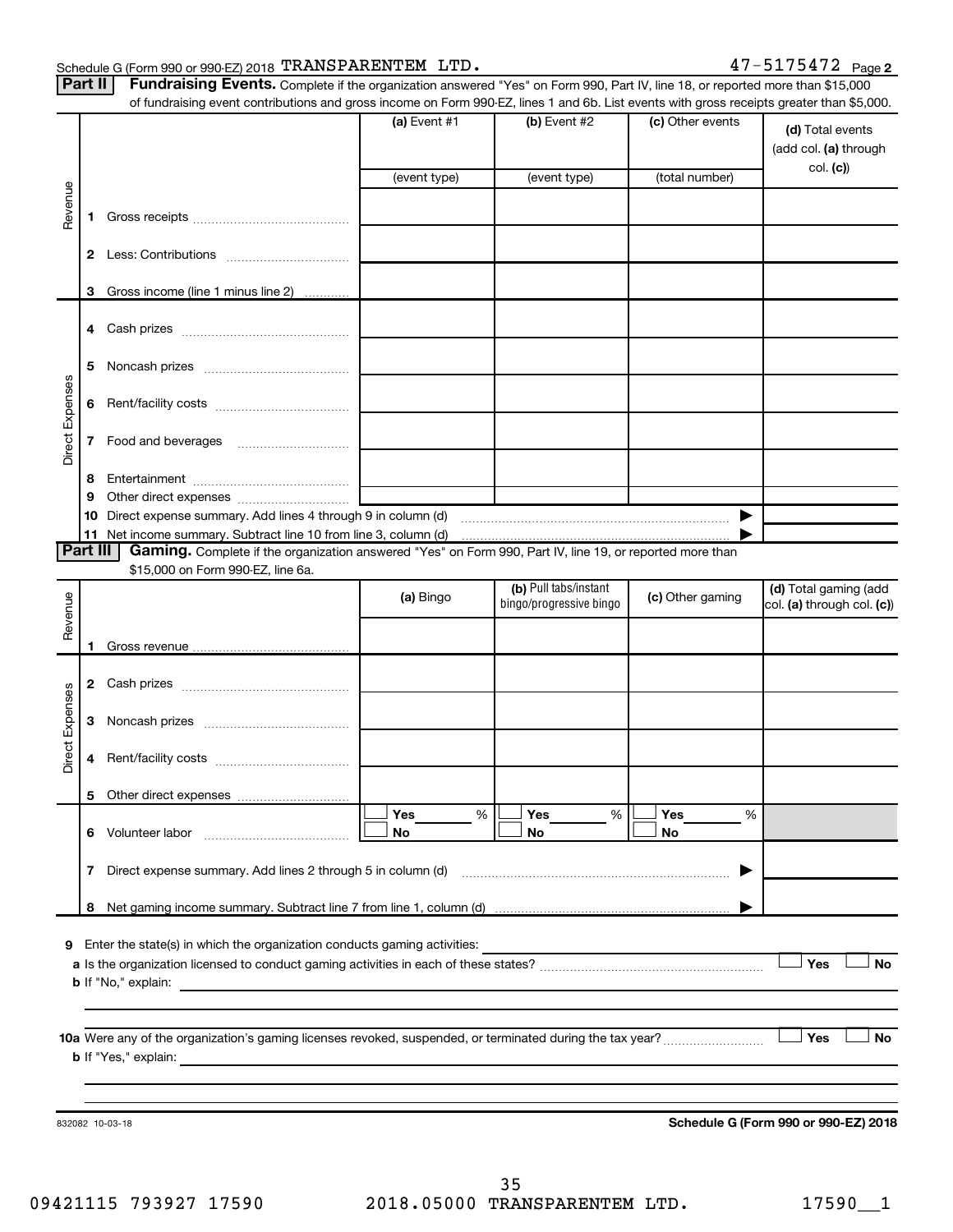Schedule G (Form 990 or 990-EZ) 2018 TRANSPARENTEM LTD. 47-5175472 Page 2

**Part II** **Fundraising Events.** Complete if the organization answered "Yes" on Form 990, Part IV, line 18, or reported more than $15,000 of fundraising event contributions and gross income on Form 990-EZ, lines 1 and 6b. List events with gross receipts greater than $5,000.

| | | (a) Event #1 | (b) Event #2 | (c) Other events | (d) Total events (add col. (a) through col. (c)) |
|---|---|---|---|---|---|
| | | (event type) | (event type) | (total number) | |
| Revenue | 1 Gross receipts | | | | |
| | 2 Less: Contributions | | | | |
| | 3 Gross income (line 1 minus line 2) | | | | |
| Direct Expenses | 4 Cash prizes | | | | |
| | 5 Noncash prizes | | | | |
| | 6 Rent/facility costs | | | | |
| | 7 Food and beverages | | | | |
| | 8 Entertainment | | | | |
| | 9 Other direct expenses | | | | |
| | 10 Direct expense summary. Add lines 4 through 9 in column (d) | | | ▶ | |
| | 11 Net income summary. Subtract line 10 from line 3, column (d) | | | ▶ | |

**Part III** **Gaming.** Complete if the organization answered "Yes" on Form 990, Part IV, line 19, or reported more than $15,000 on Form 990-EZ, line 6a.

| | | (a) Bingo | (b) Pull tabs/instant bingo/progressive bingo | (c) Other gaming | (d) Total gaming (add col. (a) through col. (c)) |
|---|---|---|---|---|---|
| Revenue | 1 Gross revenue | | | | |
| Direct Expenses | 2 Cash prizes | | | | |
| | 3 Noncash prizes | | | | |
| | 4 Rent/facility costs | | | | |
| | 5 Other direct expenses | | | | |
| | 6 Volunteer labor | ☐ Yes ____ % ☐ No | ☐ Yes ____ % ☐ No | ☐ Yes ____ % ☐ No | |
| | 7 Direct expense summary. Add lines 2 through 5 in column (d) | | | ▶ | |
| | 8 Net gaming income summary. Subtract line 7 from line 1, column (d) | | | ▶ | |

**9** Enter the state(s) in which the organization conducts gaming activities: ____________

**a** Is the organization licensed to conduct gaming activities in each of these states? ☐ Yes ☐ No

**b** If "No," explain: ____________

**10a** Were any of the organization's gaming licenses revoked, suspended, or terminated during the tax year? ☐ Yes ☐ No

**b** If "Yes," explain: ____________

832082 10-03-18

**Schedule G (Form 990 or 990-EZ) 2018**

09421115 793927 17590 2018.05000 TRANSPARENTEM LTD. 17590__1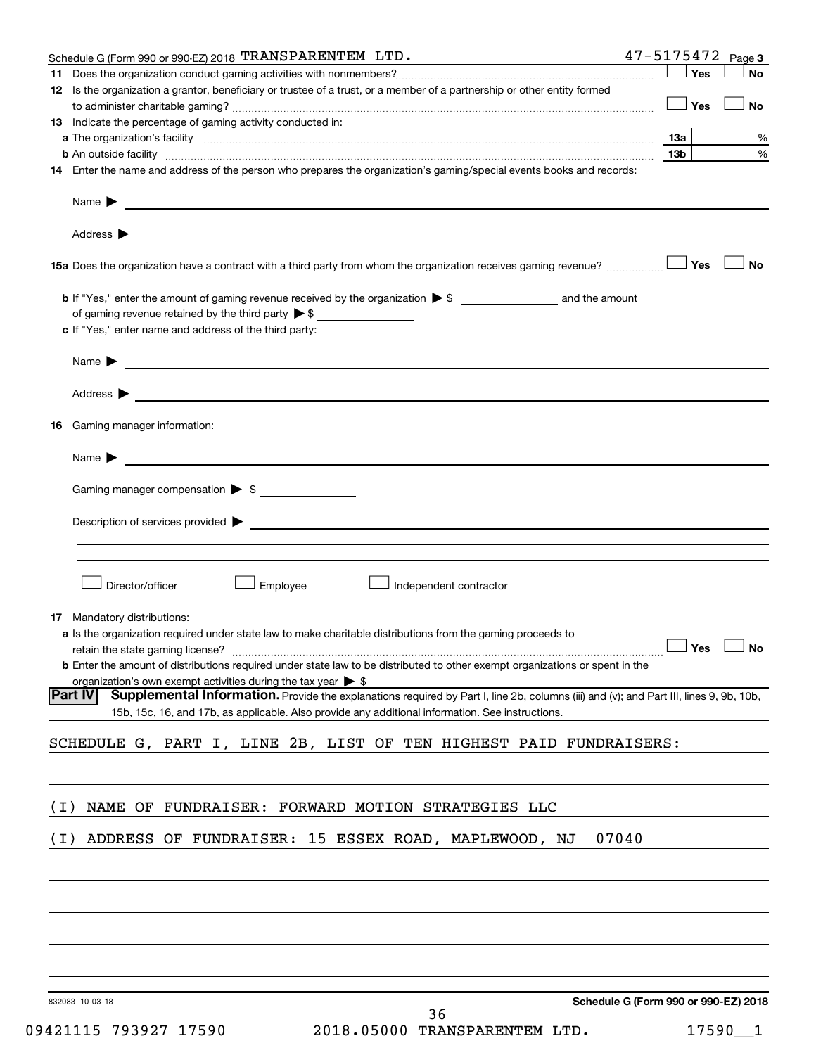Schedule G (Form 990 or 990-EZ) 2018 TRANSPARENTEM LTD. 47-5175472 Page 3

**11** Does the organization conduct gaming activities with nonmembers? ☐ Yes ☐ No

**12** Is the organization a grantor, beneficiary or trustee of a trust, or a member of a partnership or other entity formed to administer charitable gaming? ☐ Yes ☐ No

**13** Indicate the percentage of gaming activity conducted in:

**a** The organization's facility ... **13a** %

**b** An outside facility ... **13b** %

**14** Enter the name and address of the person who prepares the organization's gaming/special events books and records:

Name ▶

Address ▶

**15a** Does the organization have a contract with a third party from whom the organization receives gaming revenue? ☐ Yes ☐ No

**b** If "Yes," enter the amount of gaming revenue received by the organization ▶ $ ______ and the amount of gaming revenue retained by the third party ▶ $ ______

**c** If "Yes," enter name and address of the third party:

Name ▶

Address ▶

**16** Gaming manager information:

Name ▶

Gaming manager compensation ▶ $

Description of services provided ▶

☐ Director/officer ☐ Employee ☐ Independent contractor

**17** Mandatory distributions:

**a** Is the organization required under state law to make charitable distributions from the gaming proceeds to retain the state gaming license? ☐ Yes ☐ No

**b** Enter the amount of distributions required under state law to be distributed to other exempt organizations or spent in the organization's own exempt activities during the tax year ▶ $

**Part IV** **Supplemental Information.** Provide the explanations required by Part I, line 2b, columns (iii) and (v); and Part III, lines 9, 9b, 10b, 15b, 15c, 16, and 17b, as applicable. Also provide any additional information. See instructions.

SCHEDULE G, PART I, LINE 2B, LIST OF TEN HIGHEST PAID FUNDRAISERS:

(I) NAME OF FUNDRAISER: FORWARD MOTION STRATEGIES LLC

(I) ADDRESS OF FUNDRAISER: 15 ESSEX ROAD, MAPLEWOOD, NJ 07040

832083 10-03-18 Schedule G (Form 990 or 990-EZ) 2018

09421115 793927 17590 2018.05000 TRANSPARENTEM LTD. 17590__1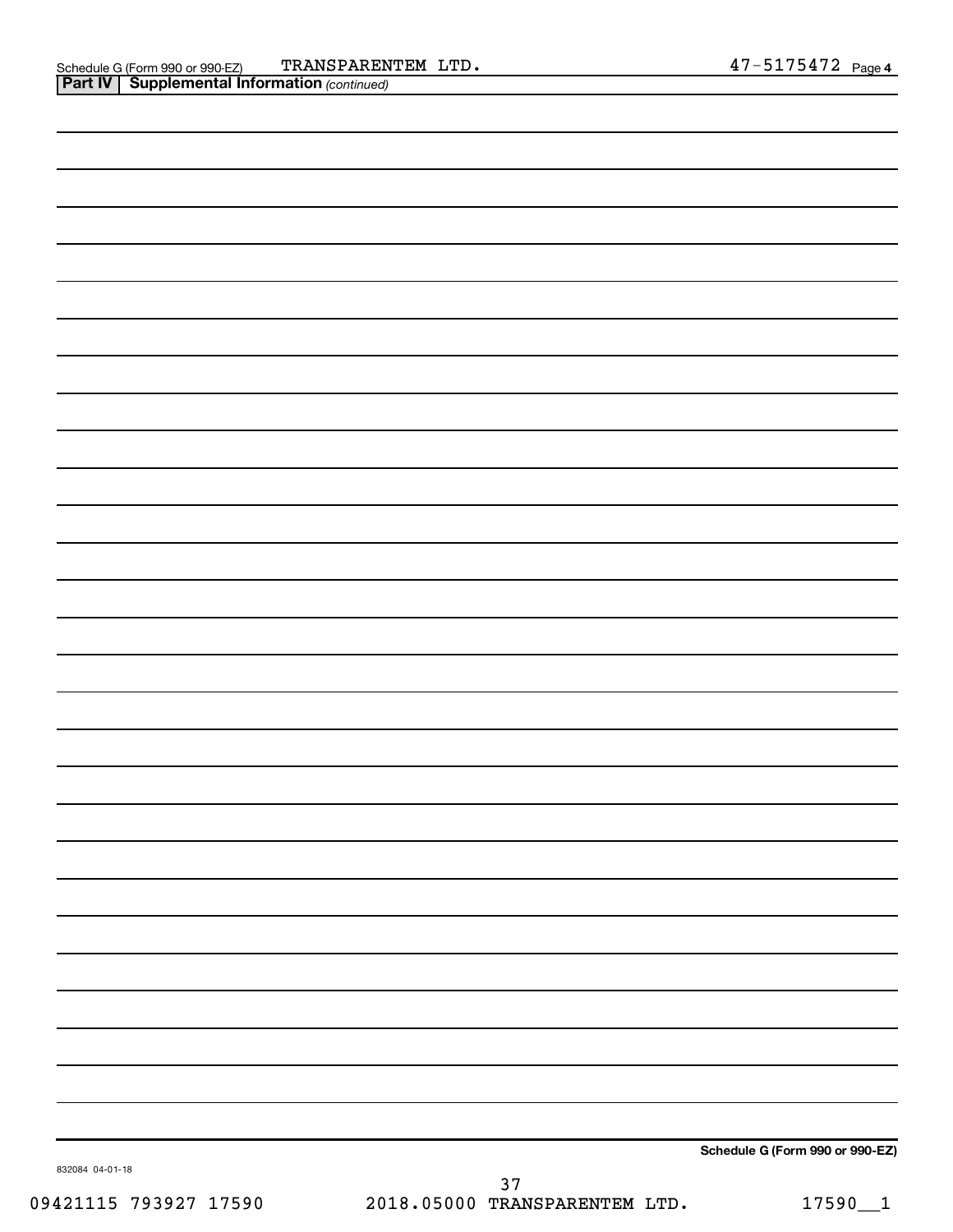Schedule G (Form 990 or 990-EZ) TRANSPARENTEM LTD. 47-5175472 Page 4

**Part IV | Supplemental Information** *(continued)*

**Schedule G (Form 990 or 990-EZ)**

832084 04-01-18

09421115 793927 17590 2018.05000 TRANSPARENTEM LTD. 17590__1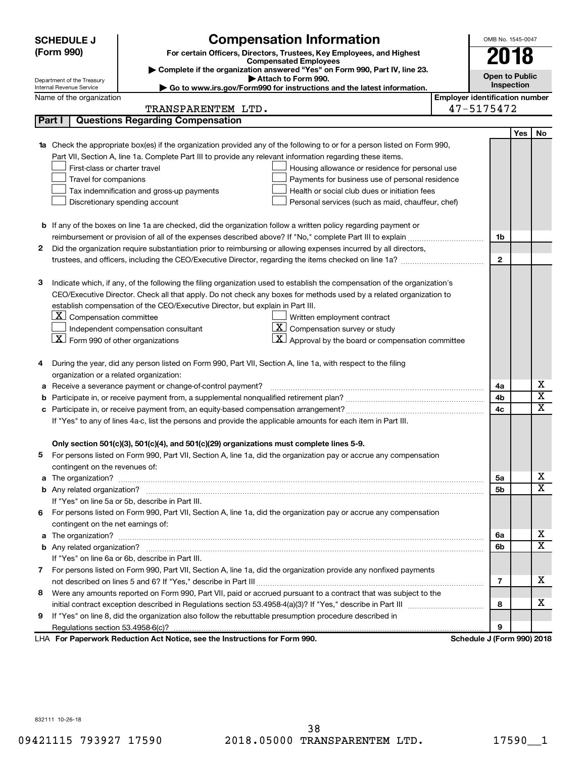**SCHEDULE J (Form 990)**

Department of the Treasury
Internal Revenue Service

# Compensation Information

**For certain Officers, Directors, Trustees, Key Employees, and Highest Compensated Employees**

▶ Complete if the organization answered "Yes" on Form 990, Part IV, line 23.
▶ Attach to Form 990.
▶ Go to www.irs.gov/Form990 for instructions and the latest information.

OMB No. 1545-0047

**2018**

**Open to Public Inspection**

Name of the organization: TRANSPARENTEM LTD.

Employer identification number: 47-5175472

## Part I | Questions Regarding Compensation

| | | | Yes | No |
|---|---|---|---|---|
| **1a** | Check the appropriate box(es) if the organization provided any of the following to or for a person listed on Form 990, Part VII, Section A, line 1a. Complete Part III to provide any relevant information regarding these items.<br>☐ First-class or charter travel ☐ Housing allowance or residence for personal use<br>☐ Travel for companions ☐ Payments for business use of personal residence<br>☐ Tax indemnification and gross-up payments ☐ Health or social club dues or initiation fees<br>☐ Discretionary spending account ☐ Personal services (such as maid, chauffeur, chef) | | | |
| **b** | If any of the boxes on line 1a are checked, did the organization follow a written policy regarding payment or reimbursement or provision of all of the expenses described above? If "No," complete Part III to explain | 1b | | |
| **2** | Did the organization require substantiation prior to reimbursing or allowing expenses incurred by all directors, trustees, and officers, including the CEO/Executive Director, regarding the items checked on line 1a? | 2 | | |
| **3** | Indicate which, if any, of the following the filing organization used to establish the compensation of the organization's CEO/Executive Director. Check all that apply. Do not check any boxes for methods used by a related organization to establish compensation of the CEO/Executive Director, but explain in Part III.<br>☒ Compensation committee ☐ Written employment contract<br>☐ Independent compensation consultant ☒ Compensation survey or study<br>☒ Form 990 of other organizations ☒ Approval by the board or compensation committee | | | |
| **4** | During the year, did any person listed on Form 990, Part VII, Section A, line 1a, with respect to the filing organization or a related organization: | | | |
| **a** | Receive a severance payment or change-of-control payment? | 4a | | X |
| **b** | Participate in, or receive payment from, a supplemental nonqualified retirement plan? | 4b | | X |
| **c** | Participate in, or receive payment from, an equity-based compensation arrangement? | 4c | | X |
| | If "Yes" to any of lines 4a-c, list the persons and provide the applicable amounts for each item in Part III. | | | |
| | **Only section 501(c)(3), 501(c)(4), and 501(c)(29) organizations must complete lines 5-9.** | | | |
| **5** | For persons listed on Form 990, Part VII, Section A, line 1a, did the organization pay or accrue any compensation contingent on the revenues of: | | | |
| **a** | The organization? | 5a | | X |
| **b** | Any related organization? | 5b | | X |
| | If "Yes" on line 5a or 5b, describe in Part III. | | | |
| **6** | For persons listed on Form 990, Part VII, Section A, line 1a, did the organization pay or accrue any compensation contingent on the net earnings of: | | | |
| **a** | The organization? | 6a | | X |
| **b** | Any related organization? | 6b | | X |
| | If "Yes" on line 6a or 6b, describe in Part III. | | | |
| **7** | For persons listed on Form 990, Part VII, Section A, line 1a, did the organization provide any nonfixed payments not described on lines 5 and 6? If "Yes," describe in Part III | 7 | | X |
| **8** | Were any amounts reported on Form 990, Part VII, paid or accrued pursuant to a contract that was subject to the initial contract exception described in Regulations section 53.4958-4(a)(3)? If "Yes," describe in Part III | 8 | | X |
| **9** | If "Yes" on line 8, did the organization also follow the rebuttable presumption procedure described in Regulations section 53.4958-6(c)? | 9 | | |

LHA **For Paperwork Reduction Act Notice, see the Instructions for Form 990.** **Schedule J (Form 990) 2018**

832111 10-26-18

09421115 793927 17590 2018.05000 TRANSPARENTEM LTD. 17590__1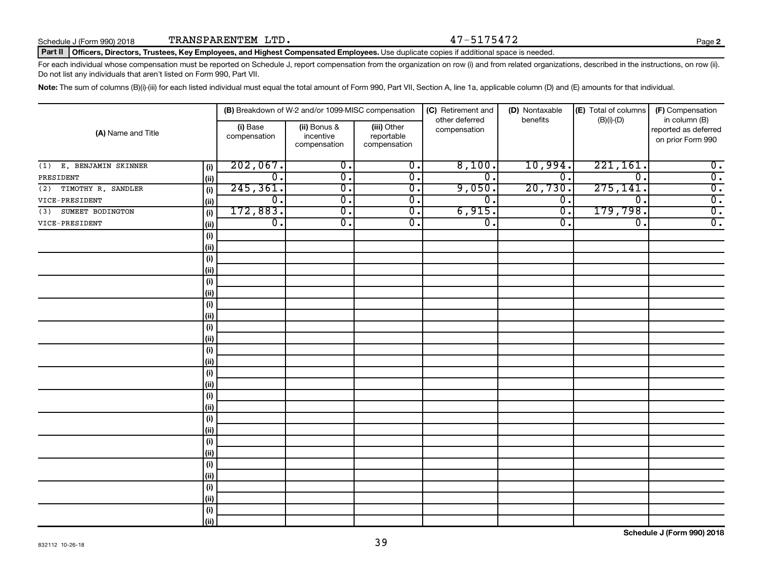Schedule J (Form 990) 2018 TRANSPARENTEM LTD. 47-5175472 Page 2

## Part II Officers, Directors, Trustees, Key Employees, and Highest Compensated Employees. Use duplicate copies if additional space is needed.

For each individual whose compensation must be reported on Schedule J, report compensation from the organization on row (i) and from related organizations, described in the instructions, on row (ii). Do not list any individuals that aren't listed on Form 990, Part VII.

**Note:** The sum of columns (B)(i)-(iii) for each listed individual must equal the total amount of Form 990, Part VII, Section A, line 1a, applicable column (D) and (E) amounts for that individual.

| (A) Name and Title | | (B) Breakdown of W-2 and/or 1099-MISC compensation | | | (C) Retirement and other deferred compensation | (D) Nontaxable benefits | (E) Total of columns (B)(i)-(D) | (F) Compensation in column (B) reported as deferred on prior Form 990 |
|---|---|---|---|---|---|---|---|---|
| | | (i) Base compensation | (ii) Bonus & incentive compensation | (iii) Other reportable compensation | | | | |
| (1) E. BENJAMIN SKINNER | (i) | 202,067. | 0. | 0. | 8,100. | 10,994. | 221,161. | 0. |
| PRESIDENT | (ii) | 0. | 0. | 0. | 0. | 0. | 0. | 0. |
| (2) TIMOTHY R. SANDLER | (i) | 245,361. | 0. | 0. | 9,050. | 20,730. | 275,141. | 0. |
| VICE-PRESIDENT | (ii) | 0. | 0. | 0. | 0. | 0. | 0. | 0. |
| (3) SUMEET BODINGTON | (i) | 172,883. | 0. | 0. | 6,915. | 0. | 179,798. | 0. |
| VICE-PRESIDENT | (ii) | 0. | 0. | 0. | 0. | 0. | 0. | 0. |
| | (i) | | | | | | | |
| | (ii) | | | | | | | |
| | (i) | | | | | | | |
| | (ii) | | | | | | | |
| | (i) | | | | | | | |
| | (ii) | | | | | | | |
| | (i) | | | | | | | |
| | (ii) | | | | | | | |
| | (i) | | | | | | | |
| | (ii) | | | | | | | |
| | (i) | | | | | | | |
| | (ii) | | | | | | | |
| | (i) | | | | | | | |
| | (ii) | | | | | | | |
| | (i) | | | | | | | |
| | (ii) | | | | | | | |
| | (i) | | | | | | | |
| | (ii) | | | | | | | |
| | (i) | | | | | | | |
| | (ii) | | | | | | | |
| | (i) | | | | | | | |
| | (ii) | | | | | | | |
| | (i) | | | | | | | |
| | (ii) | | | | | | | |
| | (i) | | | | | | | |
| | (ii) | | | | | | | |

832112 10-26-18

**Schedule J (Form 990) 2018**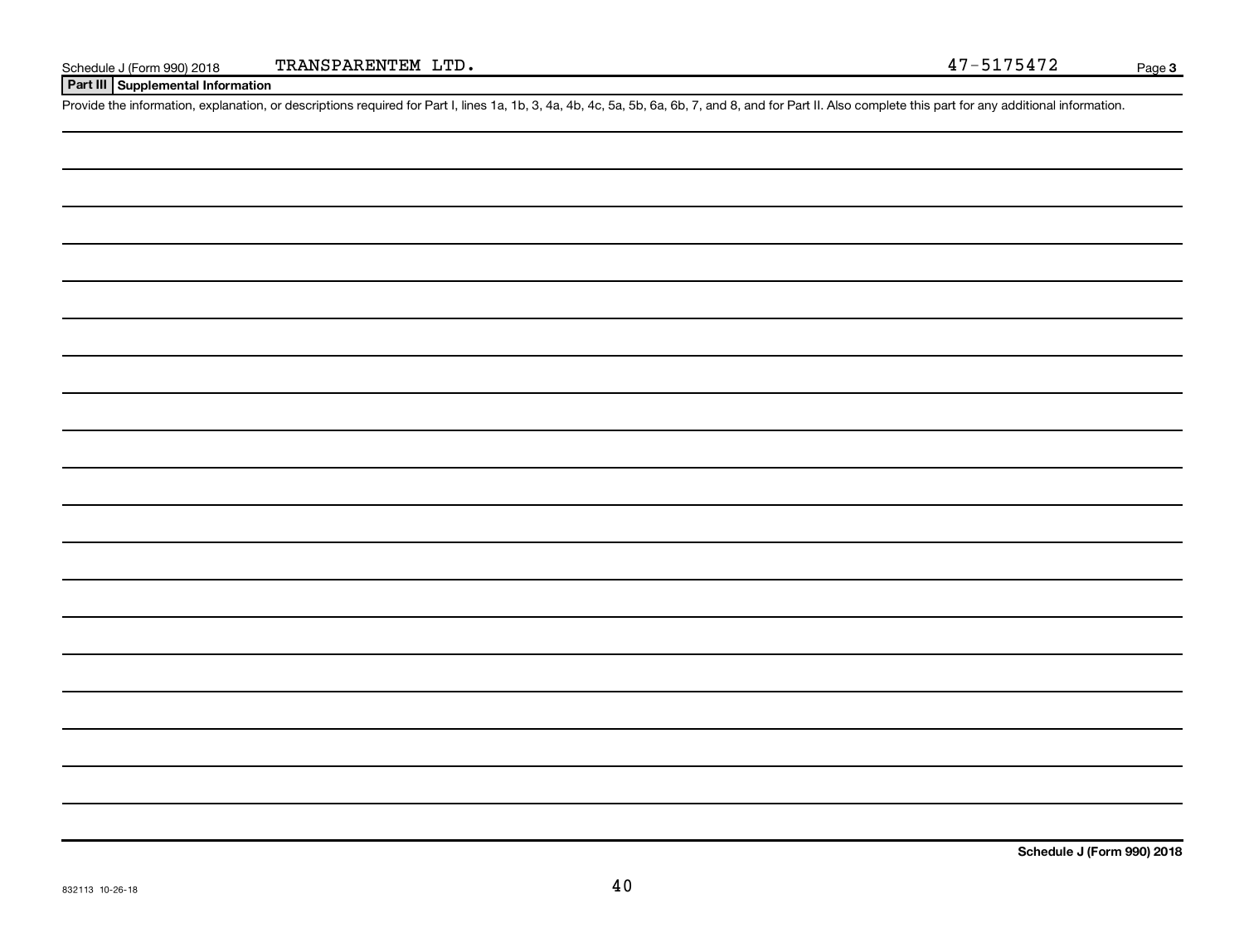Schedule J (Form 990) 2018 TRANSPARENTEM LTD. 47-5175472

## Part III Supplemental Information

Provide the information, explanation, or descriptions required for Part I, lines 1a, 1b, 3, 4a, 4b, 4c, 5a, 5b, 6a, 6b, 7, and 8, and for Part II. Also complete this part for any additional information.

**Schedule J (Form 990) 2018**

832113 10-26-18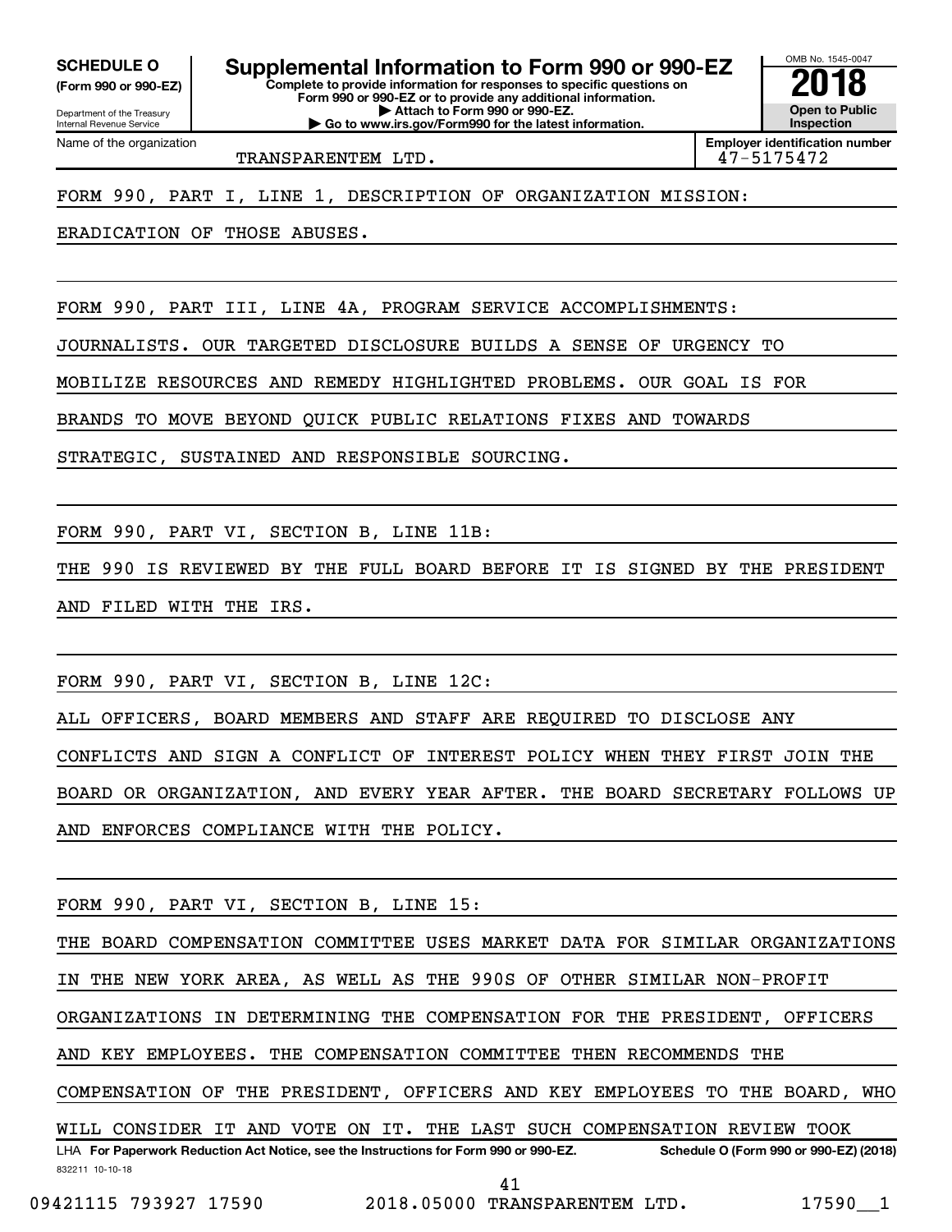**SCHEDULE O**
**(Form 990 or 990-EZ)**

Department of the Treasury
Internal Revenue Service

# Supplemental Information to Form 990 or 990-EZ

**Complete to provide information for responses to specific questions on Form 990 or 990-EZ or to provide any additional information.**
**▶ Attach to Form 990 or 990-EZ.**
**▶ Go to www.irs.gov/Form990 for the latest information.**

OMB No. 1545-0047

**2018**

**Open to Public Inspection**

| Name of the organization | Employer identification number |
|---|---|
| TRANSPARENTEM LTD. | 47-5175472 |

FORM 990, PART I, LINE 1, DESCRIPTION OF ORGANIZATION MISSION:

ERADICATION OF THOSE ABUSES.

FORM 990, PART III, LINE 4A, PROGRAM SERVICE ACCOMPLISHMENTS:

JOURNALISTS. OUR TARGETED DISCLOSURE BUILDS A SENSE OF URGENCY TO MOBILIZE RESOURCES AND REMEDY HIGHLIGHTED PROBLEMS. OUR GOAL IS FOR BRANDS TO MOVE BEYOND QUICK PUBLIC RELATIONS FIXES AND TOWARDS STRATEGIC, SUSTAINED AND RESPONSIBLE SOURCING.

FORM 990, PART VI, SECTION B, LINE 11B:

THE 990 IS REVIEWED BY THE FULL BOARD BEFORE IT IS SIGNED BY THE PRESIDENT AND FILED WITH THE IRS.

FORM 990, PART VI, SECTION B, LINE 12C:

ALL OFFICERS, BOARD MEMBERS AND STAFF ARE REQUIRED TO DISCLOSE ANY CONFLICTS AND SIGN A CONFLICT OF INTEREST POLICY WHEN THEY FIRST JOIN THE BOARD OR ORGANIZATION, AND EVERY YEAR AFTER. THE BOARD SECRETARY FOLLOWS UP AND ENFORCES COMPLIANCE WITH THE POLICY.

FORM 990, PART VI, SECTION B, LINE 15:

THE BOARD COMPENSATION COMMITTEE USES MARKET DATA FOR SIMILAR ORGANIZATIONS IN THE NEW YORK AREA, AS WELL AS THE 990S OF OTHER SIMILAR NON-PROFIT ORGANIZATIONS IN DETERMINING THE COMPENSATION FOR THE PRESIDENT, OFFICERS AND KEY EMPLOYEES. THE COMPENSATION COMMITTEE THEN RECOMMENDS THE COMPENSATION OF THE PRESIDENT, OFFICERS AND KEY EMPLOYEES TO THE BOARD, WHO WILL CONSIDER IT AND VOTE ON IT. THE LAST SUCH COMPENSATION REVIEW TOOK

LHA **For Paperwork Reduction Act Notice, see the Instructions for Form 990 or 990-EZ.** **Schedule O (Form 990 or 990-EZ) (2018)**

832211 10-10-18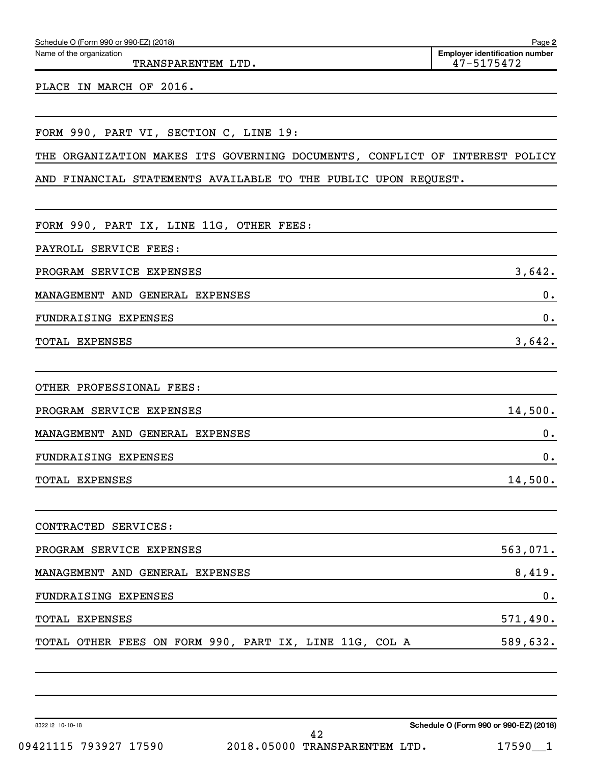Schedule O (Form 990 or 990-EZ) (2018)

Name of the organization: TRANSPARENTEM LTD.

Employer identification number: 47-5175472

PLACE IN MARCH OF 2016.

FORM 990, PART VI, SECTION C, LINE 19:

THE ORGANIZATION MAKES ITS GOVERNING DOCUMENTS, CONFLICT OF INTEREST POLICY AND FINANCIAL STATEMENTS AVAILABLE TO THE PUBLIC UPON REQUEST.

FORM 990, PART IX, LINE 11G, OTHER FEES:

PAYROLL SERVICE FEES:

| | |
|---|---|
| PROGRAM SERVICE EXPENSES | 3,642. |
| MANAGEMENT AND GENERAL EXPENSES | 0. |
| FUNDRAISING EXPENSES | 0. |
| TOTAL EXPENSES | 3,642. |

OTHER PROFESSIONAL FEES:

| | |
|---|---|
| PROGRAM SERVICE EXPENSES | 14,500. |
| MANAGEMENT AND GENERAL EXPENSES | 0. |
| FUNDRAISING EXPENSES | 0. |
| TOTAL EXPENSES | 14,500. |

CONTRACTED SERVICES:

| | |
|---|---|
| PROGRAM SERVICE EXPENSES | 563,071. |
| MANAGEMENT AND GENERAL EXPENSES | 8,419. |
| FUNDRAISING EXPENSES | 0. |
| TOTAL EXPENSES | 571,490. |
| TOTAL OTHER FEES ON FORM 990, PART IX, LINE 11G, COL A | 589,632. |